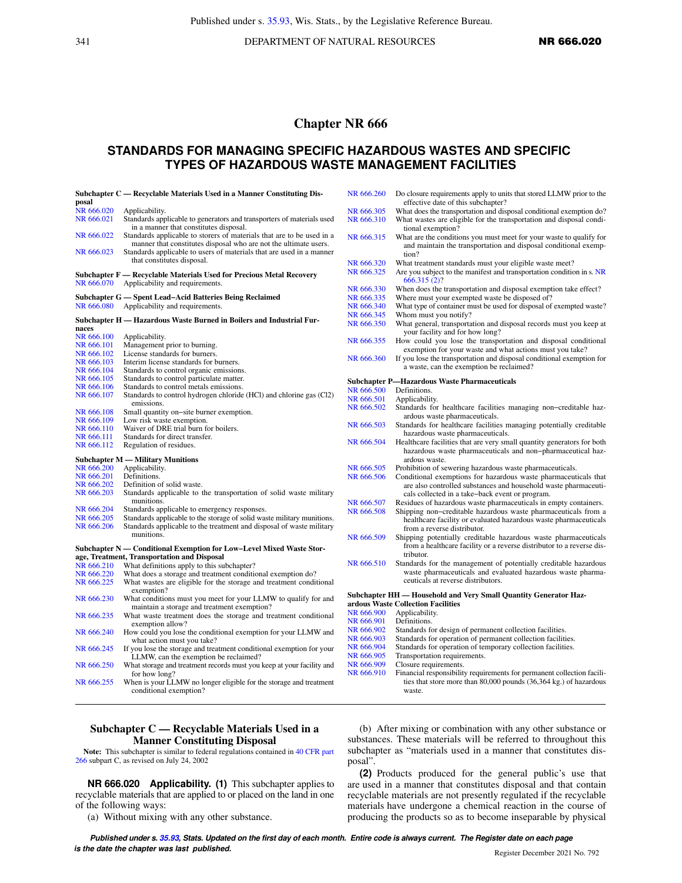# Chapter NR 666

## STANDARDS FOR MANAGING SPECIFIC HAZARDOUS WASTES AND SPECIFIC TYPES OF HAZARDOUS WASTE MANAGEMENT FACILITIES

**Subchapter C — Recyclable Materials Used in a Manner Constituting Disposal**

NR 666.020 Applicability.
NR 666.021 Standards applicable to generators and transporters of materials used in a manner that constitutes disposal.
NR 666.022 Standards applicable to storers of materials that are to be used in a manner that constitutes disposal who are not the ultimate users.
NR 666.023 Standards applicable to users of materials that are used in a manner that constitutes disposal.

**Subchapter F — Recyclable Materials Used for Precious Metal Recovery**

NR 666.070 Applicability and requirements.

**Subchapter G — Spent Lead–Acid Batteries Being Reclaimed**

NR 666.080 Applicability and requirements.

**Subchapter H — Hazardous Waste Burned in Boilers and Industrial Furnaces**

NR 666.100 Applicability.
NR 666.101 Management prior to burning.
NR 666.102 License standards for burners.
NR 666.103 Interim license standards for burners.
NR 666.104 Standards to control organic emissions.
NR 666.105 Standards to control particulate matter.
NR 666.106 Standards to control metals emissions.
NR 666.107 Standards to control hydrogen chloride (HCl) and chlorine gas (Cl2) emissions.
NR 666.108 Small quantity on–site burner exemption.
NR 666.109 Low risk waste exemption.
NR 666.110 Waiver of DRE trial burn for boilers.
NR 666.111 Standards for direct transfer.
NR 666.112 Regulation of residues.

**Subchapter M — Military Munitions**

NR 666.200 Applicability.
NR 666.201 Definitions.
NR 666.202 Definition of solid waste.
NR 666.203 Standards applicable to the transportation of solid waste military munitions.
NR 666.204 Standards applicable to emergency responses.
NR 666.205 Standards applicable to the storage of solid waste military munitions.
NR 666.206 Standards applicable to the treatment and disposal of waste military munitions.

**Subchapter N — Conditional Exemption for Low–Level Mixed Waste Storage, Treatment, Transportation and Disposal**

NR 666.210 What definitions apply to this subchapter?
NR 666.220 What does a storage and treatment conditional exemption do?
NR 666.225 What wastes are eligible for the storage and treatment conditional exemption?
NR 666.230 What conditions must you meet for your LLMW to qualify for and maintain a storage and treatment exemption?
NR 666.235 What waste treatment does the storage and treatment conditional exemption allow?
NR 666.240 How could you lose the conditional exemption for your LLMW and what action must you take?
NR 666.245 If you lose the storage and treatment conditional exemption for your LLMW, can the exemption be reclaimed?
NR 666.250 What storage and treatment records must you keep at your facility and for how long?
NR 666.255 When is your LLMW no longer eligible for the storage and treatment conditional exemption?
NR 666.260 Do closure requirements apply to units that stored LLMW prior to the effective date of this subchapter?
NR 666.305 What does the transportation and disposal conditional exemption do?
NR 666.310 What wastes are eligible for the transportation and disposal conditional exemption?
NR 666.315 What are the conditions you must meet for your waste to qualify for and maintain the transportation and disposal conditional exemption?
NR 666.320 What treatment standards must your eligible waste meet?
NR 666.325 Are you subject to the manifest and transportation condition in s. NR 666.315 (2)?
NR 666.330 When does the transportation and disposal exemption take effect?
NR 666.335 Where must your exempted waste be disposed of?
NR 666.340 What type of container must be used for disposal of exempted waste?
NR 666.345 Whom must you notify?
NR 666.350 What general, transportation and disposal records must you keep at your facility and for how long?
NR 666.355 How could you lose the transportation and disposal conditional exemption for your waste and what actions must you take?
NR 666.360 If you lose the transportation and disposal conditional exemption for a waste, can the exemption be reclaimed?

**Subchapter P—Hazardous Waste Pharmaceuticals**

NR 666.500 Definitions.
NR 666.501 Applicability.
NR 666.502 Standards for healthcare facilities managing non–creditable hazardous waste pharmaceuticals.
NR 666.503 Standards for healthcare facilities managing potentially creditable hazardous waste pharmaceuticals.
NR 666.504 Healthcare facilities that are very small quantity generators for both hazardous waste pharmaceuticals and non–pharmaceutical hazardous waste.
NR 666.505 Prohibition of sewering hazardous waste pharmaceuticals.
NR 666.506 Conditional exemptions for hazardous waste pharmaceuticals that are also controlled substances and household waste pharmaceuticals collected in a take–back event or program.
NR 666.507 Residues of hazardous waste pharmaceuticals in empty containers.
NR 666.508 Shipping non–creditable hazardous waste pharmaceuticals from a healthcare facility or evaluated hazardous waste pharmaceuticals from a reverse distributor.
NR 666.509 Shipping potentially creditable hazardous waste pharmaceuticals from a healthcare facility or a reverse distributor to a reverse distributor.
NR 666.510 Standards for the management of potentially creditable hazardous waste pharmaceuticals and evaluated hazardous waste pharmaceuticals at reverse distributors.

**Subchapter HH — Household and Very Small Quantity Generator Hazardous Waste Collection Facilities**

NR 666.900 Applicability.
NR 666.901 Definitions.
NR 666.902 Standards for design of permanent collection facilities.
NR 666.903 Standards for operation of permanent collection facilities.
NR 666.904 Standards for operation of temporary collection facilities.
NR 666.905 Transportation requirements.
NR 666.909 Closure requirements.
NR 666.910 Financial responsibility requirements for permanent collection facilities that store more than 80,000 pounds (36,364 kg.) of hazardous waste.

---

## Subchapter C — Recyclable Materials Used in a Manner Constituting Disposal

**Note:** This subchapter is similar to federal regulations contained in 40 CFR part 266 subpart C, as revised on July 24, 2002

**NR 666.020 Applicability.** **(1)** This subchapter applies to recyclable materials that are applied to or placed on the land in one of the following ways:

(a) Without mixing with any other substance.

(b) After mixing or combination with any other substance or substances. These materials will be referred to throughout this subchapter as "materials used in a manner that constitutes disposal".

**(2)** Products produced for the general public's use that are used in a manner that constitutes disposal and that contain recyclable materials are not presently regulated if the recyclable materials have undergone a chemical reaction in the course of producing the products so as to become inseparable by physical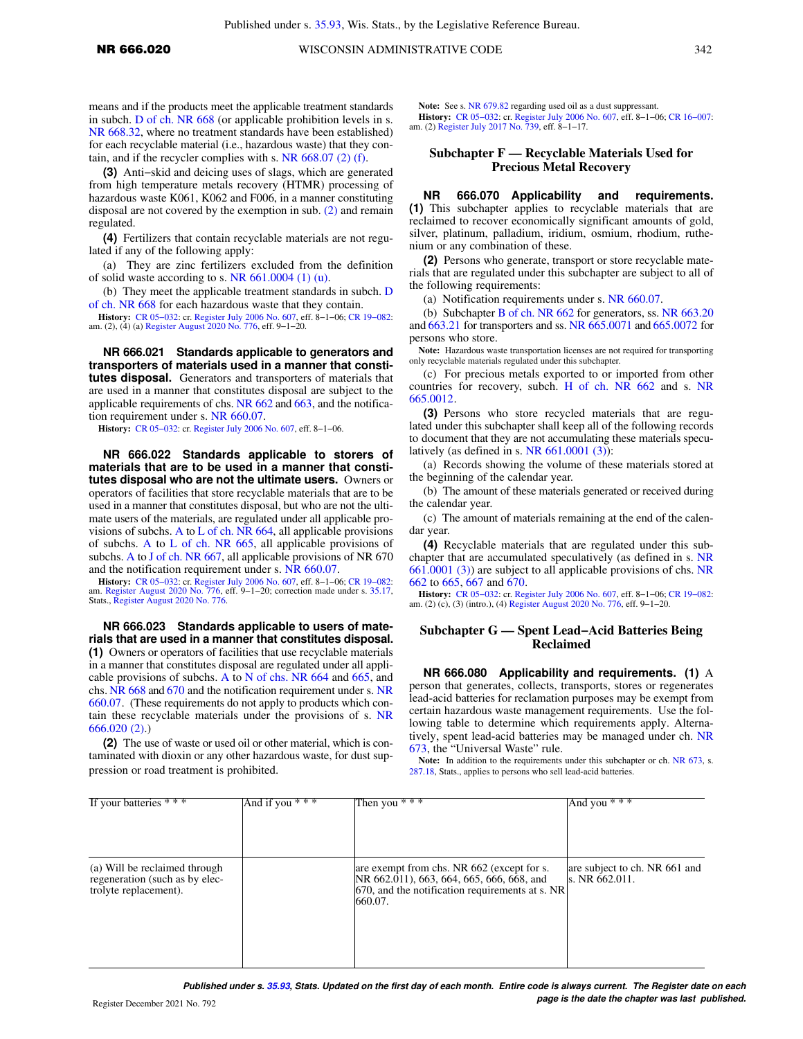means and if the products meet the applicable treatment standards in subch. D of ch. NR 668 (or applicable prohibition levels in s. NR 668.32, where no treatment standards have been established) for each recyclable material (i.e., hazardous waste) that they contain, and if the recycler complies with s. NR 668.07 (2) (f).

**(3)** Anti−skid and deicing uses of slags, which are generated from high temperature metals recovery (HTMR) processing of hazardous waste K061, K062 and F006, in a manner constituting disposal are not covered by the exemption in sub. (2) and remain regulated.

**(4)** Fertilizers that contain recyclable materials are not regulated if any of the following apply:

(a) They are zinc fertilizers excluded from the definition of solid waste according to s. NR 661.0004 (1) (u).

(b) They meet the applicable treatment standards in subch. D of ch. NR 668 for each hazardous waste that they contain.

**History:** CR 05−032: cr. Register July 2006 No. 607, eff. 8−1−06; CR 19−082: am. (2), (4) (a) Register August 2020 No. 776, eff. 9−1−20.

**NR 666.021 Standards applicable to generators and transporters of materials used in a manner that constitutes disposal.** Generators and transporters of materials that are used in a manner that constitutes disposal are subject to the applicable requirements of chs. NR 662 and 663, and the notification requirement under s. NR 660.07.

**History:** CR 05−032: cr. Register July 2006 No. 607, eff. 8−1−06.

**NR 666.022 Standards applicable to storers of materials that are to be used in a manner that constitutes disposal who are not the ultimate users.** Owners or operators of facilities that store recyclable materials that are to be used in a manner that constitutes disposal, but who are not the ultimate users of the materials, are regulated under all applicable provisions of subchs. A to L of ch. NR 664, all applicable provisions of subchs. A to L of ch. NR 665, all applicable provisions of subchs. A to J of ch. NR 667, all applicable provisions of NR 670 and the notification requirement under s. NR 660.07.

**History:** CR 05−032: cr. Register July 2006 No. 607, eff. 8−1−06; CR 19−082: am. Register August 2020 No. 776, eff. 9−1−20; correction made under s. 35.17, Stats., Register August 2020 No. 776.

**NR 666.023 Standards applicable to users of materials that are used in a manner that constitutes disposal.** **(1)** Owners or operators of facilities that use recyclable materials in a manner that constitutes disposal are regulated under all applicable provisions of subchs. A to N of chs. NR 664 and 665, and chs. NR 668 and 670 and the notification requirement under s. NR 660.07. (These requirements do not apply to products which contain these recyclable materials under the provisions of s. NR 666.020 (2).)

**(2)** The use of waste or used oil or other material, which is contaminated with dioxin or any other hazardous waste, for dust suppression or road treatment is prohibited.

**Note:** See s. NR 679.82 regarding used oil as a dust suppressant.

**History:** CR 05−032: cr. Register July 2006 No. 607, eff. 8−1−06; CR 16−007: am. (2) Register July 2017 No. 739, eff. 8−1−17.

## Subchapter F — Recyclable Materials Used for Precious Metal Recovery

**NR 666.070 Applicability and requirements.** **(1)** This subchapter applies to recyclable materials that are reclaimed to recover economically significant amounts of gold, silver, platinum, palladium, iridium, osmium, rhodium, ruthenium or any combination of these.

**(2)** Persons who generate, transport or store recyclable materials that are regulated under this subchapter are subject to all of the following requirements:

(a) Notification requirements under s. NR 660.07.

(b) Subchapter B of ch. NR 662 for generators, ss. NR 663.20 and 663.21 for transporters and ss. NR 665.0071 and 665.0072 for persons who store.

**Note:** Hazardous waste transportation licenses are not required for transporting only recyclable materials regulated under this subchapter.

(c) For precious metals exported to or imported from other countries for recovery, subch. H of ch. NR 662 and s. NR 665.0012.

**(3)** Persons who store recycled materials that are regulated under this subchapter shall keep all of the following records to document that they are not accumulating these materials speculatively (as defined in s. NR 661.0001 (3)):

(a) Records showing the volume of these materials stored at the beginning of the calendar year.

(b) The amount of these materials generated or received during the calendar year.

(c) The amount of materials remaining at the end of the calendar year.

**(4)** Recyclable materials that are regulated under this subchapter that are accumulated speculatively (as defined in s. NR 661.0001 (3)) are subject to all applicable provisions of chs. NR 662 to 665, 667 and 670.

**History:** CR 05−032: cr. Register July 2006 No. 607, eff. 8−1−06; CR 19−082: am. (2) (c), (3) (intro.), (4) Register August 2020 No. 776, eff. 9−1−20.

## Subchapter G — Spent Lead−Acid Batteries Being Reclaimed

**NR 666.080 Applicability and requirements.** **(1)** A person that generates, collects, transports, stores or regenerates lead-acid batteries for reclamation purposes may be exempt from certain hazardous waste management requirements. Use the following table to determine which requirements apply. Alternatively, spent lead-acid batteries may be managed under ch. NR 673, the "Universal Waste" rule.

**Note:** In addition to the requirements under this subchapter or ch. NR 673, s. 287.18, Stats., applies to persons who sell lead-acid batteries.

| If your batteries * * * | And if you * * * | Then you * * * | And you * * * |
|---|---|---|---|
| (a) Will be reclaimed through regeneration (such as by electrolyte replacement). | | are exempt from chs. NR 662 (except for s. NR 662.011), 663, 664, 665, 666, 668, and 670, and the notification requirements at s. NR 660.07. | are subject to ch. NR 661 and s. NR 662.011. |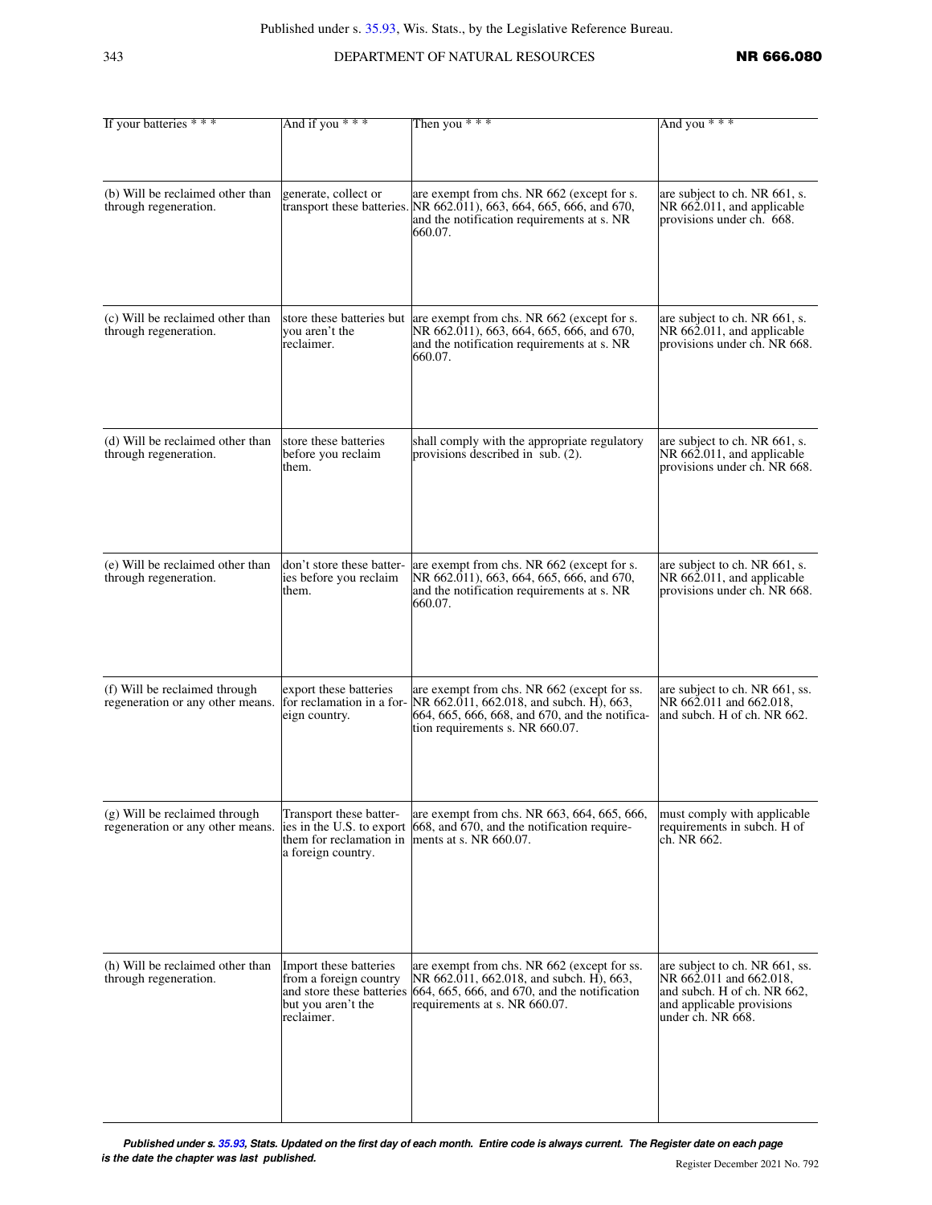| If your batteries * * * | And if you * * * | Then you * * * | And you * * * |
|---|---|---|---|
| (b) Will be reclaimed other than through regeneration. | generate, collect or transport these batteries. | are exempt from chs. NR 662 (except for s. NR 662.011), 663, 664, 665, 666, and 670, and the notification requirements at s. NR 660.07. | are subject to ch. NR 661, s. NR 662.011, and applicable provisions under ch. 668. |
| (c) Will be reclaimed other than through regeneration. | store these batteries but you aren't the reclaimer. | are exempt from chs. NR 662 (except for s. NR 662.011), 663, 664, 665, 666, and 670, and the notification requirements at s. NR 660.07. | are subject to ch. NR 661, s. NR 662.011, and applicable provisions under ch. NR 668. |
| (d) Will be reclaimed other than through regeneration. | store these batteries before you reclaim them. | shall comply with the appropriate regulatory provisions described in sub. (2). | are subject to ch. NR 661, s. NR 662.011, and applicable provisions under ch. NR 668. |
| (e) Will be reclaimed other than through regeneration. | don't store these batteries before you reclaim them. | are exempt from chs. NR 662 (except for s. NR 662.011), 663, 664, 665, 666, and 670, and the notification requirements at s. NR 660.07. | are subject to ch. NR 661, s. NR 662.011, and applicable provisions under ch. NR 668. |
| (f) Will be reclaimed through regeneration or any other means. | export these batteries for reclamation in a foreign country. | are exempt from chs. NR 662 (except for ss. NR 662.011, 662.018, and subch. H), 663, 664, 665, 666, 668, and 670, and the notification requirements s. NR 660.07. | are subject to ch. NR 661, ss. NR 662.011 and 662.018, and subch. H of ch. NR 662. |
| (g) Will be reclaimed through regeneration or any other means. | Transport these batteries in the U.S. to export them for reclamation in a foreign country. | are exempt from chs. NR 663, 664, 665, 666, 668, and 670, and the notification requirements at s. NR 660.07. | must comply with applicable requirements in subch. H of ch. NR 662. |
| (h) Will be reclaimed other than through regeneration. | Import these batteries from a foreign country and store these batteries but you aren't the reclaimer. | are exempt from chs. NR 662 (except for ss. NR 662.011, 662.018, and subch. H), 663, 664, 665, 666, and 670, and the notification requirements at s. NR 660.07. | are subject to ch. NR 661, ss. NR 662.011 and 662.018, and subch. H of ch. NR 662, and applicable provisions under ch. NR 668. |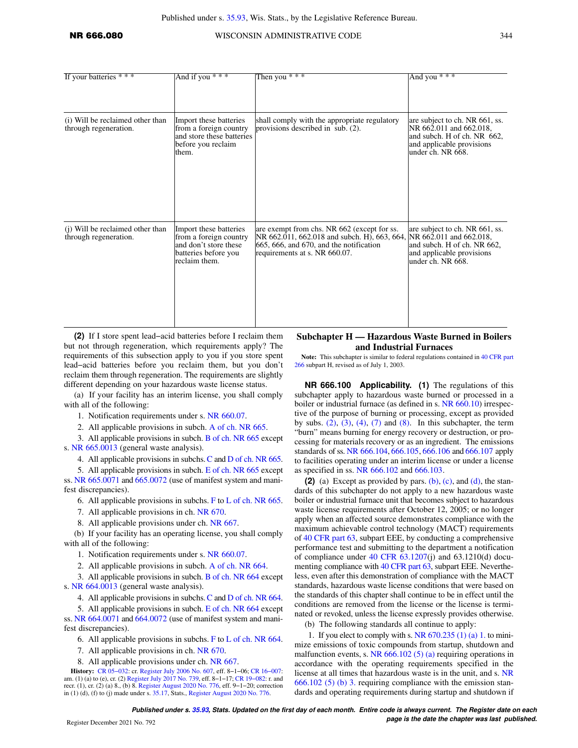| If your batteries * * * | And if you * * * | Then you * * * | And you * * * |
|---|---|---|---|
| (i) Will be reclaimed other than through regeneration. | Import these batteries from a foreign country and store these batteries before you reclaim them. | shall comply with the appropriate regulatory provisions described in sub. (2). | are subject to ch. NR 661, ss. NR 662.011 and 662.018, and subch. H of ch. NR 662, and applicable provisions under ch. NR 668. |
| (j) Will be reclaimed other than through regeneration. | Import these batteries from a foreign country and don't store these batteries before you reclaim them. | are exempt from chs. NR 662 (except for ss. NR 662.011, 662.018 and subch. H), 663, 664, 665, 666, and 670, and the notification requirements at s. NR 660.07. | are subject to ch. NR 661, ss. NR 662.011 and 662.018, and subch. H of ch. NR 662, and applicable provisions under ch. NR 668. |

**(2)** If I store spent lead-acid batteries before I reclaim them but not through regeneration, which requirements apply? The requirements of this subsection apply to you if you store spent lead-acid batteries before you reclaim them, but you don't reclaim them through regeneration. The requirements are slightly different depending on your hazardous waste license status.

(a) If your facility has an interim license, you shall comply with all of the following:

1. Notification requirements under s. NR 660.07.

2. All applicable provisions in subch. A of ch. NR 665.

3. All applicable provisions in subch. B of ch. NR 665 except s. NR 665.0013 (general waste analysis).

4. All applicable provisions in subchs. C and D of ch. NR 665.

5. All applicable provisions in subch. E of ch. NR 665 except ss. NR 665.0071 and 665.0072 (use of manifest system and manifest discrepancies).

6. All applicable provisions in subchs. F to L of ch. NR 665.

7. All applicable provisions in ch. NR 670.

8. All applicable provisions under ch. NR 667.

(b) If your facility has an operating license, you shall comply with all of the following:

1. Notification requirements under s. NR 660.07.

2. All applicable provisions in subch. A of ch. NR 664.

3. All applicable provisions in subch. B of ch. NR 664 except s. NR 664.0013 (general waste analysis).

4. All applicable provisions in subchs. C and D of ch. NR 664.

5. All applicable provisions in subch. E of ch. NR 664 except ss. NR 664.0071 and 664.0072 (use of manifest system and manifest discrepancies).

6. All applicable provisions in subchs. F to L of ch. NR 664.

7. All applicable provisions in ch. NR 670.

8. All applicable provisions under ch. NR 667.

**History:** CR 05-032: cr. Register July 2006 No. 607, eff. 8-1-06; CR 16-007: am. (1) (a) to (e), cr. (2) Register July 2017 No. 739, eff. 8-1-17; CR 19-082: r. and recr. (1), cr. (2) (a) 8., (b) 8. Register August 2020 No. 776, eff. 9-1-20; correction in (1) (d), (f) to (j) made under s. 35.17, Stats., Register August 2020 No. 776.

## Subchapter H — Hazardous Waste Burned in Boilers and Industrial Furnaces

**Note:** This subchapter is similar to federal regulations contained in 40 CFR part 266 subpart H, revised as of July 1, 2003.

**NR 666.100 Applicability. (1)** The regulations of this subchapter apply to hazardous waste burned or processed in a boiler or industrial furnace (as defined in s. NR 660.10) irrespective of the purpose of burning or processing, except as provided by subs. (2), (3), (4), (7) and (8). In this subchapter, the term "burn" means burning for energy recovery or destruction, or processing for materials recovery or as an ingredient. The emissions standards of ss. NR 666.104, 666.105, 666.106 and 666.107 apply to facilities operating under an interim license or under a license as specified in ss. NR 666.102 and 666.103.

**(2)** (a) Except as provided by pars. (b), (c), and (d), the standards of this subchapter do not apply to a new hazardous waste boiler or industrial furnace unit that becomes subject to hazardous waste license requirements after October 12, 2005; or no longer apply when an affected source demonstrates compliance with the maximum achievable control technology (MACT) requirements of 40 CFR part 63, subpart EEE, by conducting a comprehensive performance test and submitting to the department a notification of compliance under 40 CFR 63.1207(j) and 63.1210(d) documenting compliance with 40 CFR part 63, subpart EEE. Nevertheless, even after this demonstration of compliance with the MACT standards, hazardous waste license conditions that were based on the standards of this chapter shall continue to be in effect until the conditions are removed from the license or the license is terminated or revoked, unless the license expressly provides otherwise.

(b) The following standards all continue to apply:

1. If you elect to comply with s. NR 670.235 (1) (a) 1. to minimize emissions of toxic compounds from startup, shutdown and malfunction events, s. NR 666.102 (5) (a) requiring operations in accordance with the operating requirements specified in the license at all times that hazardous waste is in the unit, and s. NR 666.102 (5) (b) 3. requiring compliance with the emission standards and operating requirements during startup and shutdown if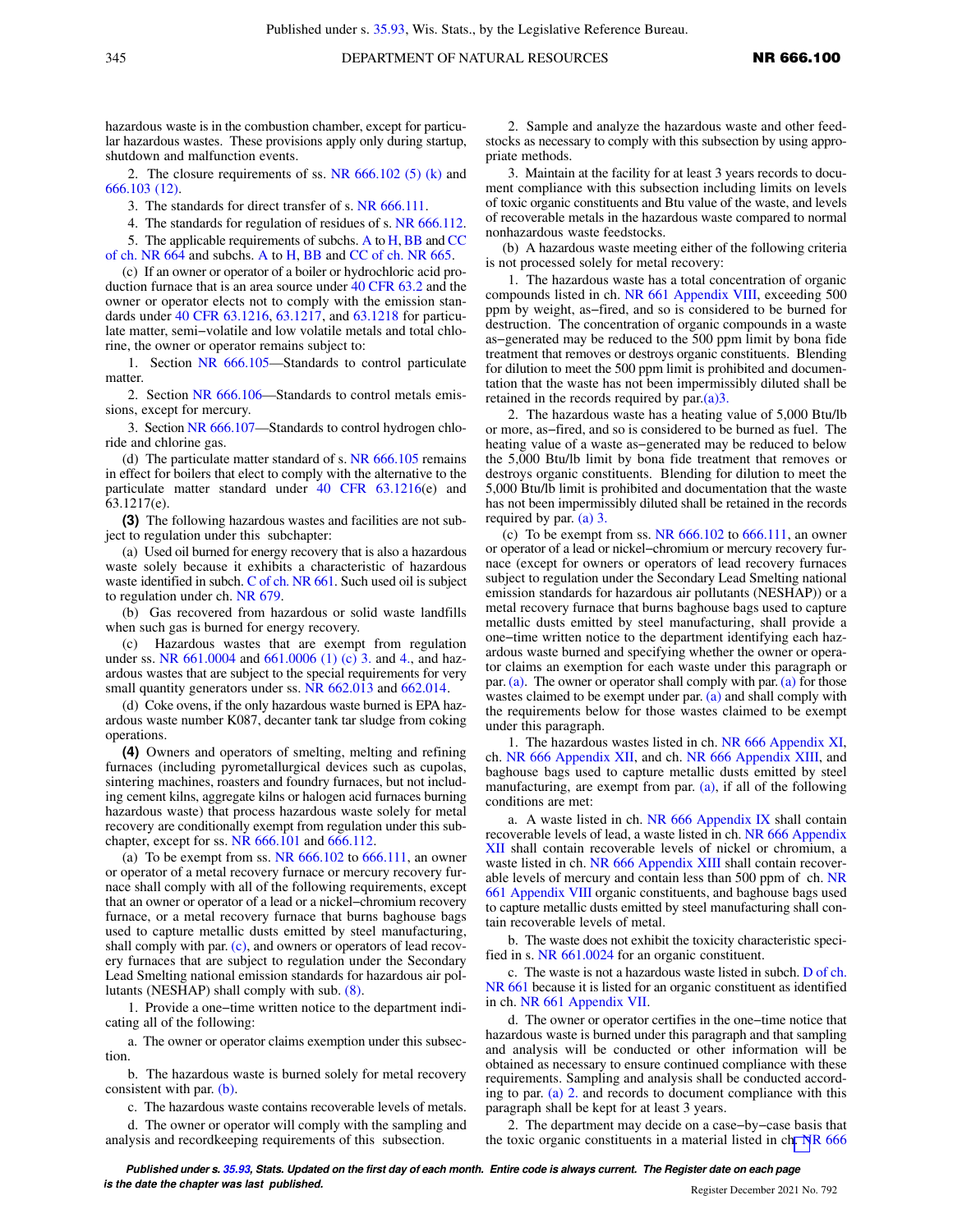hazardous waste is in the combustion chamber, except for particular hazardous wastes. These provisions apply only during startup, shutdown and malfunction events.

2. The closure requirements of ss. NR 666.102 (5) (k) and 666.103 (12).

3. The standards for direct transfer of s. NR 666.111.

4. The standards for regulation of residues of s. NR 666.112.

5. The applicable requirements of subchs. A to H, BB and CC of ch. NR 664 and subchs. A to H, BB and CC of ch. NR 665.

(c) If an owner or operator of a boiler or hydrochloric acid production furnace that is an area source under 40 CFR 63.2 and the owner or operator elects not to comply with the emission standards under 40 CFR 63.1216, 63.1217, and 63.1218 for particulate matter, semi−volatile and low volatile metals and total chlorine, the owner or operator remains subject to:

1. Section NR 666.105—Standards to control particulate matter.

2. Section NR 666.106—Standards to control metals emissions, except for mercury.

3. Section NR 666.107—Standards to control hydrogen chloride and chlorine gas.

(d) The particulate matter standard of s. NR 666.105 remains in effect for boilers that elect to comply with the alternative to the particulate matter standard under 40 CFR 63.1216(e) and 63.1217(e).

**(3)** The following hazardous wastes and facilities are not subject to regulation under this subchapter:

(a) Used oil burned for energy recovery that is also a hazardous waste solely because it exhibits a characteristic of hazardous waste identified in subch. C of ch. NR 661. Such used oil is subject to regulation under ch. NR 679.

(b) Gas recovered from hazardous or solid waste landfills when such gas is burned for energy recovery.

(c) Hazardous wastes that are exempt from regulation under ss. NR 661.0004 and 661.0006 (1) (c) 3. and 4., and hazardous wastes that are subject to the special requirements for very small quantity generators under ss. NR 662.013 and 662.014.

(d) Coke ovens, if the only hazardous waste burned is EPA hazardous waste number K087, decanter tank tar sludge from coking operations.

**(4)** Owners and operators of smelting, melting and refining furnaces (including pyrometallurgical devices such as cupolas, sintering machines, roasters and foundry furnaces, but not including cement kilns, aggregate kilns or halogen acid furnaces burning hazardous waste) that process hazardous waste solely for metal recovery are conditionally exempt from regulation under this subchapter, except for ss. NR 666.101 and 666.112.

(a) To be exempt from ss. NR 666.102 to 666.111, an owner or operator of a metal recovery furnace or mercury recovery furnace shall comply with all of the following requirements, except that an owner or operator of a lead or a nickel−chromium recovery furnace, or a metal recovery furnace that burns baghouse bags used to capture metallic dusts emitted by steel manufacturing, shall comply with par. (c), and owners or operators of lead recovery furnaces that are subject to regulation under the Secondary Lead Smelting national emission standards for hazardous air pollutants (NESHAP) shall comply with sub. (8).

1. Provide a one−time written notice to the department indicating all of the following:

a. The owner or operator claims exemption under this subsection.

b. The hazardous waste is burned solely for metal recovery consistent with par. (b).

c. The hazardous waste contains recoverable levels of metals.

d. The owner or operator will comply with the sampling and analysis and recordkeeping requirements of this subsection.

2. Sample and analyze the hazardous waste and other feedstocks as necessary to comply with this subsection by using appropriate methods.

3. Maintain at the facility for at least 3 years records to document compliance with this subsection including limits on levels of toxic organic constituents and Btu value of the waste, and levels of recoverable metals in the hazardous waste compared to normal nonhazardous waste feedstocks.

(b) A hazardous waste meeting either of the following criteria is not processed solely for metal recovery:

1. The hazardous waste has a total concentration of organic compounds listed in ch. NR 661 Appendix VIII, exceeding 500 ppm by weight, as−fired, and so is considered to be burned for destruction. The concentration of organic compounds in a waste as−generated may be reduced to the 500 ppm limit by bona fide treatment that removes or destroys organic constituents. Blending for dilution to meet the 500 ppm limit is prohibited and documentation that the waste has not been impermissibly diluted shall be retained in the records required by par.(a)3.

2. The hazardous waste has a heating value of 5,000 Btu/lb or more, as−fired, and so is considered to be burned as fuel. The heating value of a waste as−generated may be reduced to below the 5,000 Btu/lb limit by bona fide treatment that removes or destroys organic constituents. Blending for dilution to meet the 5,000 Btu/lb limit is prohibited and documentation that the waste has not been impermissibly diluted shall be retained in the records required by par. (a) 3.

(c) To be exempt from ss. NR 666.102 to 666.111, an owner or operator of a lead or nickel−chromium or mercury recovery furnace (except for owners or operators of lead recovery furnaces subject to regulation under the Secondary Lead Smelting national emission standards for hazardous air pollutants (NESHAP)) or a metal recovery furnace that burns baghouse bags used to capture metallic dusts emitted by steel manufacturing, shall provide a one−time written notice to the department identifying each hazardous waste burned and specifying whether the owner or operator claims an exemption for each waste under this paragraph or par. (a). The owner or operator shall comply with par. (a) for those wastes claimed to be exempt under par. (a) and shall comply with the requirements below for those wastes claimed to be exempt under this paragraph.

1. The hazardous wastes listed in ch. NR 666 Appendix XI, ch. NR 666 Appendix XII, and ch. NR 666 Appendix XIII, and baghouse bags used to capture metallic dusts emitted by steel manufacturing, are exempt from par. (a), if all of the following conditions are met:

a. A waste listed in ch. NR 666 Appendix IX shall contain recoverable levels of lead, a waste listed in ch. NR 666 Appendix XII shall contain recoverable levels of nickel or chromium, a waste listed in ch. NR 666 Appendix XIII shall contain recoverable levels of mercury and contain less than 500 ppm of ch. NR 661 Appendix VIII organic constituents, and baghouse bags used to capture metallic dusts emitted by steel manufacturing shall contain recoverable levels of metal.

b. The waste does not exhibit the toxicity characteristic specified in s. NR 661.0024 for an organic constituent.

c. The waste is not a hazardous waste listed in subch. D of ch. NR 661 because it is listed for an organic constituent as identified in ch. NR 661 Appendix VII.

d. The owner or operator certifies in the one−time notice that hazardous waste is burned under this paragraph and that sampling and analysis will be conducted or other information will be obtained as necessary to ensure continued compliance with these requirements. Sampling and analysis shall be conducted according to par. (a) 2. and records to document compliance with this paragraph shall be kept for at least 3 years.

2. The department may decide on a case−by−case basis that the toxic organic constituents in a material listed in ch. NR 666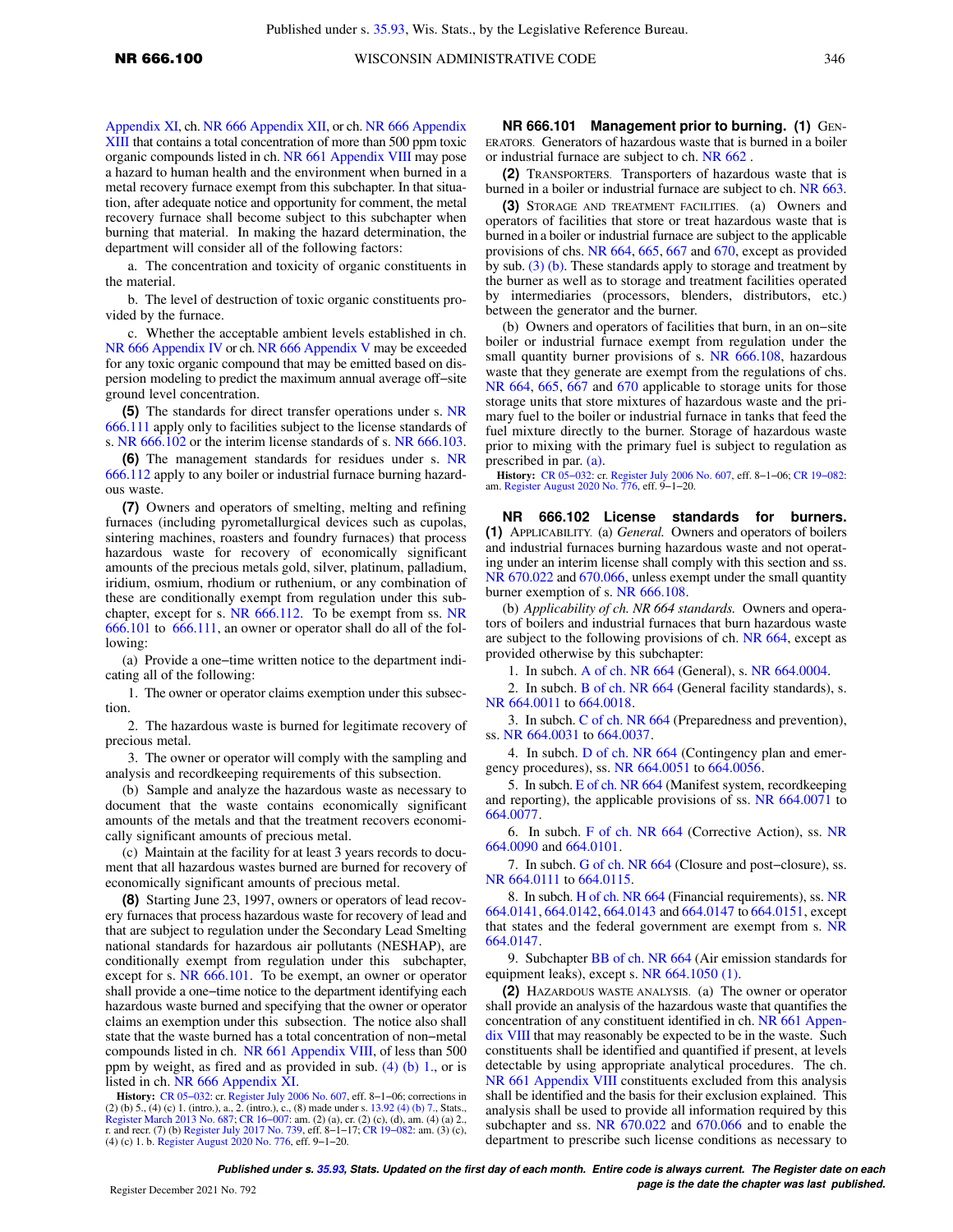Appendix XI, ch. NR 666 Appendix XII, or ch. NR 666 Appendix XIII that contains a total concentration of more than 500 ppm toxic organic compounds listed in ch. NR 661 Appendix VIII may pose a hazard to human health and the environment when burned in a metal recovery furnace exempt from this subchapter. In that situation, after adequate notice and opportunity for comment, the metal recovery furnace shall become subject to this subchapter when burning that material. In making the hazard determination, the department will consider all of the following factors:

a. The concentration and toxicity of organic constituents in the material.

b. The level of destruction of toxic organic constituents provided by the furnace.

c. Whether the acceptable ambient levels established in ch. NR 666 Appendix IV or ch. NR 666 Appendix V may be exceeded for any toxic organic compound that may be emitted based on dispersion modeling to predict the maximum annual average off–site ground level concentration.

**(5)** The standards for direct transfer operations under s. NR 666.111 apply only to facilities subject to the license standards of s. NR 666.102 or the interim license standards of s. NR 666.103.

**(6)** The management standards for residues under s. NR 666.112 apply to any boiler or industrial furnace burning hazardous waste.

**(7)** Owners and operators of smelting, melting and refining furnaces (including pyrometallurgical devices such as cupolas, sintering machines, roasters and foundry furnaces) that process hazardous waste for recovery of economically significant amounts of the precious metals gold, silver, platinum, palladium, iridium, osmium, rhodium or ruthenium, or any combination of these are conditionally exempt from regulation under this subchapter, except for s. NR 666.112. To be exempt from ss. NR 666.101 to 666.111, an owner or operator shall do all of the following:

(a) Provide a one–time written notice to the department indicating all of the following:

1. The owner or operator claims exemption under this subsection.

2. The hazardous waste is burned for legitimate recovery of precious metal.

3. The owner or operator will comply with the sampling and analysis and recordkeeping requirements of this subsection.

(b) Sample and analyze the hazardous waste as necessary to document that the waste contains economically significant amounts of the metals and that the treatment recovers economically significant amounts of precious metal.

(c) Maintain at the facility for at least 3 years records to document that all hazardous wastes burned are burned for recovery of economically significant amounts of precious metal.

**(8)** Starting June 23, 1997, owners or operators of lead recovery furnaces that process hazardous waste for recovery of lead and that are subject to regulation under the Secondary Lead Smelting national standards for hazardous air pollutants (NESHAP), are conditionally exempt from regulation under this subchapter, except for s. NR 666.101. To be exempt, an owner or operator shall provide a one–time notice to the department identifying each hazardous waste burned and specifying that the owner or operator claims an exemption under this subsection. The notice also shall state that the waste burned has a total concentration of non–metal compounds listed in ch. NR 661 Appendix VIII, of less than 500 ppm by weight, as fired and as provided in sub. (4) (b) 1., or is listed in ch. NR 666 Appendix XI.

**History:** CR 05–032: cr. Register July 2006 No. 607, eff. 8–1–06; corrections in (2) (b) 5., (4) (c) 1. (intro.), a., 2. (intro.), c., (8) made under s. 13.92 (4) (b) 7., Stats., Register March 2013 No. 687; CR 16–007: am. (2) (a), cr. (2) (c), (d), am. (4) (a) 2., r. and recr. (7) (b) Register July 2017 No. 739, eff. 8–1–17; CR 19–082: am. (3) (c), (4) (c) 1. b. Register August 2020 No. 776, eff. 9–1–20.

**NR 666.101 Management prior to burning. (1)** GENERATORS. Generators of hazardous waste that is burned in a boiler or industrial furnace are subject to ch. NR 662 .

**(2)** TRANSPORTERS. Transporters of hazardous waste that is burned in a boiler or industrial furnace are subject to ch. NR 663.

**(3)** STORAGE AND TREATMENT FACILITIES. (a) Owners and operators of facilities that store or treat hazardous waste that is burned in a boiler or industrial furnace are subject to the applicable provisions of chs. NR 664, 665, 667 and 670, except as provided by sub. (3) (b). These standards apply to storage and treatment by the burner as well as to storage and treatment facilities operated by intermediaries (processors, blenders, distributors, etc.) between the generator and the burner.

(b) Owners and operators of facilities that burn, in an on–site boiler or industrial furnace exempt from regulation under the small quantity burner provisions of s. NR 666.108, hazardous waste that they generate are exempt from the regulations of chs. NR 664, 665, 667 and 670 applicable to storage units for those storage units that store mixtures of hazardous waste and the primary fuel to the boiler or industrial furnace in tanks that feed the fuel mixture directly to the burner. Storage of hazardous waste prior to mixing with the primary fuel is subject to regulation as prescribed in par. (a).

**History:** CR 05–032: cr. Register July 2006 No. 607, eff. 8–1–06; CR 19–082: am. Register August 2020 No. 776, eff. 9–1–20.

**NR 666.102 License standards for burners. (1)** APPLICABILITY. (a) *General.* Owners and operators of boilers and industrial furnaces burning hazardous waste and not operating under an interim license shall comply with this section and ss. NR 670.022 and 670.066, unless exempt under the small quantity burner exemption of s. NR 666.108.

(b) *Applicability of ch. NR 664 standards.* Owners and operators of boilers and industrial furnaces that burn hazardous waste are subject to the following provisions of ch. NR 664, except as provided otherwise by this subchapter:

1. In subch. A of ch. NR 664 (General), s. NR 664.0004.

2. In subch. B of ch. NR 664 (General facility standards), s. NR 664.0011 to 664.0018.

3. In subch. C of ch. NR 664 (Preparedness and prevention), ss. NR 664.0031 to 664.0037.

4. In subch. D of ch. NR 664 (Contingency plan and emergency procedures), ss. NR 664.0051 to 664.0056.

5. In subch. E of ch. NR 664 (Manifest system, recordkeeping and reporting), the applicable provisions of ss. NR 664.0071 to 664.0077.

6. In subch. F of ch. NR 664 (Corrective Action), ss. NR 664.0090 and 664.0101.

7. In subch. G of ch. NR 664 (Closure and post–closure), ss. NR 664.0111 to 664.0115.

8. In subch. H of ch. NR 664 (Financial requirements), ss. NR 664.0141, 664.0142, 664.0143 and 664.0147 to 664.0151, except that states and the federal government are exempt from s. NR 664.0147.

9. Subchapter BB of ch. NR 664 (Air emission standards for equipment leaks), except s. NR 664.1050 (1).

**(2)** HAZARDOUS WASTE ANALYSIS. (a) The owner or operator shall provide an analysis of the hazardous waste that quantifies the concentration of any constituent identified in ch. NR 661 Appendix VIII that may reasonably be expected to be in the waste. Such constituents shall be identified and quantified if present, at levels detectable by using appropriate analytical procedures. The ch. NR 661 Appendix VIII constituents excluded from this analysis shall be identified and the basis for their exclusion explained. This analysis shall be used to provide all information required by this subchapter and ss. NR 670.022 and 670.066 and to enable the department to prescribe such license conditions as necessary to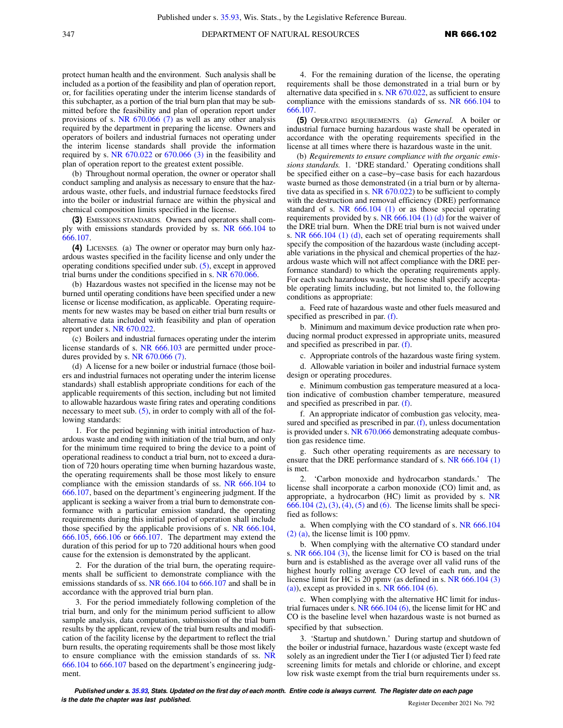protect human health and the environment. Such analysis shall be included as a portion of the feasibility and plan of operation report, or, for facilities operating under the interim license standards of this subchapter, as a portion of the trial burn plan that may be submitted before the feasibility and plan of operation report under provisions of s. NR 670.066 (7) as well as any other analysis required by the department in preparing the license. Owners and operators of boilers and industrial furnaces not operating under the interim license standards shall provide the information required by s. NR 670.022 or 670.066 (3) in the feasibility and plan of operation report to the greatest extent possible.

(b) Throughout normal operation, the owner or operator shall conduct sampling and analysis as necessary to ensure that the hazardous waste, other fuels, and industrial furnace feedstocks fired into the boiler or industrial furnace are within the physical and chemical composition limits specified in the license.

**(3)** EMISSIONS STANDARDS. Owners and operators shall comply with emissions standards provided by ss. NR 666.104 to 666.107.

**(4)** LICENSES. (a) The owner or operator may burn only hazardous wastes specified in the facility license and only under the operating conditions specified under sub. (5), except in approved trial burns under the conditions specified in s. NR 670.066.

(b) Hazardous wastes not specified in the license may not be burned until operating conditions have been specified under a new license or license modification, as applicable. Operating requirements for new wastes may be based on either trial burn results or alternative data included with feasibility and plan of operation report under s. NR 670.022.

(c) Boilers and industrial furnaces operating under the interim license standards of s. NR 666.103 are permitted under procedures provided by s. NR 670.066 (7).

(d) A license for a new boiler or industrial furnace (those boilers and industrial furnaces not operating under the interim license standards) shall establish appropriate conditions for each of the applicable requirements of this section, including but not limited to allowable hazardous waste firing rates and operating conditions necessary to meet sub. (5), in order to comply with all of the following standards:

1. For the period beginning with initial introduction of hazardous waste and ending with initiation of the trial burn, and only for the minimum time required to bring the device to a point of operational readiness to conduct a trial burn, not to exceed a duration of 720 hours operating time when burning hazardous waste, the operating requirements shall be those most likely to ensure compliance with the emission standards of ss. NR 666.104 to 666.107, based on the department's engineering judgment. If the applicant is seeking a waiver from a trial burn to demonstrate conformance with a particular emission standard, the operating requirements during this initial period of operation shall include those specified by the applicable provisions of s. NR 666.104, 666.105, 666.106 or 666.107. The department may extend the duration of this period for up to 720 additional hours when good cause for the extension is demonstrated by the applicant.

2. For the duration of the trial burn, the operating requirements shall be sufficient to demonstrate compliance with the emissions standards of ss. NR 666.104 to 666.107 and shall be in accordance with the approved trial burn plan.

3. For the period immediately following completion of the trial burn, and only for the minimum period sufficient to allow sample analysis, data computation, submission of the trial burn results by the applicant, review of the trial burn results and modification of the facility license by the department to reflect the trial burn results, the operating requirements shall be those most likely to ensure compliance with the emission standards of ss. NR 666.104 to 666.107 based on the department's engineering judgment.

4. For the remaining duration of the license, the operating requirements shall be those demonstrated in a trial burn or by alternative data specified in s. NR 670.022, as sufficient to ensure compliance with the emissions standards of ss. NR 666.104 to 666.107.

**(5)** OPERATING REQUIREMENTS. (a) *General.* A boiler or industrial furnace burning hazardous waste shall be operated in accordance with the operating requirements specified in the license at all times where there is hazardous waste in the unit.

(b) *Requirements to ensure compliance with the organic emissions standards.* 1. 'DRE standard.' Operating conditions shall be specified either on a case-by-case basis for each hazardous waste burned as those demonstrated (in a trial burn or by alternative data as specified in s. NR 670.022) to be sufficient to comply with the destruction and removal efficiency (DRE) performance standard of s. NR 666.104 (1) or as those special operating requirements provided by s. NR 666.104 (1) (d) for the waiver of the DRE trial burn. When the DRE trial burn is not waived under s. NR 666.104 (1) (d), each set of operating requirements shall specify the composition of the hazardous waste (including acceptable variations in the physical and chemical properties of the hazardous waste which will not affect compliance with the DRE performance standard) to which the operating requirements apply. For each such hazardous waste, the license shall specify acceptable operating limits including, but not limited to, the following conditions as appropriate:

a. Feed rate of hazardous waste and other fuels measured and specified as prescribed in par. (f).

b. Minimum and maximum device production rate when producing normal product expressed in appropriate units, measured and specified as prescribed in par. (f).

c. Appropriate controls of the hazardous waste firing system.

d. Allowable variation in boiler and industrial furnace system design or operating procedures.

e. Minimum combustion gas temperature measured at a location indicative of combustion chamber temperature, measured and specified as prescribed in par. (f).

f. An appropriate indicator of combustion gas velocity, measured and specified as prescribed in par. (f), unless documentation is provided under s. NR 670.066 demonstrating adequate combustion gas residence time.

g. Such other operating requirements as are necessary to ensure that the DRE performance standard of s. NR 666.104 (1) is met.

2. 'Carbon monoxide and hydrocarbon standards.' The license shall incorporate a carbon monoxide (CO) limit and, as appropriate, a hydrocarbon (HC) limit as provided by s. NR 666.104 (2), (3), (4), (5) and (6). The license limits shall be specified as follows:

a. When complying with the CO standard of s. NR 666.104 (2) (a), the license limit is 100 ppmv.

b. When complying with the alternative CO standard under s. NR 666.104 (3), the license limit for CO is based on the trial burn and is established as the average over all valid runs of the highest hourly rolling average CO level of each run, and the license limit for HC is 20 ppmv (as defined in s. NR 666.104 (3) (a)), except as provided in s. NR 666.104 (6).

c. When complying with the alternative HC limit for industrial furnaces under s. NR 666.104 (6), the license limit for HC and CO is the baseline level when hazardous waste is not burned as specified by that subsection.

3. 'Startup and shutdown.' During startup and shutdown of the boiler or industrial furnace, hazardous waste (except waste fed solely as an ingredient under the Tier I (or adjusted Tier I) feed rate screening limits for metals and chloride or chlorine, and except low risk waste exempt from the trial burn requirements under ss.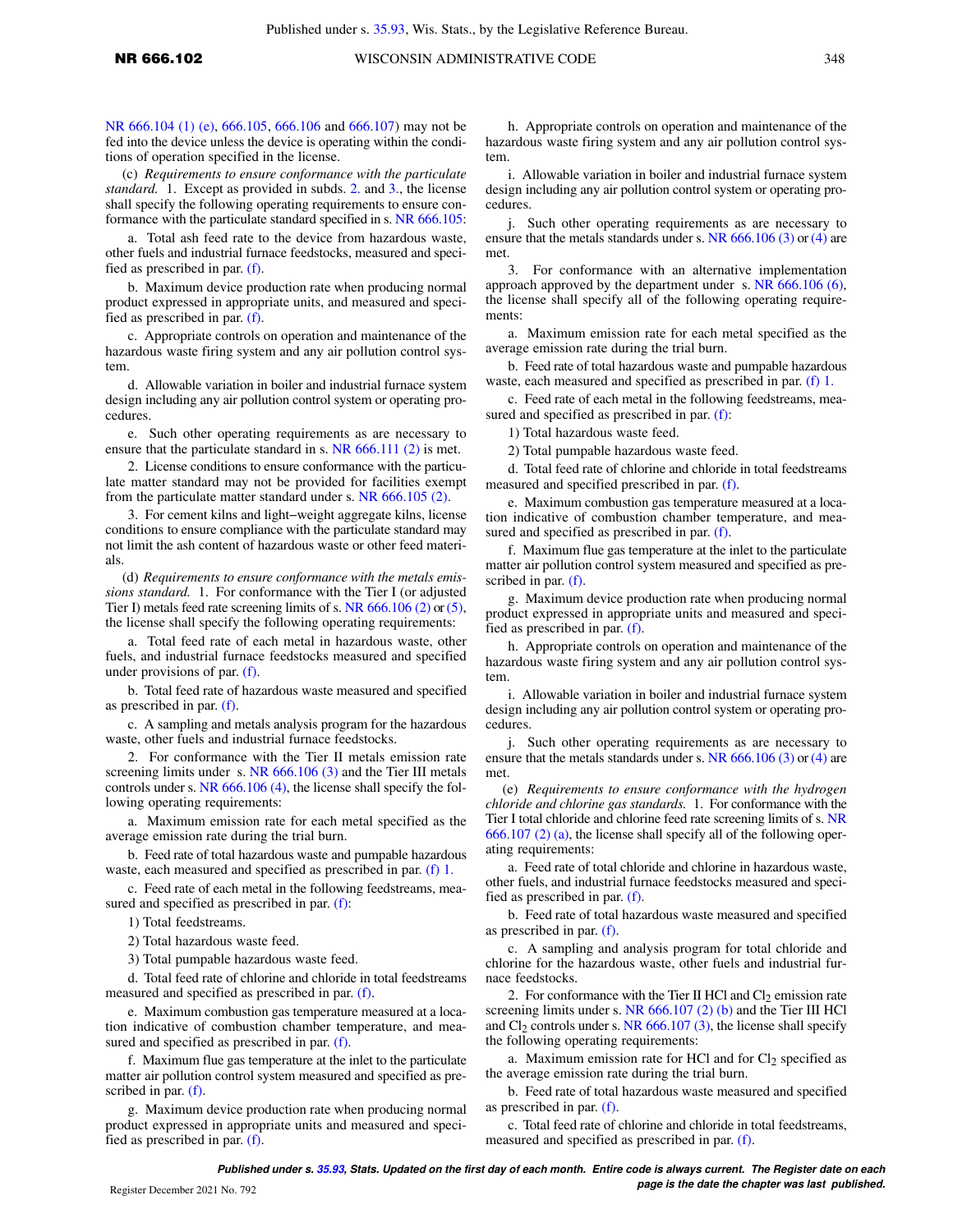NR 666.104 (1) (e), 666.105, 666.106 and 666.107) may not be fed into the device unless the device is operating within the conditions of operation specified in the license.

(c) *Requirements to ensure conformance with the particulate standard.* 1. Except as provided in subds. 2. and 3., the license shall specify the following operating requirements to ensure conformance with the particulate standard specified in s. NR 666.105:

a. Total ash feed rate to the device from hazardous waste, other fuels and industrial furnace feedstocks, measured and specified as prescribed in par. (f).

b. Maximum device production rate when producing normal product expressed in appropriate units, and measured and specified as prescribed in par. (f).

c. Appropriate controls on operation and maintenance of the hazardous waste firing system and any air pollution control system.

d. Allowable variation in boiler and industrial furnace system design including any air pollution control system or operating procedures.

e. Such other operating requirements as are necessary to ensure that the particulate standard in s. NR 666.111 (2) is met.

2. License conditions to ensure conformance with the particulate matter standard may not be provided for facilities exempt from the particulate matter standard under s. NR 666.105 (2).

3. For cement kilns and light-weight aggregate kilns, license conditions to ensure compliance with the particulate standard may not limit the ash content of hazardous waste or other feed materials.

(d) *Requirements to ensure conformance with the metals emissions standard.* 1. For conformance with the Tier I (or adjusted Tier I) metals feed rate screening limits of s. NR 666.106 (2) or (5), the license shall specify the following operating requirements:

a. Total feed rate of each metal in hazardous waste, other fuels, and industrial furnace feedstocks measured and specified under provisions of par. (f).

b. Total feed rate of hazardous waste measured and specified as prescribed in par. (f).

c. A sampling and metals analysis program for the hazardous waste, other fuels and industrial furnace feedstocks.

2. For conformance with the Tier II metals emission rate screening limits under s. NR 666.106 (3) and the Tier III metals controls under s. NR 666.106 (4), the license shall specify the following operating requirements:

a. Maximum emission rate for each metal specified as the average emission rate during the trial burn.

b. Feed rate of total hazardous waste and pumpable hazardous waste, each measured and specified as prescribed in par. (f) 1.

c. Feed rate of each metal in the following feedstreams, measured and specified as prescribed in par. (f):

1) Total feedstreams.

2) Total hazardous waste feed.

3) Total pumpable hazardous waste feed.

d. Total feed rate of chlorine and chloride in total feedstreams measured and specified as prescribed in par. (f).

e. Maximum combustion gas temperature measured at a location indicative of combustion chamber temperature, and measured and specified as prescribed in par. (f).

f. Maximum flue gas temperature at the inlet to the particulate matter air pollution control system measured and specified as prescribed in par. (f).

g. Maximum device production rate when producing normal product expressed in appropriate units and measured and specified as prescribed in par. (f).

h. Appropriate controls on operation and maintenance of the hazardous waste firing system and any air pollution control system.

i. Allowable variation in boiler and industrial furnace system design including any air pollution control system or operating procedures.

j. Such other operating requirements as are necessary to ensure that the metals standards under s. NR 666.106 (3) or (4) are met.

3. For conformance with an alternative implementation approach approved by the department under s. NR 666.106 (6), the license shall specify all of the following operating requirements:

a. Maximum emission rate for each metal specified as the average emission rate during the trial burn.

b. Feed rate of total hazardous waste and pumpable hazardous waste, each measured and specified as prescribed in par. (f) 1.

c. Feed rate of each metal in the following feedstreams, measured and specified as prescribed in par. (f):

1) Total hazardous waste feed.

2) Total pumpable hazardous waste feed.

d. Total feed rate of chlorine and chloride in total feedstreams measured and specified prescribed in par. (f).

e. Maximum combustion gas temperature measured at a location indicative of combustion chamber temperature, and measured and specified as prescribed in par. (f).

f. Maximum flue gas temperature at the inlet to the particulate matter air pollution control system measured and specified as prescribed in par. (f).

g. Maximum device production rate when producing normal product expressed in appropriate units and measured and specified as prescribed in par. (f).

h. Appropriate controls on operation and maintenance of the hazardous waste firing system and any air pollution control system.

i. Allowable variation in boiler and industrial furnace system design including any air pollution control system or operating procedures.

j. Such other operating requirements as are necessary to ensure that the metals standards under s. NR 666.106 (3) or (4) are met.

(e) *Requirements to ensure conformance with the hydrogen chloride and chlorine gas standards.* 1. For conformance with the Tier I total chloride and chlorine feed rate screening limits of s. NR 666.107 (2) (a), the license shall specify all of the following operating requirements:

a. Feed rate of total chloride and chlorine in hazardous waste, other fuels, and industrial furnace feedstocks measured and specified as prescribed in par. (f).

b. Feed rate of total hazardous waste measured and specified as prescribed in par. (f).

c. A sampling and analysis program for total chloride and chlorine for the hazardous waste, other fuels and industrial furnace feedstocks.

2. For conformance with the Tier II HCl and $Cl_2$ emission rate screening limits under s. NR 666.107 (2) (b) and the Tier III HCl and $Cl_2$ controls under s. NR 666.107 (3), the license shall specify the following operating requirements:

a. Maximum emission rate for HCl and for $Cl_2$ specified as the average emission rate during the trial burn.

b. Feed rate of total hazardous waste measured and specified as prescribed in par. (f).

c. Total feed rate of chlorine and chloride in total feedstreams, measured and specified as prescribed in par. (f).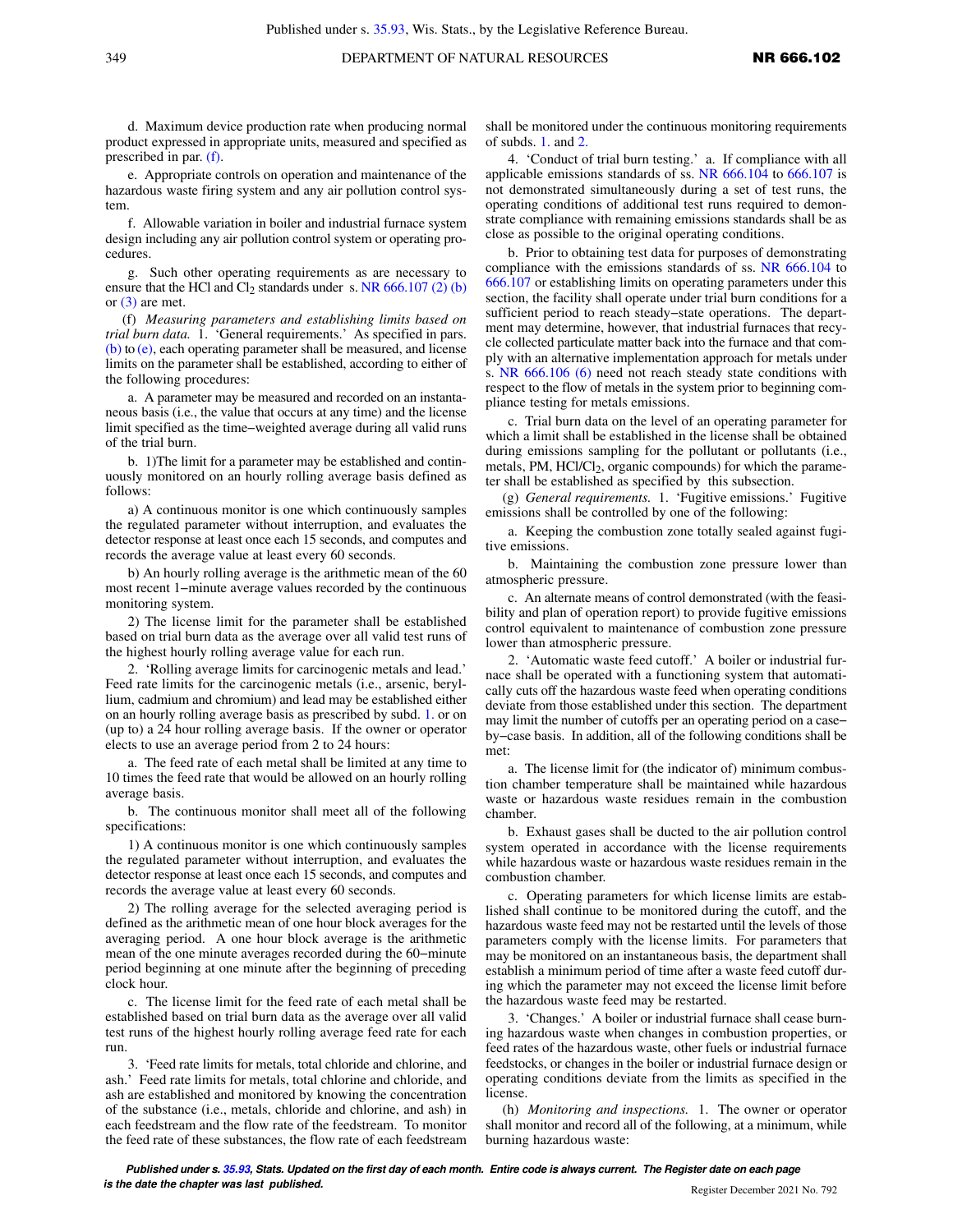d. Maximum device production rate when producing normal product expressed in appropriate units, measured and specified as prescribed in par. (f).

e. Appropriate controls on operation and maintenance of the hazardous waste firing system and any air pollution control system.

f. Allowable variation in boiler and industrial furnace system design including any air pollution control system or operating procedures.

g. Such other operating requirements as are necessary to ensure that the HCl and $Cl_2$ standards under s. NR 666.107 (2) (b) or (3) are met.

(f) *Measuring parameters and establishing limits based on trial burn data.* 1. 'General requirements.' As specified in pars. (b) to (e), each operating parameter shall be measured, and license limits on the parameter shall be established, according to either of the following procedures:

a. A parameter may be measured and recorded on an instantaneous basis (i.e., the value that occurs at any time) and the license limit specified as the time–weighted average during all valid runs of the trial burn.

b. 1)The limit for a parameter may be established and continuously monitored on an hourly rolling average basis defined as follows:

a) A continuous monitor is one which continuously samples the regulated parameter without interruption, and evaluates the detector response at least once each 15 seconds, and computes and records the average value at least every 60 seconds.

b) An hourly rolling average is the arithmetic mean of the 60 most recent 1–minute average values recorded by the continuous monitoring system.

2) The license limit for the parameter shall be established based on trial burn data as the average over all valid test runs of the highest hourly rolling average value for each run.

2. 'Rolling average limits for carcinogenic metals and lead.' Feed rate limits for the carcinogenic metals (i.e., arsenic, beryllium, cadmium and chromium) and lead may be established either on an hourly rolling average basis as prescribed by subd. 1. or on (up to) a 24 hour rolling average basis. If the owner or operator elects to use an average period from 2 to 24 hours:

a. The feed rate of each metal shall be limited at any time to 10 times the feed rate that would be allowed on an hourly rolling average basis.

b. The continuous monitor shall meet all of the following specifications:

1) A continuous monitor is one which continuously samples the regulated parameter without interruption, and evaluates the detector response at least once each 15 seconds, and computes and records the average value at least every 60 seconds.

2) The rolling average for the selected averaging period is defined as the arithmetic mean of one hour block averages for the averaging period. A one hour block average is the arithmetic mean of the one minute averages recorded during the 60–minute period beginning at one minute after the beginning of preceding clock hour.

c. The license limit for the feed rate of each metal shall be established based on trial burn data as the average over all valid test runs of the highest hourly rolling average feed rate for each run.

3. 'Feed rate limits for metals, total chloride and chlorine, and ash.' Feed rate limits for metals, total chlorine and chloride, and ash are established and monitored by knowing the concentration of the substance (i.e., metals, chloride and chlorine, and ash) in each feedstream and the flow rate of the feedstream. To monitor the feed rate of these substances, the flow rate of each feedstream shall be monitored under the continuous monitoring requirements of subds. 1. and 2.

4. 'Conduct of trial burn testing.' a. If compliance with all applicable emissions standards of ss. NR 666.104 to 666.107 is not demonstrated simultaneously during a set of test runs, the operating conditions of additional test runs required to demonstrate compliance with remaining emissions standards shall be as close as possible to the original operating conditions.

b. Prior to obtaining test data for purposes of demonstrating compliance with the emissions standards of ss. NR 666.104 to 666.107 or establishing limits on operating parameters under this section, the facility shall operate under trial burn conditions for a sufficient period to reach steady–state operations. The department may determine, however, that industrial furnaces that recycle collected particulate matter back into the furnace and that comply with an alternative implementation approach for metals under s. NR 666.106 (6) need not reach steady state conditions with respect to the flow of metals in the system prior to beginning compliance testing for metals emissions.

c. Trial burn data on the level of an operating parameter for which a limit shall be established in the license shall be obtained during emissions sampling for the pollutant or pollutants (i.e., metals, PM, HCl/$Cl_2$, organic compounds) for which the parameter shall be established as specified by this subsection.

(g) *General requirements.* 1. 'Fugitive emissions.' Fugitive emissions shall be controlled by one of the following:

a. Keeping the combustion zone totally sealed against fugitive emissions.

b. Maintaining the combustion zone pressure lower than atmospheric pressure.

c. An alternate means of control demonstrated (with the feasibility and plan of operation report) to provide fugitive emissions control equivalent to maintenance of combustion zone pressure lower than atmospheric pressure.

2. 'Automatic waste feed cutoff.' A boiler or industrial furnace shall be operated with a functioning system that automatically cuts off the hazardous waste feed when operating conditions deviate from those established under this section. The department may limit the number of cutoffs per an operating period on a case–by–case basis. In addition, all of the following conditions shall be met:

a. The license limit for (the indicator of) minimum combustion chamber temperature shall be maintained while hazardous waste or hazardous waste residues remain in the combustion chamber.

b. Exhaust gases shall be ducted to the air pollution control system operated in accordance with the license requirements while hazardous waste or hazardous waste residues remain in the combustion chamber.

c. Operating parameters for which license limits are established shall continue to be monitored during the cutoff, and the hazardous waste feed may not be restarted until the levels of those parameters comply with the license limits. For parameters that may be monitored on an instantaneous basis, the department shall establish a minimum period of time after a waste feed cutoff during which the parameter may not exceed the license limit before the hazardous waste feed may be restarted.

3. 'Changes.' A boiler or industrial furnace shall cease burning hazardous waste when changes in combustion properties, or feed rates of the hazardous waste, other fuels or industrial furnace feedstocks, or changes in the boiler or industrial furnace design or operating conditions deviate from the limits as specified in the license.

(h) *Monitoring and inspections.* 1. The owner or operator shall monitor and record all of the following, at a minimum, while burning hazardous waste: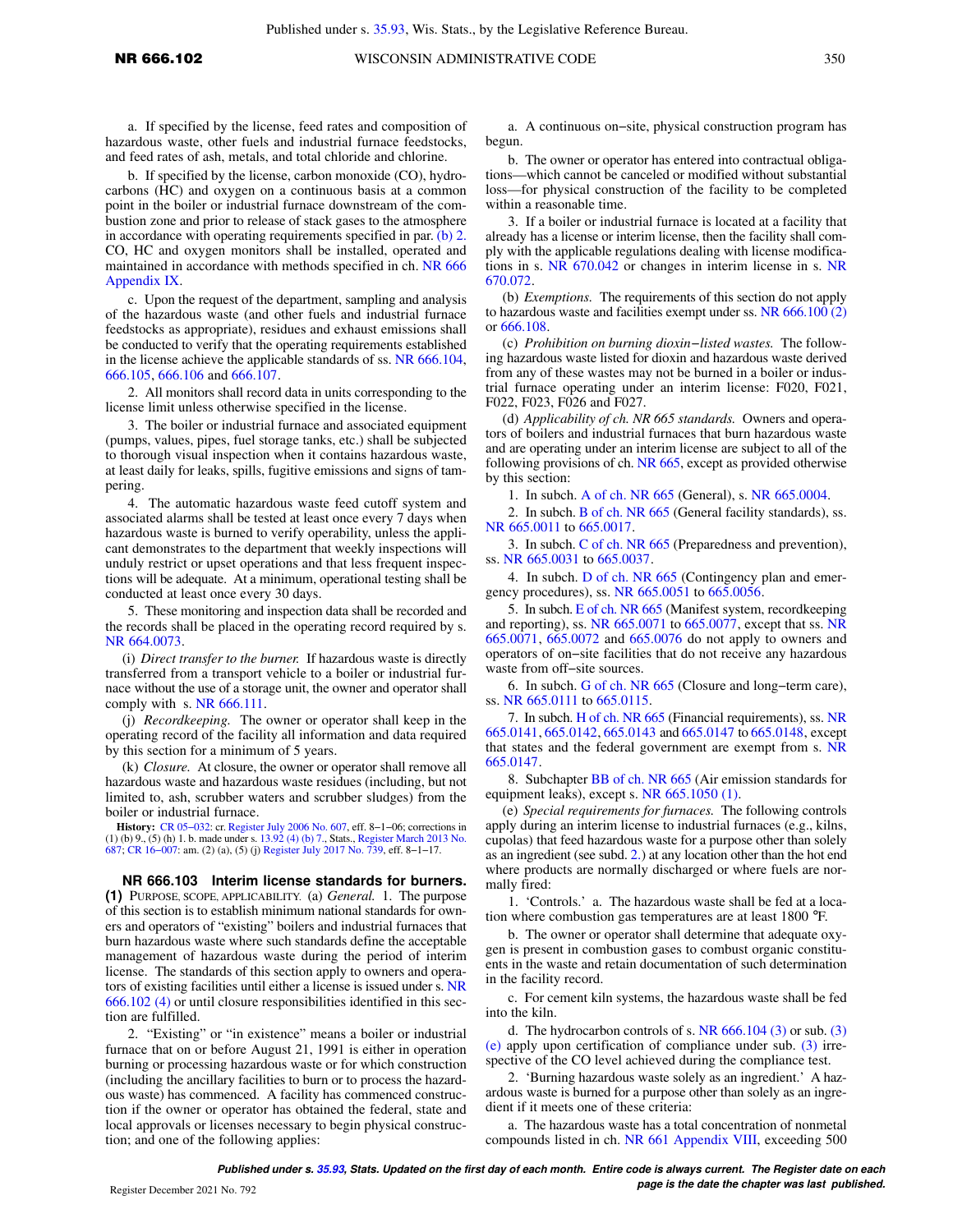a. If specified by the license, feed rates and composition of hazardous waste, other fuels and industrial furnace feedstocks, and feed rates of ash, metals, and total chloride and chlorine.

b. If specified by the license, carbon monoxide (CO), hydrocarbons (HC) and oxygen on a continuous basis at a common point in the boiler or industrial furnace downstream of the combustion zone and prior to release of stack gases to the atmosphere in accordance with operating requirements specified in par. (b) 2. CO, HC and oxygen monitors shall be installed, operated and maintained in accordance with methods specified in ch. NR 666 Appendix IX.

c. Upon the request of the department, sampling and analysis of the hazardous waste (and other fuels and industrial furnace feedstocks as appropriate), residues and exhaust emissions shall be conducted to verify that the operating requirements established in the license achieve the applicable standards of ss. NR 666.104, 666.105, 666.106 and 666.107.

2. All monitors shall record data in units corresponding to the license limit unless otherwise specified in the license.

3. The boiler or industrial furnace and associated equipment (pumps, values, pipes, fuel storage tanks, etc.) shall be subjected to thorough visual inspection when it contains hazardous waste, at least daily for leaks, spills, fugitive emissions and signs of tampering.

4. The automatic hazardous waste feed cutoff system and associated alarms shall be tested at least once every 7 days when hazardous waste is burned to verify operability, unless the applicant demonstrates to the department that weekly inspections will unduly restrict or upset operations and that less frequent inspections will be adequate. At a minimum, operational testing shall be conducted at least once every 30 days.

5. These monitoring and inspection data shall be recorded and the records shall be placed in the operating record required by s. NR 664.0073.

(i) *Direct transfer to the burner.* If hazardous waste is directly transferred from a transport vehicle to a boiler or industrial furnace without the use of a storage unit, the owner and operator shall comply with s. NR 666.111.

(j) *Recordkeeping.* The owner or operator shall keep in the operating record of the facility all information and data required by this section for a minimum of 5 years.

(k) *Closure.* At closure, the owner or operator shall remove all hazardous waste and hazardous waste residues (including, but not limited to, ash, scrubber waters and scrubber sludges) from the boiler or industrial furnace.

**History:** CR 05−032: cr. Register July 2006 No. 607, eff. 8−1−06; corrections in (1) (b) 9., (5) (h) 1. b. made under s. 13.92 (4) (b) 7., Stats., Register March 2013 No. 687; CR 16−007: am. (2) (a), (5) (j) Register July 2017 No. 739, eff. 8−1−17.

**NR 666.103 Interim license standards for burners.** **(1)** PURPOSE, SCOPE, APPLICABILITY. (a) *General.* 1. The purpose of this section is to establish minimum national standards for owners and operators of "existing" boilers and industrial furnaces that burn hazardous waste where such standards define the acceptable management of hazardous waste during the period of interim license. The standards of this section apply to owners and operators of existing facilities until either a license is issued under s. NR 666.102 (4) or until closure responsibilities identified in this section are fulfilled.

2. "Existing" or "in existence" means a boiler or industrial furnace that on or before August 21, 1991 is either in operation burning or processing hazardous waste or for which construction (including the ancillary facilities to burn or to process the hazardous waste) has commenced. A facility has commenced construction if the owner or operator has obtained the federal, state and local approvals or licenses necessary to begin physical construction; and one of the following applies:

a. A continuous on−site, physical construction program has begun.

b. The owner or operator has entered into contractual obligations—which cannot be canceled or modified without substantial loss—for physical construction of the facility to be completed within a reasonable time.

3. If a boiler or industrial furnace is located at a facility that already has a license or interim license, then the facility shall comply with the applicable regulations dealing with license modifications in s. NR 670.042 or changes in interim license in s. NR 670.072.

(b) *Exemptions.* The requirements of this section do not apply to hazardous waste and facilities exempt under ss. NR 666.100 (2) or 666.108.

(c) *Prohibition on burning dioxin−listed wastes.* The following hazardous waste listed for dioxin and hazardous waste derived from any of these wastes may not be burned in a boiler or industrial furnace operating under an interim license: F020, F021, F022, F023, F026 and F027.

(d) *Applicability of ch. NR 665 standards.* Owners and operators of boilers and industrial furnaces that burn hazardous waste and are operating under an interim license are subject to all of the following provisions of ch. NR 665, except as provided otherwise by this section:

1. In subch. A of ch. NR 665 (General), s. NR 665.0004.

2. In subch. B of ch. NR 665 (General facility standards), ss. NR 665.0011 to 665.0017.

3. In subch. C of ch. NR 665 (Preparedness and prevention), ss. NR 665.0031 to 665.0037.

4. In subch. D of ch. NR 665 (Contingency plan and emergency procedures), ss. NR 665.0051 to 665.0056.

5. In subch. E of ch. NR 665 (Manifest system, recordkeeping and reporting), ss. NR 665.0071 to 665.0077, except that ss. NR 665.0071, 665.0072 and 665.0076 do not apply to owners and operators of on−site facilities that do not receive any hazardous waste from off−site sources.

6. In subch. G of ch. NR 665 (Closure and long−term care), ss. NR 665.0111 to 665.0115.

7. In subch. H of ch. NR 665 (Financial requirements), ss. NR 665.0141, 665.0142, 665.0143 and 665.0147 to 665.0148, except that states and the federal government are exempt from s. NR 665.0147.

8. Subchapter BB of ch. NR 665 (Air emission standards for equipment leaks), except s. NR 665.1050 (1).

(e) *Special requirements for furnaces.* The following controls apply during an interim license to industrial furnaces (e.g., kilns, cupolas) that feed hazardous waste for a purpose other than solely as an ingredient (see subd. 2.) at any location other than the hot end where products are normally discharged or where fuels are normally fired:

1. 'Controls.' a. The hazardous waste shall be fed at a location where combustion gas temperatures are at least 1800 °F.

b. The owner or operator shall determine that adequate oxygen is present in combustion gases to combust organic constituents in the waste and retain documentation of such determination in the facility record.

c. For cement kiln systems, the hazardous waste shall be fed into the kiln.

d. The hydrocarbon controls of s. NR 666.104 (3) or sub. (3) (e) apply upon certification of compliance under sub. (3) irrespective of the CO level achieved during the compliance test.

2. 'Burning hazardous waste solely as an ingredient.' A hazardous waste is burned for a purpose other than solely as an ingredient if it meets one of these criteria:

a. The hazardous waste has a total concentration of nonmetal compounds listed in ch. NR 661 Appendix VIII, exceeding 500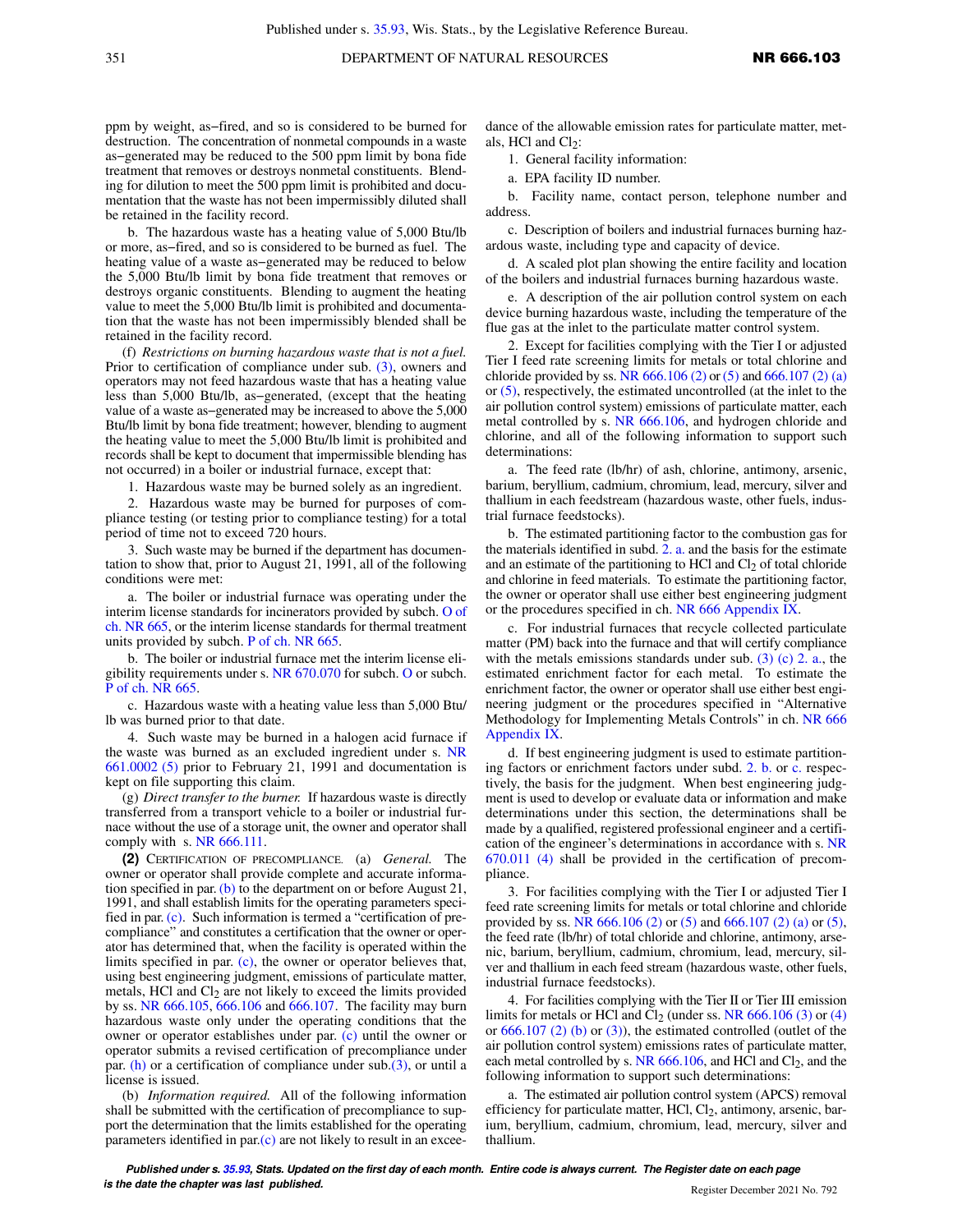ppm by weight, as−fired, and so is considered to be burned for destruction. The concentration of nonmetal compounds in a waste as−generated may be reduced to the 500 ppm limit by bona fide treatment that removes or destroys nonmetal constituents. Blending for dilution to meet the 500 ppm limit is prohibited and documentation that the waste has not been impermissibly diluted shall be retained in the facility record.

b. The hazardous waste has a heating value of 5,000 Btu/lb or more, as−fired, and so is considered to be burned as fuel. The heating value of a waste as−generated may be reduced to below the 5,000 Btu/lb limit by bona fide treatment that removes or destroys organic constituents. Blending to augment the heating value to meet the 5,000 Btu/lb limit is prohibited and documentation that the waste has not been impermissibly blended shall be retained in the facility record.

(f) *Restrictions on burning hazardous waste that is not a fuel.* Prior to certification of compliance under sub. (3), owners and operators may not feed hazardous waste that has a heating value less than 5,000 Btu/lb, as−generated, (except that the heating value of a waste as−generated may be increased to above the 5,000 Btu/lb limit by bona fide treatment; however, blending to augment the heating value to meet the 5,000 Btu/lb limit is prohibited and records shall be kept to document that impermissible blending has not occurred) in a boiler or industrial furnace, except that:

1. Hazardous waste may be burned solely as an ingredient.

2. Hazardous waste may be burned for purposes of compliance testing (or testing prior to compliance testing) for a total period of time not to exceed 720 hours.

3. Such waste may be burned if the department has documentation to show that, prior to August 21, 1991, all of the following conditions were met:

a. The boiler or industrial furnace was operating under the interim license standards for incinerators provided by subch. O of ch. NR 665, or the interim license standards for thermal treatment units provided by subch. P of ch. NR 665.

b. The boiler or industrial furnace met the interim license eligibility requirements under s. NR 670.070 for subch. O or subch. P of ch. NR 665.

c. Hazardous waste with a heating value less than 5,000 Btu/lb was burned prior to that date.

4. Such waste may be burned in a halogen acid furnace if the waste was burned as an excluded ingredient under s. NR 661.0002 (5) prior to February 21, 1991 and documentation is kept on file supporting this claim.

(g) *Direct transfer to the burner.* If hazardous waste is directly transferred from a transport vehicle to a boiler or industrial furnace without the use of a storage unit, the owner and operator shall comply with s. NR 666.111.

**(2)** CERTIFICATION OF PRECOMPLIANCE. (a) *General.* The owner or operator shall provide complete and accurate information specified in par. (b) to the department on or before August 21, 1991, and shall establish limits for the operating parameters specified in par. (c). Such information is termed a "certification of precompliance" and constitutes a certification that the owner or operator has determined that, when the facility is operated within the limits specified in par. (c), the owner or operator believes that, using best engineering judgment, emissions of particulate matter, metals, HCl and $Cl_2$ are not likely to exceed the limits provided by ss. NR 666.105, 666.106 and 666.107. The facility may burn hazardous waste only under the operating conditions that the owner or operator establishes under par. (c) until the owner or operator submits a revised certification of precompliance under par. (h) or a certification of compliance under sub.(3), or until a license is issued.

(b) *Information required.* All of the following information shall be submitted with the certification of precompliance to support the determination that the limits established for the operating parameters identified in par.(c) are not likely to result in an exceedance of the allowable emission rates for particulate matter, metals, HCl and $Cl_2$:

1. General facility information:

a. EPA facility ID number.

b. Facility name, contact person, telephone number and address.

c. Description of boilers and industrial furnaces burning hazardous waste, including type and capacity of device.

d. A scaled plot plan showing the entire facility and location of the boilers and industrial furnaces burning hazardous waste.

e. A description of the air pollution control system on each device burning hazardous waste, including the temperature of the flue gas at the inlet to the particulate matter control system.

2. Except for facilities complying with the Tier I or adjusted Tier I feed rate screening limits for metals or total chlorine and chloride provided by ss. NR 666.106 (2) or (5) and 666.107 (2) (a) or (5), respectively, the estimated uncontrolled (at the inlet to the air pollution control system) emissions of particulate matter, each metal controlled by s. NR 666.106, and hydrogen chloride and chlorine, and all of the following information to support such determinations:

a. The feed rate (lb/hr) of ash, chlorine, antimony, arsenic, barium, beryllium, cadmium, chromium, lead, mercury, silver and thallium in each feedstream (hazardous waste, other fuels, industrial furnace feedstocks).

b. The estimated partitioning factor to the combustion gas for the materials identified in subd. 2. a. and the basis for the estimate and an estimate of the partitioning to HCl and $Cl_2$ of total chloride and chlorine in feed materials. To estimate the partitioning factor, the owner or operator shall use either best engineering judgment or the procedures specified in ch. NR 666 Appendix IX.

c. For industrial furnaces that recycle collected particulate matter (PM) back into the furnace and that will certify compliance with the metals emissions standards under sub. (3) (c) 2. a., the estimated enrichment factor for each metal. To estimate the enrichment factor, the owner or operator shall use either best engineering judgment or the procedures specified in "Alternative Methodology for Implementing Metals Controls" in ch. NR 666 Appendix IX.

d. If best engineering judgment is used to estimate partitioning factors or enrichment factors under subd. 2. b. or c. respectively, the basis for the judgment. When best engineering judgment is used to develop or evaluate data or information and make determinations under this section, the determinations shall be made by a qualified, registered professional engineer and a certification of the engineer's determinations in accordance with s. NR 670.011 (4) shall be provided in the certification of precompliance.

3. For facilities complying with the Tier I or adjusted Tier I feed rate screening limits for metals or total chlorine and chloride provided by ss. NR 666.106 (2) or (5) and 666.107 (2) (a) or (5), the feed rate (lb/hr) of total chloride and chlorine, antimony, arsenic, barium, beryllium, cadmium, chromium, lead, mercury, silver and thallium in each feed stream (hazardous waste, other fuels, industrial furnace feedstocks).

4. For facilities complying with the Tier II or Tier III emission limits for metals or HCl and $Cl_2$ (under ss. NR 666.106 (3) or (4) or 666.107 (2) (b) or (3)), the estimated controlled (outlet of the air pollution control system) emissions rates of particulate matter, each metal controlled by s. NR 666.106, and HCl and $Cl_2$, and the following information to support such determinations:

a. The estimated air pollution control system (APCS) removal efficiency for particulate matter, HCl, $Cl_2$, antimony, arsenic, barium, beryllium, cadmium, chromium, lead, mercury, silver and thallium.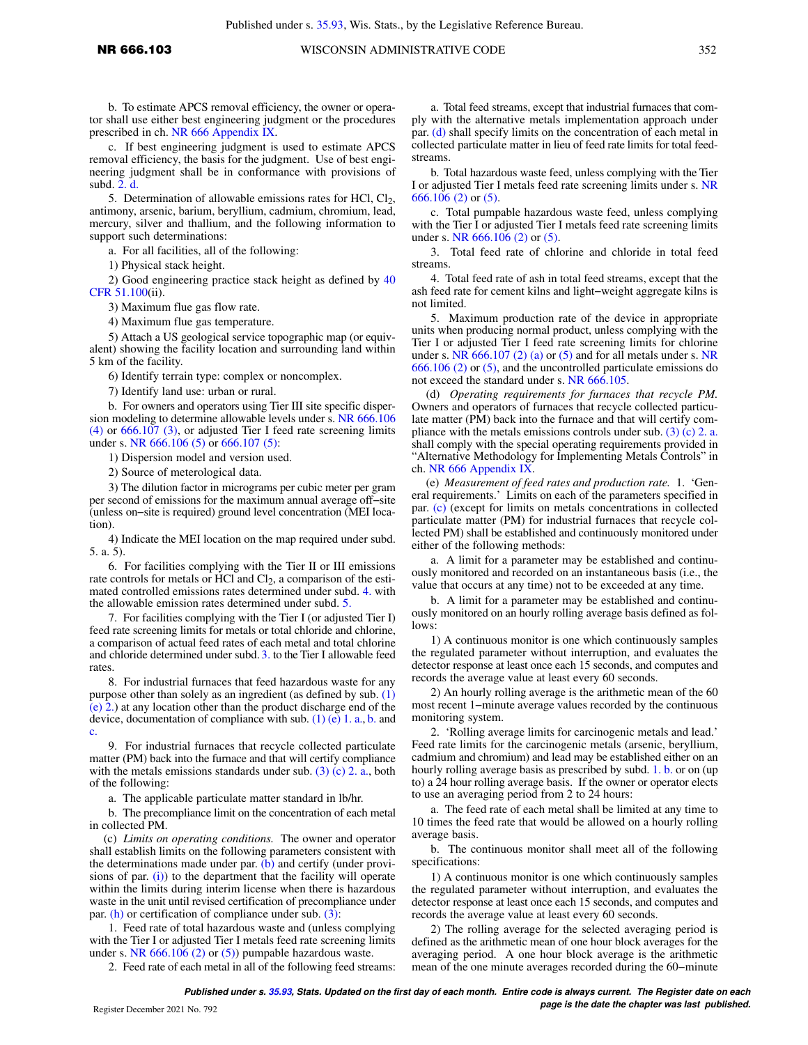b. To estimate APCS removal efficiency, the owner or operator shall use either best engineering judgment or the procedures prescribed in ch. NR 666 Appendix IX.

c. If best engineering judgment is used to estimate APCS removal efficiency, the basis for the judgment. Use of best engineering judgment shall be in conformance with provisions of subd. 2. d.

5. Determination of allowable emissions rates for HCl, $Cl_2$, antimony, arsenic, barium, beryllium, cadmium, chromium, lead, mercury, silver and thallium, and the following information to support such determinations:

a. For all facilities, all of the following:

1) Physical stack height.

2) Good engineering practice stack height as defined by 40 CFR 51.100(ii).

3) Maximum flue gas flow rate.

4) Maximum flue gas temperature.

5) Attach a US geological service topographic map (or equivalent) showing the facility location and surrounding land within 5 km of the facility.

6) Identify terrain type: complex or noncomplex.

7) Identify land use: urban or rural.

b. For owners and operators using Tier III site specific dispersion modeling to determine allowable levels under s. NR 666.106 (4) or 666.107 (3), or adjusted Tier I feed rate screening limits under s. NR 666.106 (5) or 666.107 (5):

1) Dispersion model and version used.

2) Source of meterological data.

3) The dilution factor in micrograms per cubic meter per gram per second of emissions for the maximum annual average off–site (unless on–site is required) ground level concentration (MEI location).

4) Indicate the MEI location on the map required under subd. 5. a. 5).

6. For facilities complying with the Tier II or III emissions rate controls for metals or HCl and $Cl_2$, a comparison of the estimated controlled emissions rates determined under subd. 4. with the allowable emission rates determined under subd. 5.

7. For facilities complying with the Tier I (or adjusted Tier I) feed rate screening limits for metals or total chloride and chlorine, a comparison of actual feed rates of each metal and total chlorine and chloride determined under subd. 3. to the Tier I allowable feed rates.

8. For industrial furnaces that feed hazardous waste for any purpose other than solely as an ingredient (as defined by sub. (1) (e) 2.) at any location other than the product discharge end of the device, documentation of compliance with sub. (1) (e) 1. a., b. and c.

9. For industrial furnaces that recycle collected particulate matter (PM) back into the furnace and that will certify compliance with the metals emissions standards under sub. (3) (c) 2. a., both of the following:

a. The applicable particulate matter standard in lb/hr.

b. The precompliance limit on the concentration of each metal in collected PM.

(c) *Limits on operating conditions.* The owner and operator shall establish limits on the following parameters consistent with the determinations made under par. (b) and certify (under provisions of par. (i)) to the department that the facility will operate within the limits during interim license when there is hazardous waste in the unit until revised certification of precompliance under par. (h) or certification of compliance under sub. (3):

1. Feed rate of total hazardous waste and (unless complying with the Tier I or adjusted Tier I metals feed rate screening limits under s. NR 666.106 (2) or (5)) pumpable hazardous waste.

2. Feed rate of each metal in all of the following feed streams:

a. Total feed streams, except that industrial furnaces that comply with the alternative metals implementation approach under par. (d) shall specify limits on the concentration of each metal in collected particulate matter in lieu of feed rate limits for total feedstreams.

b. Total hazardous waste feed, unless complying with the Tier I or adjusted Tier I metals feed rate screening limits under s. NR 666.106 (2) or (5).

c. Total pumpable hazardous waste feed, unless complying with the Tier I or adjusted Tier I metals feed rate screening limits under s. NR 666.106 (2) or (5).

3. Total feed rate of chlorine and chloride in total feed streams.

4. Total feed rate of ash in total feed streams, except that the ash feed rate for cement kilns and light–weight aggregate kilns is not limited.

5. Maximum production rate of the device in appropriate units when producing normal product, unless complying with the Tier I or adjusted Tier I feed rate screening limits for chlorine under s. NR 666.107 (2) (a) or (5) and for all metals under s. NR 666.106 (2) or (5), and the uncontrolled particulate emissions do not exceed the standard under s. NR 666.105.

(d) *Operating requirements for furnaces that recycle PM.* Owners and operators of furnaces that recycle collected particulate matter (PM) back into the furnace and that will certify compliance with the metals emissions controls under sub. (3) (c) 2. a. shall comply with the special operating requirements provided in "Alternative Methodology for Implementing Metals Controls" in ch. NR 666 Appendix IX.

(e) *Measurement of feed rates and production rate.* 1. 'General requirements.' Limits on each of the parameters specified in par. (c) (except for limits on metals concentrations in collected particulate matter (PM) for industrial furnaces that recycle collected PM) shall be established and continuously monitored under either of the following methods:

a. A limit for a parameter may be established and continuously monitored and recorded on an instantaneous basis (i.e., the value that occurs at any time) not to be exceeded at any time.

b. A limit for a parameter may be established and continuously monitored on an hourly rolling average basis defined as follows:

1) A continuous monitor is one which continuously samples the regulated parameter without interruption, and evaluates the detector response at least once each 15 seconds, and computes and records the average value at least every 60 seconds.

2) An hourly rolling average is the arithmetic mean of the 60 most recent 1–minute average values recorded by the continuous monitoring system.

2. 'Rolling average limits for carcinogenic metals and lead.' Feed rate limits for the carcinogenic metals (arsenic, beryllium, cadmium and chromium) and lead may be established either on an hourly rolling average basis as prescribed by subd. 1. b. or on (up to) a 24 hour rolling average basis. If the owner or operator elects to use an averaging period from 2 to 24 hours:

a. The feed rate of each metal shall be limited at any time to 10 times the feed rate that would be allowed on a hourly rolling average basis.

b. The continuous monitor shall meet all of the following specifications:

1) A continuous monitor is one which continuously samples the regulated parameter without interruption, and evaluates the detector response at least once each 15 seconds, and computes and records the average value at least every 60 seconds.

2) The rolling average for the selected averaging period is defined as the arithmetic mean of one hour block averages for the averaging period. A one hour block average is the arithmetic mean of the one minute averages recorded during the 60–minute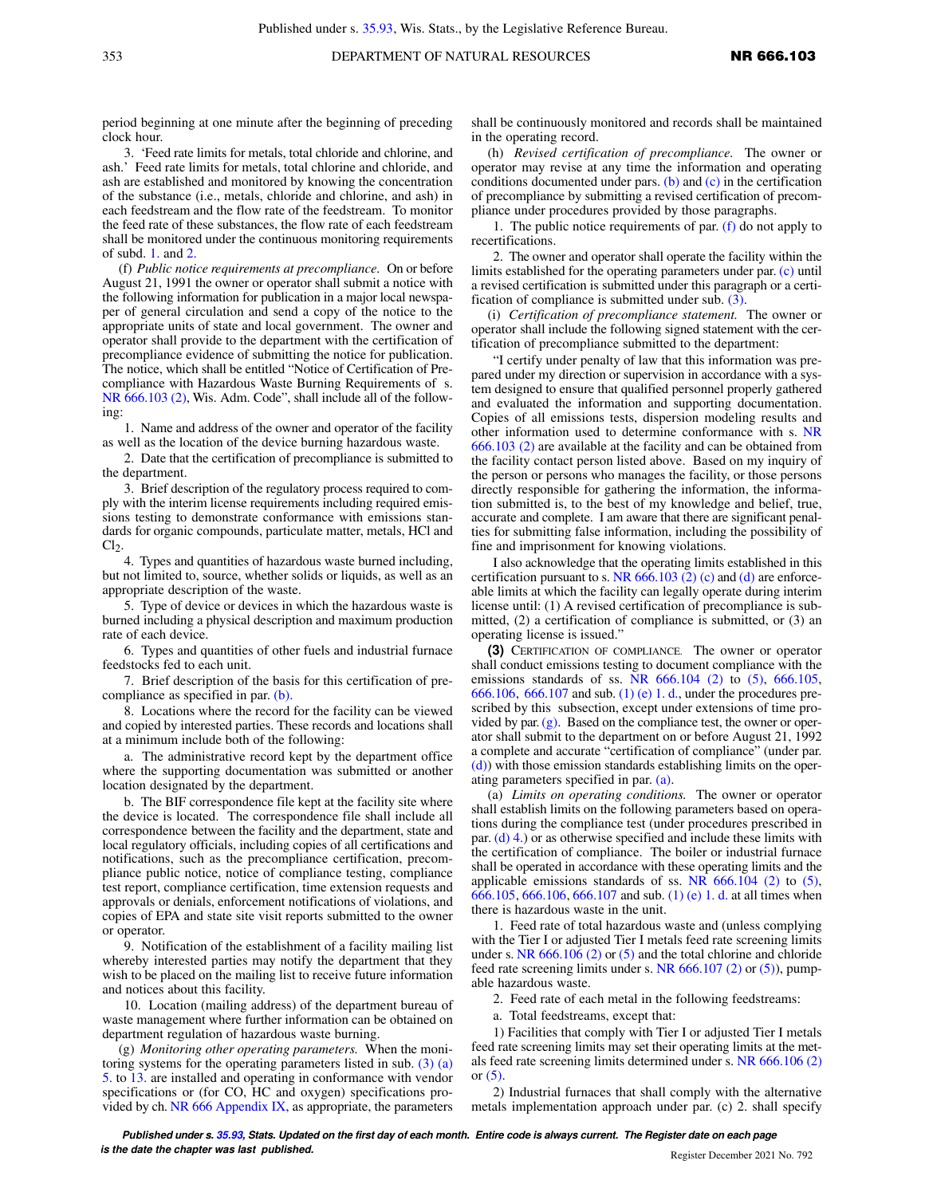period beginning at one minute after the beginning of preceding clock hour.

3. 'Feed rate limits for metals, total chloride and chlorine, and ash.' Feed rate limits for metals, total chlorine and chloride, and ash are established and monitored by knowing the concentration of the substance (i.e., metals, chloride and chlorine, and ash) in each feedstream and the flow rate of the feedstream. To monitor the feed rate of these substances, the flow rate of each feedstream shall be monitored under the continuous monitoring requirements of subd. 1. and 2.

(f) *Public notice requirements at precompliance.* On or before August 21, 1991 the owner or operator shall submit a notice with the following information for publication in a major local newspaper of general circulation and send a copy of the notice to the appropriate units of state and local government. The owner and operator shall provide to the department with the certification of precompliance evidence of submitting the notice for publication. The notice, which shall be entitled "Notice of Certification of Precompliance with Hazardous Waste Burning Requirements of s. NR 666.103 (2), Wis. Adm. Code", shall include all of the following:

1. Name and address of the owner and operator of the facility as well as the location of the device burning hazardous waste.

2. Date that the certification of precompliance is submitted to the department.

3. Brief description of the regulatory process required to comply with the interim license requirements including required emissions testing to demonstrate conformance with emissions standards for organic compounds, particulate matter, metals, HCl and $Cl_2$.

4. Types and quantities of hazardous waste burned including, but not limited to, source, whether solids or liquids, as well as an appropriate description of the waste.

5. Type of device or devices in which the hazardous waste is burned including a physical description and maximum production rate of each device.

6. Types and quantities of other fuels and industrial furnace feedstocks fed to each unit.

7. Brief description of the basis for this certification of precompliance as specified in par. (b).

8. Locations where the record for the facility can be viewed and copied by interested parties. These records and locations shall at a minimum include both of the following:

a. The administrative record kept by the department office where the supporting documentation was submitted or another location designated by the department.

b. The BIF correspondence file kept at the facility site where the device is located. The correspondence file shall include all correspondence between the facility and the department, state and local regulatory officials, including copies of all certifications and notifications, such as the precompliance certification, precompliance public notice, notice of compliance testing, compliance test report, compliance certification, time extension requests and approvals or denials, enforcement notifications of violations, and copies of EPA and state site visit reports submitted to the owner or operator.

9. Notification of the establishment of a facility mailing list whereby interested parties may notify the department that they wish to be placed on the mailing list to receive future information and notices about this facility.

10. Location (mailing address) of the department bureau of waste management where further information can be obtained on department regulation of hazardous waste burning.

(g) *Monitoring other operating parameters.* When the monitoring systems for the operating parameters listed in sub. (3) (a) 5. to 13. are installed and operating in conformance with vendor specifications or (for CO, HC and oxygen) specifications provided by ch. NR 666 Appendix IX, as appropriate, the parameters shall be continuously monitored and records shall be maintained in the operating record.

(h) *Revised certification of precompliance.* The owner or operator may revise at any time the information and operating conditions documented under pars. (b) and (c) in the certification of precompliance by submitting a revised certification of precompliance under procedures provided by those paragraphs.

1. The public notice requirements of par. (f) do not apply to recertifications.

2. The owner and operator shall operate the facility within the limits established for the operating parameters under par. (c) until a revised certification is submitted under this paragraph or a certification of compliance is submitted under sub. (3).

(i) *Certification of precompliance statement.* The owner or operator shall include the following signed statement with the certification of precompliance submitted to the department:

"I certify under penalty of law that this information was prepared under my direction or supervision in accordance with a system designed to ensure that qualified personnel properly gathered and evaluated the information and supporting documentation. Copies of all emissions tests, dispersion modeling results and other information used to determine conformance with s. NR 666.103 (2) are available at the facility and can be obtained from the facility contact person listed above. Based on my inquiry of the person or persons who manages the facility, or those persons directly responsible for gathering the information, the information submitted is, to the best of my knowledge and belief, true, accurate and complete. I am aware that there are significant penalties for submitting false information, including the possibility of fine and imprisonment for knowing violations.

I also acknowledge that the operating limits established in this certification pursuant to s. NR 666.103 (2) (c) and (d) are enforceable limits at which the facility can legally operate during interim license until: (1) A revised certification of precompliance is submitted, (2) a certification of compliance is submitted, or (3) an operating license is issued."

**(3)** Certification of compliance. The owner or operator shall conduct emissions testing to document compliance with the emissions standards of ss. NR 666.104 (2) to (5), 666.105, 666.106, 666.107 and sub. (1) (e) 1. d., under the procedures prescribed by this subsection, except under extensions of time provided by par. (g). Based on the compliance test, the owner or operator shall submit to the department on or before August 21, 1992 a complete and accurate "certification of compliance" (under par. (d)) with those emission standards establishing limits on the operating parameters specified in par. (a).

(a) *Limits on operating conditions.* The owner or operator shall establish limits on the following parameters based on operations during the compliance test (under procedures prescribed in par. (d) 4.) or as otherwise specified and include these limits with the certification of compliance. The boiler or industrial furnace shall be operated in accordance with these operating limits and the applicable emissions standards of ss. NR 666.104 (2) to (5), 666.105, 666.106, 666.107 and sub. (1) (e) 1. d. at all times when there is hazardous waste in the unit.

1. Feed rate of total hazardous waste and (unless complying with the Tier I or adjusted Tier I metals feed rate screening limits under s. NR 666.106 (2) or (5) and the total chlorine and chloride feed rate screening limits under s. NR 666.107 (2) or (5)), pumpable hazardous waste.

2. Feed rate of each metal in the following feedstreams:

a. Total feedstreams, except that:

1) Facilities that comply with Tier I or adjusted Tier I metals feed rate screening limits may set their operating limits at the metals feed rate screening limits determined under s. NR 666.106 (2) or (5).

2) Industrial furnaces that shall comply with the alternative metals implementation approach under par. (c) 2. shall specify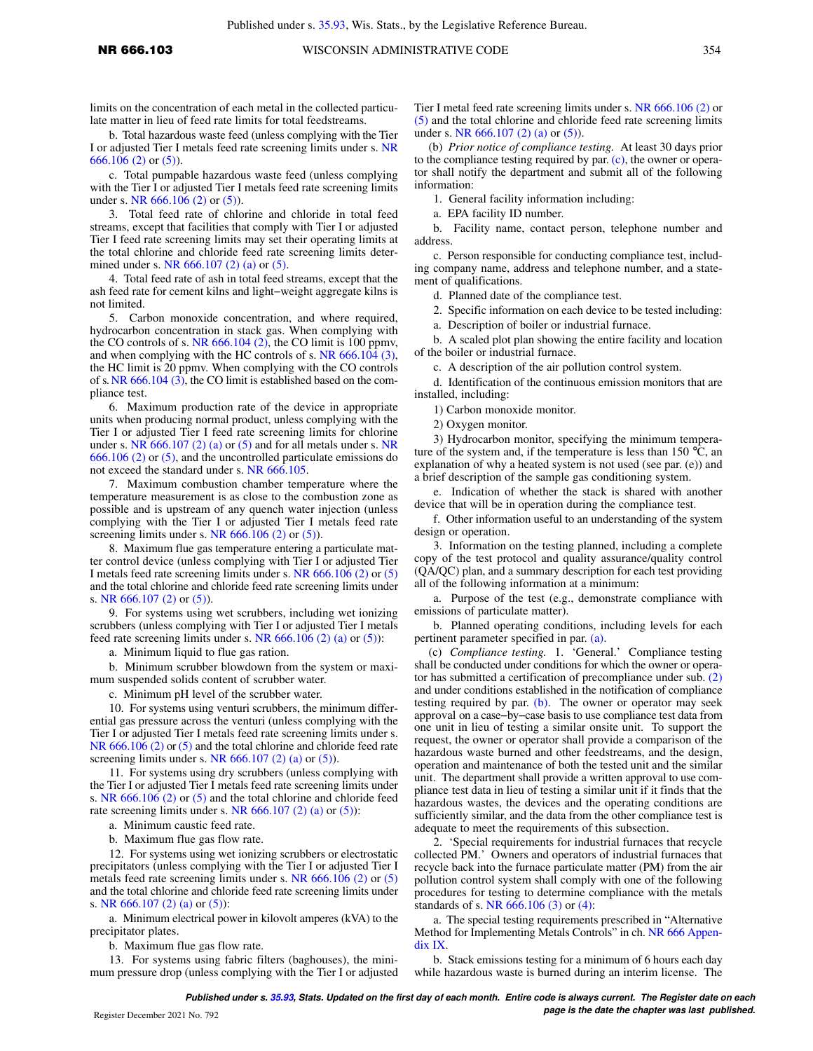limits on the concentration of each metal in the collected particulate matter in lieu of feed rate limits for total feedstreams.

b. Total hazardous waste feed (unless complying with the Tier I or adjusted Tier I metals feed rate screening limits under s. NR 666.106 (2) or (5)).

c. Total pumpable hazardous waste feed (unless complying with the Tier I or adjusted Tier I metals feed rate screening limits under s. NR 666.106 (2) or (5)).

3. Total feed rate of chlorine and chloride in total feed streams, except that facilities that comply with Tier I or adjusted Tier I feed rate screening limits may set their operating limits at the total chlorine and chloride feed rate screening limits determined under s. NR 666.107 (2) (a) or (5).

4. Total feed rate of ash in total feed streams, except that the ash feed rate for cement kilns and light−weight aggregate kilns is not limited.

5. Carbon monoxide concentration, and where required, hydrocarbon concentration in stack gas. When complying with the CO controls of s. NR 666.104 (2), the CO limit is 100 ppmv, and when complying with the HC controls of s. NR 666.104 (3), the HC limit is 20 ppmv. When complying with the CO controls of s. NR 666.104 (3), the CO limit is established based on the compliance test.

6. Maximum production rate of the device in appropriate units when producing normal product, unless complying with the Tier I or adjusted Tier I feed rate screening limits for chlorine under s. NR 666.107 (2) (a) or (5) and for all metals under s. NR 666.106 (2) or (5), and the uncontrolled particulate emissions do not exceed the standard under s. NR 666.105.

7. Maximum combustion chamber temperature where the temperature measurement is as close to the combustion zone as possible and is upstream of any quench water injection (unless complying with the Tier I or adjusted Tier I metals feed rate screening limits under s. NR 666.106 (2) or (5)).

8. Maximum flue gas temperature entering a particulate matter control device (unless complying with Tier I or adjusted Tier I metals feed rate screening limits under s. NR 666.106 (2) or (5) and the total chlorine and chloride feed rate screening limits under s. NR 666.107 (2) or (5)).

9. For systems using wet scrubbers, including wet ionizing scrubbers (unless complying with Tier I or adjusted Tier I metals feed rate screening limits under s. NR 666.106 (2) (a) or (5)):

a. Minimum liquid to flue gas ration.

b. Minimum scrubber blowdown from the system or maximum suspended solids content of scrubber water.

c. Minimum pH level of the scrubber water.

10. For systems using venturi scrubbers, the minimum differential gas pressure across the venturi (unless complying with the Tier I or adjusted Tier I metals feed rate screening limits under s. NR 666.106 (2) or (5) and the total chlorine and chloride feed rate screening limits under s. NR 666.107 (2) (a) or (5)).

11. For systems using dry scrubbers (unless complying with the Tier I or adjusted Tier I metals feed rate screening limits under s. NR 666.106 (2) or (5) and the total chlorine and chloride feed rate screening limits under s. NR 666.107 (2) (a) or (5)):

a. Minimum caustic feed rate.

b. Maximum flue gas flow rate.

12. For systems using wet ionizing scrubbers or electrostatic precipitators (unless complying with the Tier I or adjusted Tier I metals feed rate screening limits under s. NR 666.106 (2) or (5) and the total chlorine and chloride feed rate screening limits under s. NR 666.107 (2) (a) or (5)):

a. Minimum electrical power in kilovolt amperes (kVA) to the precipitator plates.

b. Maximum flue gas flow rate.

13. For systems using fabric filters (baghouses), the minimum pressure drop (unless complying with the Tier I or adjusted Tier I metal feed rate screening limits under s. NR 666.106 (2) or (5) and the total chlorine and chloride feed rate screening limits under s. NR 666.107 (2) (a) or (5)).

(b) *Prior notice of compliance testing.* At least 30 days prior to the compliance testing required by par. (c), the owner or operator shall notify the department and submit all of the following information:

1. General facility information including:

a. EPA facility ID number.

b. Facility name, contact person, telephone number and address.

c. Person responsible for conducting compliance test, including company name, address and telephone number, and a statement of qualifications.

d. Planned date of the compliance test.

2. Specific information on each device to be tested including:

a. Description of boiler or industrial furnace.

b. A scaled plot plan showing the entire facility and location of the boiler or industrial furnace.

c. A description of the air pollution control system.

d. Identification of the continuous emission monitors that are installed, including:

1) Carbon monoxide monitor.

2) Oxygen monitor.

3) Hydrocarbon monitor, specifying the minimum temperature of the system and, if the temperature is less than 150 °C, an explanation of why a heated system is not used (see par. (e)) and a brief description of the sample gas conditioning system.

e. Indication of whether the stack is shared with another device that will be in operation during the compliance test.

f. Other information useful to an understanding of the system design or operation.

3. Information on the testing planned, including a complete copy of the test protocol and quality assurance/quality control (QA/QC) plan, and a summary description for each test providing all of the following information at a minimum:

a. Purpose of the test (e.g., demonstrate compliance with emissions of particulate matter).

b. Planned operating conditions, including levels for each pertinent parameter specified in par. (a).

(c) *Compliance testing.* 1. 'General.' Compliance testing shall be conducted under conditions for which the owner or operator has submitted a certification of precompliance under sub. (2) and under conditions established in the notification of compliance testing required by par. (b). The owner or operator may seek approval on a case−by−case basis to use compliance test data from one unit in lieu of testing a similar onsite unit. To support the request, the owner or operator shall provide a comparison of the hazardous waste burned and other feedstreams, and the design, operation and maintenance of both the tested unit and the similar unit. The department shall provide a written approval to use compliance test data in lieu of testing a similar unit if it finds that the hazardous wastes, the devices and the operating conditions are sufficiently similar, and the data from the other compliance test is adequate to meet the requirements of this subsection.

2. 'Special requirements for industrial furnaces that recycle collected PM.' Owners and operators of industrial furnaces that recycle back into the furnace particulate matter (PM) from the air pollution control system shall comply with one of the following procedures for testing to determine compliance with the metals standards of s. NR 666.106 (3) or (4):

a. The special testing requirements prescribed in "Alternative Method for Implementing Metals Controls" in ch. NR 666 Appendix IX.

b. Stack emissions testing for a minimum of 6 hours each day while hazardous waste is burned during an interim license. The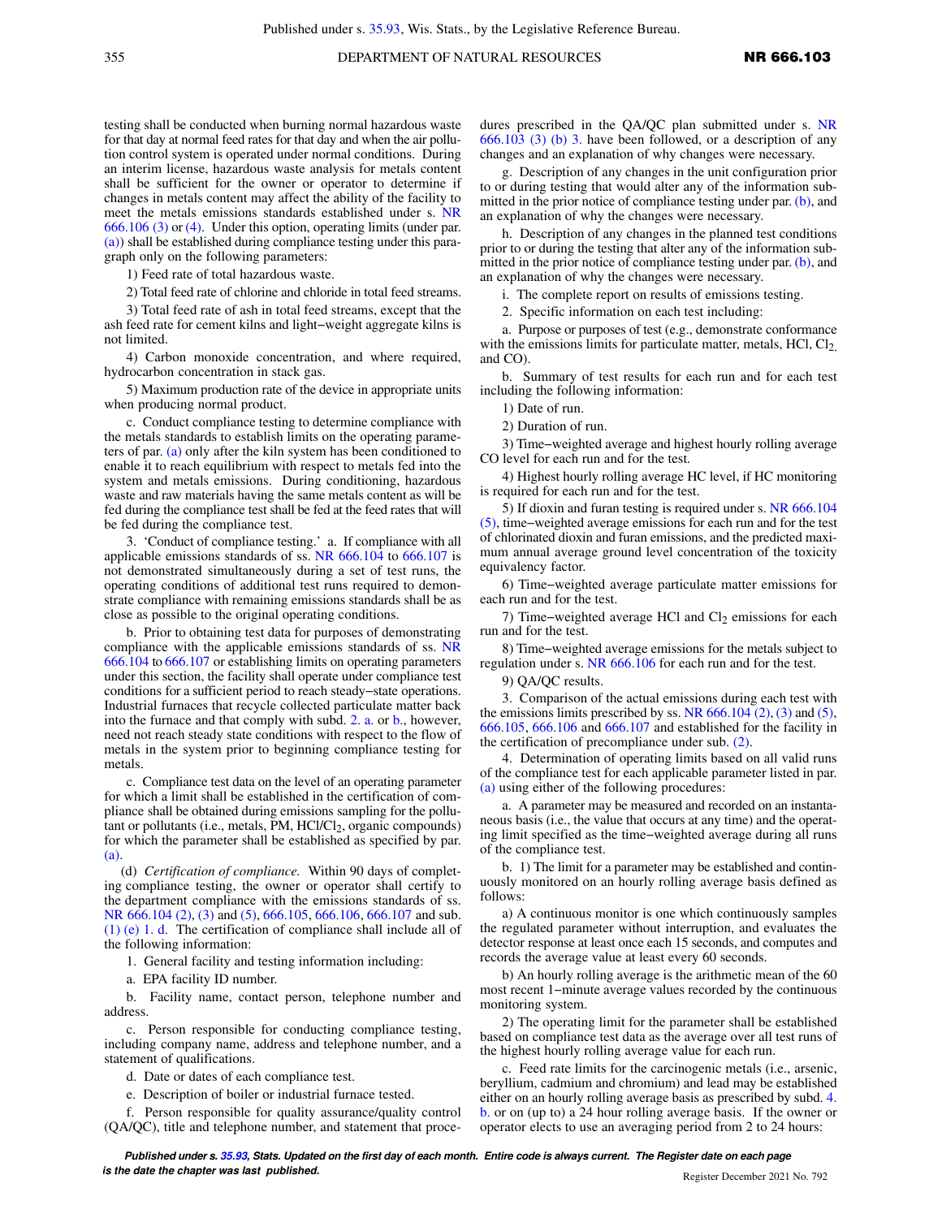testing shall be conducted when burning normal hazardous waste for that day at normal feed rates for that day and when the air pollution control system is operated under normal conditions. During an interim license, hazardous waste analysis for metals content shall be sufficient for the owner or operator to determine if changes in metals content may affect the ability of the facility to meet the metals emissions standards established under s. NR 666.106 (3) or (4). Under this option, operating limits (under par. (a)) shall be established during compliance testing under this paragraph only on the following parameters:

1) Feed rate of total hazardous waste.

2) Total feed rate of chlorine and chloride in total feed streams.

3) Total feed rate of ash in total feed streams, except that the ash feed rate for cement kilns and light−weight aggregate kilns is not limited.

4) Carbon monoxide concentration, and where required, hydrocarbon concentration in stack gas.

5) Maximum production rate of the device in appropriate units when producing normal product.

c. Conduct compliance testing to determine compliance with the metals standards to establish limits on the operating parameters of par. (a) only after the kiln system has been conditioned to enable it to reach equilibrium with respect to metals fed into the system and metals emissions. During conditioning, hazardous waste and raw materials having the same metals content as will be fed during the compliance test shall be fed at the feed rates that will be fed during the compliance test.

3. 'Conduct of compliance testing.' a. If compliance with all applicable emissions standards of ss. NR 666.104 to 666.107 is not demonstrated simultaneously during a set of test runs, the operating conditions of additional test runs required to demonstrate compliance with remaining emissions standards shall be as close as possible to the original operating conditions.

b. Prior to obtaining test data for purposes of demonstrating compliance with the applicable emissions standards of ss. NR 666.104 to 666.107 or establishing limits on operating parameters under this section, the facility shall operate under compliance test conditions for a sufficient period to reach steady−state operations. Industrial furnaces that recycle collected particulate matter back into the furnace and that comply with subd. 2. a. or b., however, need not reach steady state conditions with respect to the flow of metals in the system prior to beginning compliance testing for metals.

c. Compliance test data on the level of an operating parameter for which a limit shall be established in the certification of compliance shall be obtained during emissions sampling for the pollutant or pollutants (i.e., metals, PM, $HCl/Cl_2$, organic compounds) for which the parameter shall be established as specified by par. (a).

(d) *Certification of compliance.* Within 90 days of completing compliance testing, the owner or operator shall certify to the department compliance with the emissions standards of ss. NR 666.104 (2), (3) and (5), 666.105, 666.106, 666.107 and sub. (1) (e) 1. d. The certification of compliance shall include all of the following information:

1. General facility and testing information including:

a. EPA facility ID number.

b. Facility name, contact person, telephone number and address.

c. Person responsible for conducting compliance testing, including company name, address and telephone number, and a statement of qualifications.

d. Date or dates of each compliance test.

e. Description of boiler or industrial furnace tested.

f. Person responsible for quality assurance/quality control (QA/QC), title and telephone number, and statement that procedures prescribed in the QA/QC plan submitted under s. NR 666.103 (3) (b) 3. have been followed, or a description of any changes and an explanation of why changes were necessary.

g. Description of any changes in the unit configuration prior to or during testing that would alter any of the information submitted in the prior notice of compliance testing under par. (b), and an explanation of why the changes were necessary.

h. Description of any changes in the planned test conditions prior to or during the testing that alter any of the information submitted in the prior notice of compliance testing under par. (b), and an explanation of why the changes were necessary.

i. The complete report on results of emissions testing.

2. Specific information on each test including:

a. Purpose or purposes of test (e.g., demonstrate conformance with the emissions limits for particulate matter, metals, HCl, $Cl_2$, and CO).

b. Summary of test results for each run and for each test including the following information:

1) Date of run.

2) Duration of run.

3) Time−weighted average and highest hourly rolling average CO level for each run and for the test.

4) Highest hourly rolling average HC level, if HC monitoring is required for each run and for the test.

5) If dioxin and furan testing is required under s. NR 666.104 (5), time−weighted average emissions for each run and for the test of chlorinated dioxin and furan emissions, and the predicted maximum annual average ground level concentration of the toxicity equivalency factor.

6) Time−weighted average particulate matter emissions for each run and for the test.

7) Time−weighted average HCl and $Cl_2$ emissions for each run and for the test.

8) Time−weighted average emissions for the metals subject to regulation under s. NR 666.106 for each run and for the test.

9) QA/QC results.

3. Comparison of the actual emissions during each test with the emissions limits prescribed by ss. NR 666.104 (2), (3) and (5), 666.105, 666.106 and 666.107 and established for the facility in the certification of precompliance under sub. (2).

4. Determination of operating limits based on all valid runs of the compliance test for each applicable parameter listed in par. (a) using either of the following procedures:

a. A parameter may be measured and recorded on an instantaneous basis (i.e., the value that occurs at any time) and the operating limit specified as the time−weighted average during all runs of the compliance test.

b. 1) The limit for a parameter may be established and continuously monitored on an hourly rolling average basis defined as follows:

a) A continuous monitor is one which continuously samples the regulated parameter without interruption, and evaluates the detector response at least once each 15 seconds, and computes and records the average value at least every 60 seconds.

b) An hourly rolling average is the arithmetic mean of the 60 most recent 1−minute average values recorded by the continuous monitoring system.

2) The operating limit for the parameter shall be established based on compliance test data as the average over all test runs of the highest hourly rolling average value for each run.

c. Feed rate limits for the carcinogenic metals (i.e., arsenic, beryllium, cadmium and chromium) and lead may be established either on an hourly rolling average basis as prescribed by subd. 4. b. or on (up to) a 24 hour rolling average basis. If the owner or operator elects to use an averaging period from 2 to 24 hours: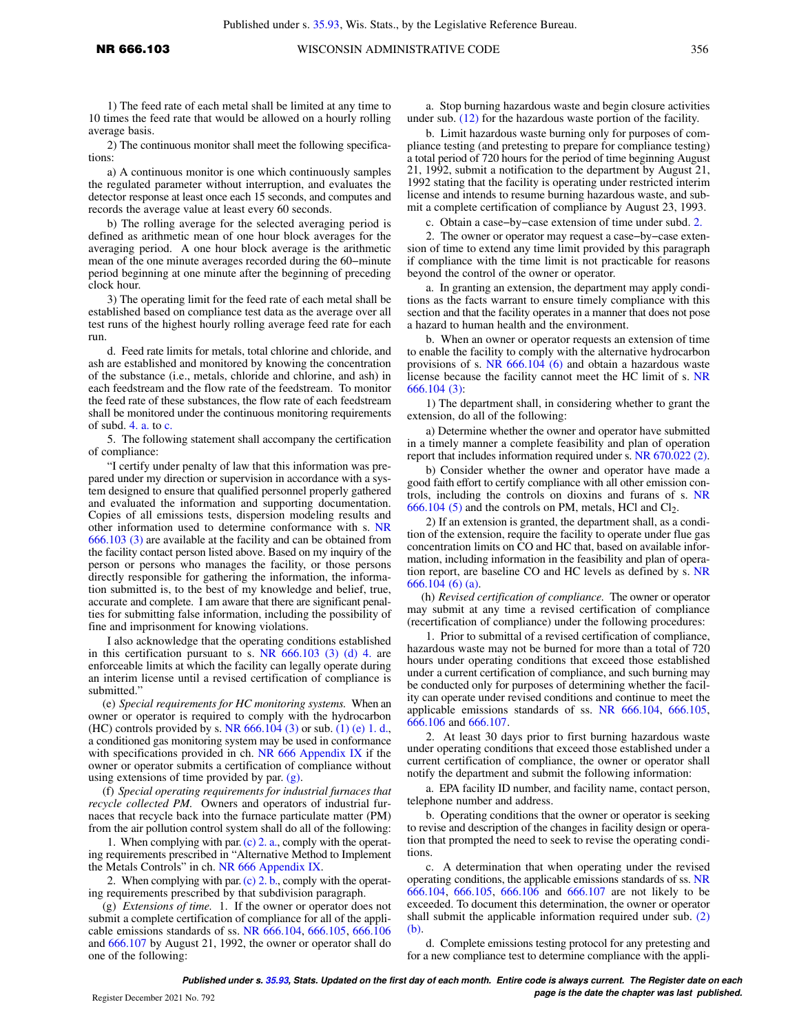1) The feed rate of each metal shall be limited at any time to 10 times the feed rate that would be allowed on a hourly rolling average basis.

2) The continuous monitor shall meet the following specifications:

a) A continuous monitor is one which continuously samples the regulated parameter without interruption, and evaluates the detector response at least once each 15 seconds, and computes and records the average value at least every 60 seconds.

b) The rolling average for the selected averaging period is defined as arithmetic mean of one hour block averages for the averaging period. A one hour block average is the arithmetic mean of the one minute averages recorded during the 60−minute period beginning at one minute after the beginning of preceding clock hour.

3) The operating limit for the feed rate of each metal shall be established based on compliance test data as the average over all test runs of the highest hourly rolling average feed rate for each run.

d. Feed rate limits for metals, total chlorine and chloride, and ash are established and monitored by knowing the concentration of the substance (i.e., metals, chloride and chlorine, and ash) in each feedstream and the flow rate of the feedstream. To monitor the feed rate of these substances, the flow rate of each feedstream shall be monitored under the continuous monitoring requirements of subd. 4. a. to c.

5. The following statement shall accompany the certification of compliance:

"I certify under penalty of law that this information was prepared under my direction or supervision in accordance with a system designed to ensure that qualified personnel properly gathered and evaluated the information and supporting documentation. Copies of all emissions tests, dispersion modeling results and other information used to determine conformance with s. NR 666.103 (3) are available at the facility and can be obtained from the facility contact person listed above. Based on my inquiry of the person or persons who manages the facility, or those persons directly responsible for gathering the information, the information submitted is, to the best of my knowledge and belief, true, accurate and complete. I am aware that there are significant penalties for submitting false information, including the possibility of fine and imprisonment for knowing violations.

I also acknowledge that the operating conditions established in this certification pursuant to s. NR 666.103 (3) (d) 4. are enforceable limits at which the facility can legally operate during an interim license until a revised certification of compliance is submitted."

(e) *Special requirements for HC monitoring systems.* When an owner or operator is required to comply with the hydrocarbon (HC) controls provided by s. NR 666.104 (3) or sub. (1) (e) 1. d., a conditioned gas monitoring system may be used in conformance with specifications provided in ch. NR 666 Appendix IX if the owner or operator submits a certification of compliance without using extensions of time provided by par. (g).

(f) *Special operating requirements for industrial furnaces that recycle collected PM.* Owners and operators of industrial furnaces that recycle back into the furnace particulate matter (PM) from the air pollution control system shall do all of the following:

1. When complying with par. (c) 2. a., comply with the operating requirements prescribed in "Alternative Method to Implement the Metals Controls" in ch. NR 666 Appendix IX.

2. When complying with par. (c) 2. b., comply with the operating requirements prescribed by that subdivision paragraph.

(g) *Extensions of time.* 1. If the owner or operator does not submit a complete certification of compliance for all of the applicable emissions standards of ss. NR 666.104, 666.105, 666.106 and 666.107 by August 21, 1992, the owner or operator shall do one of the following:

a. Stop burning hazardous waste and begin closure activities under sub. (12) for the hazardous waste portion of the facility.

b. Limit hazardous waste burning only for purposes of compliance testing (and pretesting to prepare for compliance testing) a total period of 720 hours for the period of time beginning August 21, 1992, submit a notification to the department by August 21, 1992 stating that the facility is operating under restricted interim license and intends to resume burning hazardous waste, and submit a complete certification of compliance by August 23, 1993.

c. Obtain a case−by−case extension of time under subd. 2.

2. The owner or operator may request a case−by−case extension of time to extend any time limit provided by this paragraph if compliance with the time limit is not practicable for reasons beyond the control of the owner or operator.

a. In granting an extension, the department may apply conditions as the facts warrant to ensure timely compliance with this section and that the facility operates in a manner that does not pose a hazard to human health and the environment.

b. When an owner or operator requests an extension of time to enable the facility to comply with the alternative hydrocarbon provisions of s. NR 666.104 (6) and obtain a hazardous waste license because the facility cannot meet the HC limit of s. NR 666.104 (3):

1) The department shall, in considering whether to grant the extension, do all of the following:

a) Determine whether the owner and operator have submitted in a timely manner a complete feasibility and plan of operation report that includes information required under s. NR 670.022 (2).

b) Consider whether the owner and operator have made a good faith effort to certify compliance with all other emission controls, including the controls on dioxins and furans of s. NR 666.104 (5) and the controls on PM, metals, HCl and $Cl_2$.

2) If an extension is granted, the department shall, as a condition of the extension, require the facility to operate under flue gas concentration limits on CO and HC that, based on available information, including information in the feasibility and plan of operation report, are baseline CO and HC levels as defined by s. NR 666.104 (6) (a).

(h) *Revised certification of compliance.* The owner or operator may submit at any time a revised certification of compliance (recertification of compliance) under the following procedures:

1. Prior to submittal of a revised certification of compliance, hazardous waste may not be burned for more than a total of 720 hours under operating conditions that exceed those established under a current certification of compliance, and such burning may be conducted only for purposes of determining whether the facility can operate under revised conditions and continue to meet the applicable emissions standards of ss. NR 666.104, 666.105, 666.106 and 666.107.

2. At least 30 days prior to first burning hazardous waste under operating conditions that exceed those established under a current certification of compliance, the owner or operator shall notify the department and submit the following information:

a. EPA facility ID number, and facility name, contact person, telephone number and address.

b. Operating conditions that the owner or operator is seeking to revise and description of the changes in facility design or operation that prompted the need to seek to revise the operating conditions.

c. A determination that when operating under the revised operating conditions, the applicable emissions standards of ss. NR 666.104, 666.105, 666.106 and 666.107 are not likely to be exceeded. To document this determination, the owner or operator shall submit the applicable information required under sub. (2) (b).

d. Complete emissions testing protocol for any pretesting and for a new compliance test to determine compliance with the appli-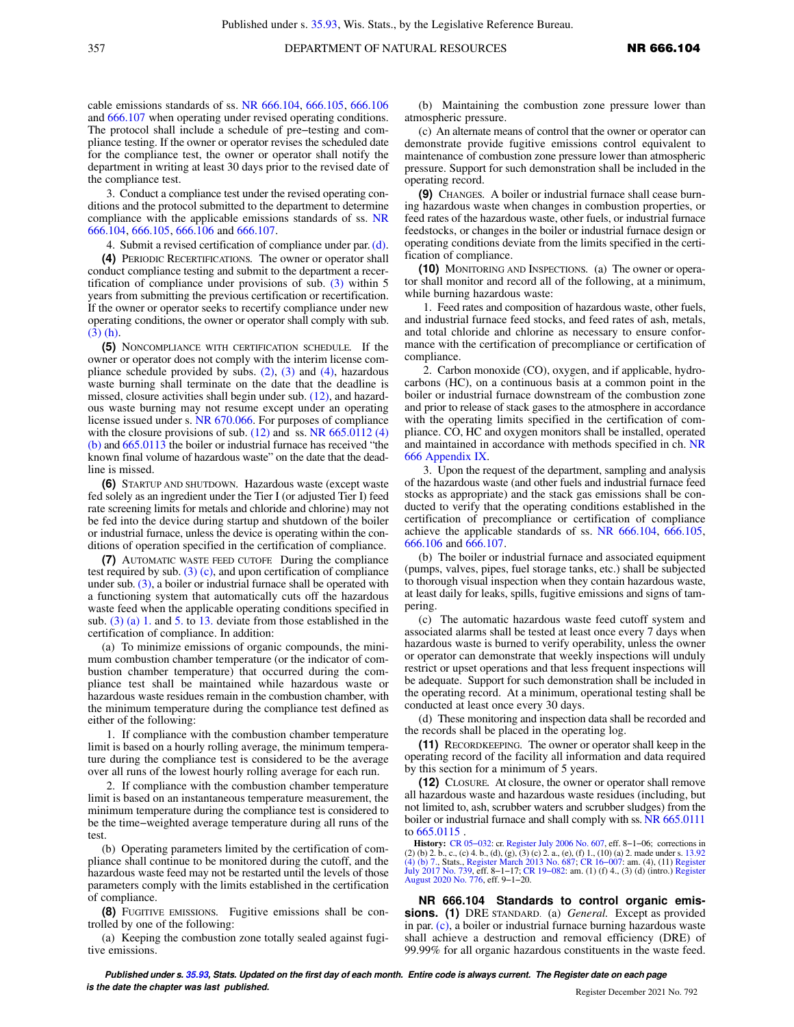cable emissions standards of ss. NR 666.104, 666.105, 666.106 and 666.107 when operating under revised operating conditions. The protocol shall include a schedule of pre−testing and compliance testing. If the owner or operator revises the scheduled date for the compliance test, the owner or operator shall notify the department in writing at least 30 days prior to the revised date of the compliance test.

3. Conduct a compliance test under the revised operating conditions and the protocol submitted to the department to determine compliance with the applicable emissions standards of ss. NR 666.104, 666.105, 666.106 and 666.107.

4. Submit a revised certification of compliance under par. (d).

**(4)** PERIODIC RECERTIFICATIONS. The owner or operator shall conduct compliance testing and submit to the department a recertification of compliance under provisions of sub. (3) within 5 years from submitting the previous certification or recertification. If the owner or operator seeks to recertify compliance under new operating conditions, the owner or operator shall comply with sub. (3) (h).

**(5)** NONCOMPLIANCE WITH CERTIFICATION SCHEDULE. If the owner or operator does not comply with the interim license compliance schedule provided by subs. (2), (3) and (4), hazardous waste burning shall terminate on the date that the deadline is missed, closure activities shall begin under sub. (12), and hazardous waste burning may not resume except under an operating license issued under s. NR 670.066. For purposes of compliance with the closure provisions of sub. (12) and ss. NR 665.0112 (4) (b) and 665.0113 the boiler or industrial furnace has received "the known final volume of hazardous waste" on the date that the deadline is missed.

**(6)** STARTUP AND SHUTDOWN. Hazardous waste (except waste fed solely as an ingredient under the Tier I (or adjusted Tier I) feed rate screening limits for metals and chloride and chlorine) may not be fed into the device during startup and shutdown of the boiler or industrial furnace, unless the device is operating within the conditions of operation specified in the certification of compliance.

**(7)** AUTOMATIC WASTE FEED CUTOFF. During the compliance test required by sub. (3) (c), and upon certification of compliance under sub. (3), a boiler or industrial furnace shall be operated with a functioning system that automatically cuts off the hazardous waste feed when the applicable operating conditions specified in sub. (3) (a) 1. and 5. to 13. deviate from those established in the certification of compliance. In addition:

(a) To minimize emissions of organic compounds, the minimum combustion chamber temperature (or the indicator of combustion chamber temperature) that occurred during the compliance test shall be maintained while hazardous waste or hazardous waste residues remain in the combustion chamber, with the minimum temperature during the compliance test defined as either of the following:

1. If compliance with the combustion chamber temperature limit is based on a hourly rolling average, the minimum temperature during the compliance test is considered to be the average over all runs of the lowest hourly rolling average for each run.

2. If compliance with the combustion chamber temperature limit is based on an instantaneous temperature measurement, the minimum temperature during the compliance test is considered to be the time−weighted average temperature during all runs of the test.

(b) Operating parameters limited by the certification of compliance shall continue to be monitored during the cutoff, and the hazardous waste feed may not be restarted until the levels of those parameters comply with the limits established in the certification of compliance.

**(8)** FUGITIVE EMISSIONS. Fugitive emissions shall be controlled by one of the following:

(a) Keeping the combustion zone totally sealed against fugitive emissions.

(b) Maintaining the combustion zone pressure lower than atmospheric pressure.

(c) An alternate means of control that the owner or operator can demonstrate provide fugitive emissions control equivalent to maintenance of combustion zone pressure lower than atmospheric pressure. Support for such demonstration shall be included in the operating record.

**(9)** CHANGES. A boiler or industrial furnace shall cease burning hazardous waste when changes in combustion properties, or feed rates of the hazardous waste, other fuels, or industrial furnace feedstocks, or changes in the boiler or industrial furnace design or operating conditions deviate from the limits specified in the certification of compliance.

**(10)** MONITORING AND INSPECTIONS. (a) The owner or operator shall monitor and record all of the following, at a minimum, while burning hazardous waste:

1. Feed rates and composition of hazardous waste, other fuels, and industrial furnace feed stocks, and feed rates of ash, metals, and total chloride and chlorine as necessary to ensure conformance with the certification of precompliance or certification of compliance.

2. Carbon monoxide (CO), oxygen, and if applicable, hydrocarbons (HC), on a continuous basis at a common point in the boiler or industrial furnace downstream of the combustion zone and prior to release of stack gases to the atmosphere in accordance with the operating limits specified in the certification of compliance. CO, HC and oxygen monitors shall be installed, operated and maintained in accordance with methods specified in ch. NR 666 Appendix IX.

3. Upon the request of the department, sampling and analysis of the hazardous waste (and other fuels and industrial furnace feed stocks as appropriate) and the stack gas emissions shall be conducted to verify that the operating conditions established in the certification of precompliance or certification of compliance achieve the applicable standards of ss. NR 666.104, 666.105, 666.106 and 666.107.

(b) The boiler or industrial furnace and associated equipment (pumps, valves, pipes, fuel storage tanks, etc.) shall be subjected to thorough visual inspection when they contain hazardous waste, at least daily for leaks, spills, fugitive emissions and signs of tampering.

(c) The automatic hazardous waste feed cutoff system and associated alarms shall be tested at least once every 7 days when hazardous waste is burned to verify operability, unless the owner or operator can demonstrate that weekly inspections will unduly restrict or upset operations and that less frequent inspections will be adequate. Support for such demonstration shall be included in the operating record. At a minimum, operational testing shall be conducted at least once every 30 days.

(d) These monitoring and inspection data shall be recorded and the records shall be placed in the operating log.

**(11)** RECORDKEEPING. The owner or operator shall keep in the operating record of the facility all information and data required by this section for a minimum of 5 years.

**(12)** CLOSURE. At closure, the owner or operator shall remove all hazardous waste and hazardous waste residues (including, but not limited to, ash, scrubber waters and scrubber sludges) from the boiler or industrial furnace and shall comply with ss. NR 665.0111 to 665.0115 .

**History:** CR 05−032: cr. Register July 2006 No. 607, eff. 8−1−06; corrections in (2) (b) 2. b., c., (c) 4. b., (d), (g), (3) (c) 2. a., (e), (f) 1., (10) (a) 2. made under s. 13.92 (4) (b) 7., Stats., Register March 2013 No. 687; CR 16−007: am. (4), (11) Register July 2017 No. 739, eff. 8−1−17; CR 19−082: am. (1) (f) 4., (3) (d) (intro.) Register August 2020 No. 776, eff. 9−1−20.

**NR 666.104 Standards to control organic emissions. (1)** DRE STANDARD. (a) *General.* Except as provided in par. (c), a boiler or industrial furnace burning hazardous waste shall achieve a destruction and removal efficiency (DRE) of 99.99% for all organic hazardous constituents in the waste feed.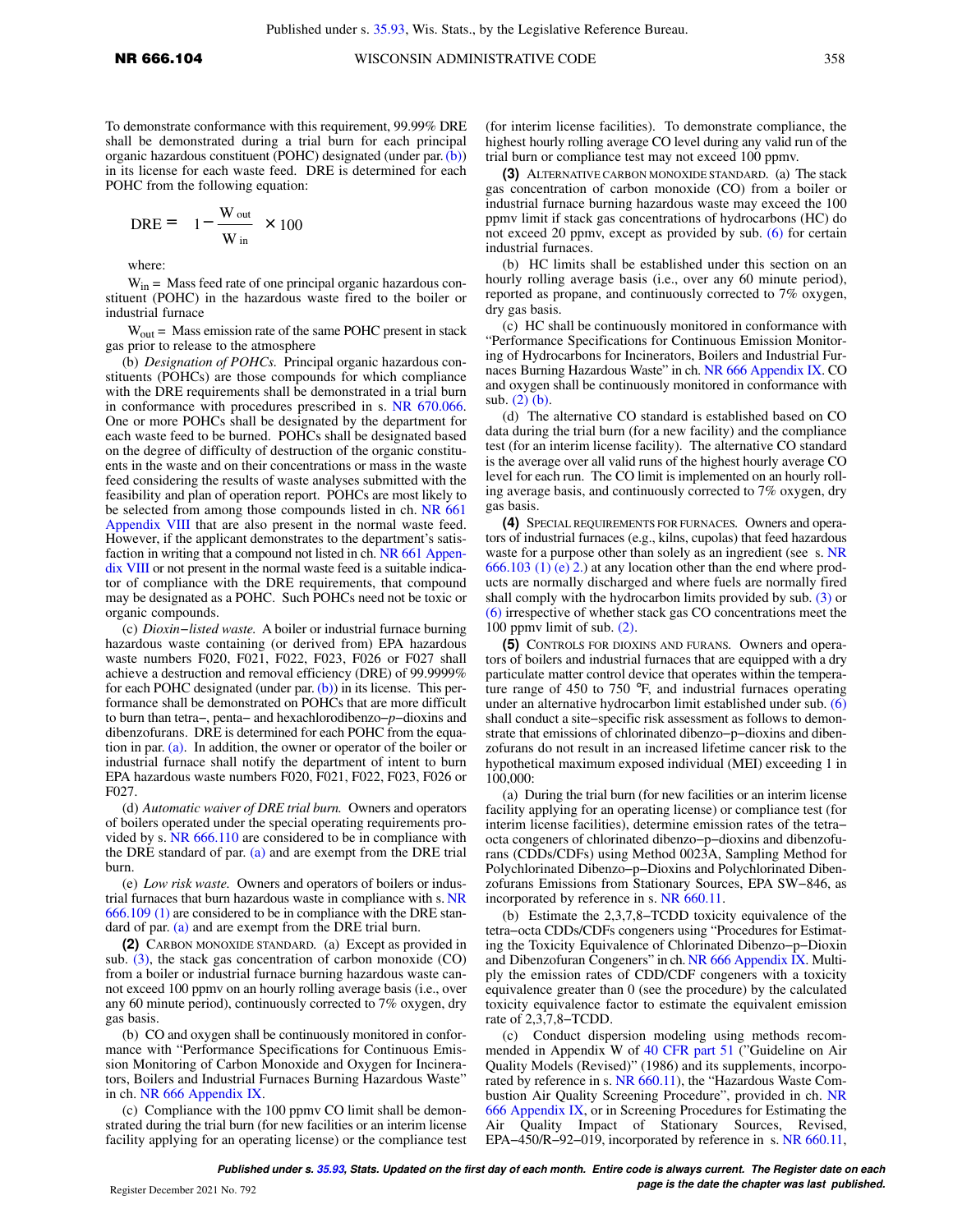To demonstrate conformance with this requirement, 99.99% DRE shall be demonstrated during a trial burn for each principal organic hazardous constituent (POHC) designated (under par. (b)) in its license for each waste feed. DRE is determined for each POHC from the following equation:

$$DRE = \left(1 - \frac{W_{out}}{W_{in}}\right) \times 100$$

where:

$W_{in}$ = Mass feed rate of one principal organic hazardous constituent (POHC) in the hazardous waste fired to the boiler or industrial furnace

$W_{out}$ = Mass emission rate of the same POHC present in stack gas prior to release to the atmosphere

(b) *Designation of POHCs.* Principal organic hazardous constituents (POHCs) are those compounds for which compliance with the DRE requirements shall be demonstrated in a trial burn in conformance with procedures prescribed in s. NR 670.066. One or more POHCs shall be designated by the department for each waste feed to be burned. POHCs shall be designated based on the degree of difficulty of destruction of the organic constituents in the waste and on their concentrations or mass in the waste feed considering the results of waste analyses submitted with the feasibility and plan of operation report. POHCs are most likely to be selected from among those compounds listed in ch. NR 661 Appendix VIII that are also present in the normal waste feed. However, if the applicant demonstrates to the department's satisfaction in writing that a compound not listed in ch. NR 661 Appendix VIII or not present in the normal waste feed is a suitable indicator of compliance with the DRE requirements, that compound may be designated as a POHC. Such POHCs need not be toxic or organic compounds.

(c) *Dioxin−listed waste.* A boiler or industrial furnace burning hazardous waste containing (or derived from) EPA hazardous waste numbers F020, F021, F022, F023, F026 or F027 shall achieve a destruction and removal efficiency (DRE) of 99.9999% for each POHC designated (under par. (b)) in its license. This performance shall be demonstrated on POHCs that are more difficult to burn than tetra−, penta− and hexachlorodibenzo−*p*−dioxins and dibenzofurans. DRE is determined for each POHC from the equation in par. (a). In addition, the owner or operator of the boiler or industrial furnace shall notify the department of intent to burn EPA hazardous waste numbers F020, F021, F022, F023, F026 or F027.

(d) *Automatic waiver of DRE trial burn.* Owners and operators of boilers operated under the special operating requirements provided by s. NR 666.110 are considered to be in compliance with the DRE standard of par. (a) and are exempt from the DRE trial burn.

(e) *Low risk waste.* Owners and operators of boilers or industrial furnaces that burn hazardous waste in compliance with s. NR 666.109 (1) are considered to be in compliance with the DRE standard of par. (a) and are exempt from the DRE trial burn.

**(2)** CARBON MONOXIDE STANDARD. (a) Except as provided in sub. (3), the stack gas concentration of carbon monoxide (CO) from a boiler or industrial furnace burning hazardous waste cannot exceed 100 ppmv on an hourly rolling average basis (i.e., over any 60 minute period), continuously corrected to 7% oxygen, dry gas basis.

(b) CO and oxygen shall be continuously monitored in conformance with "Performance Specifications for Continuous Emission Monitoring of Carbon Monoxide and Oxygen for Incinerators, Boilers and Industrial Furnaces Burning Hazardous Waste" in ch. NR 666 Appendix IX.

(c) Compliance with the 100 ppmv CO limit shall be demonstrated during the trial burn (for new facilities or an interim license facility applying for an operating license) or the compliance test (for interim license facilities). To demonstrate compliance, the highest hourly rolling average CO level during any valid run of the trial burn or compliance test may not exceed 100 ppmv.

**(3)** ALTERNATIVE CARBON MONOXIDE STANDARD. (a) The stack gas concentration of carbon monoxide (CO) from a boiler or industrial furnace burning hazardous waste may exceed the 100 ppmv limit if stack gas concentrations of hydrocarbons (HC) do not exceed 20 ppmv, except as provided by sub. (6) for certain industrial furnaces.

(b) HC limits shall be established under this section on an hourly rolling average basis (i.e., over any 60 minute period), reported as propane, and continuously corrected to 7% oxygen, dry gas basis.

(c) HC shall be continuously monitored in conformance with "Performance Specifications for Continuous Emission Monitoring of Hydrocarbons for Incinerators, Boilers and Industrial Furnaces Burning Hazardous Waste" in ch. NR 666 Appendix IX. CO and oxygen shall be continuously monitored in conformance with sub. (2) (b).

(d) The alternative CO standard is established based on CO data during the trial burn (for a new facility) and the compliance test (for an interim license facility). The alternative CO standard is the average over all valid runs of the highest hourly average CO level for each run. The CO limit is implemented on an hourly rolling average basis, and continuously corrected to 7% oxygen, dry gas basis.

**(4)** SPECIAL REQUIREMENTS FOR FURNACES. Owners and operators of industrial furnaces (e.g., kilns, cupolas) that feed hazardous waste for a purpose other than solely as an ingredient (see s. NR 666.103 (1) (e) 2.) at any location other than the end where products are normally discharged and where fuels are normally fired shall comply with the hydrocarbon limits provided by sub. (3) or (6) irrespective of whether stack gas CO concentrations meet the 100 ppmv limit of sub. (2).

**(5)** CONTROLS FOR DIOXINS AND FURANS. Owners and operators of boilers and industrial furnaces that are equipped with a dry particulate matter control device that operates within the temperature range of 450 to 750 °F, and industrial furnaces operating under an alternative hydrocarbon limit established under sub. (6) shall conduct a site−specific risk assessment as follows to demonstrate that emissions of chlorinated dibenzo−p−dioxins and dibenzofurans do not result in an increased lifetime cancer risk to the hypothetical maximum exposed individual (MEI) exceeding 1 in 100,000:

(a) During the trial burn (for new facilities or an interim license facility applying for an operating license) or compliance test (for interim license facilities), determine emission rates of the tetra−octa congeners of chlorinated dibenzo−p−dioxins and dibenzofurans (CDDs/CDFs) using Method 0023A, Sampling Method for Polychlorinated Dibenzo−p−Dioxins and Polychlorinated Dibenzofurans Emissions from Stationary Sources, EPA SW−846, as incorporated by reference in s. NR 660.11.

(b) Estimate the 2,3,7,8−TCDD toxicity equivalence of the tetra−octa CDDs/CDFs congeners using "Procedures for Estimating the Toxicity Equivalence of Chlorinated Dibenzo−p−Dioxin and Dibenzofuran Congeners" in ch. NR 666 Appendix IX. Multiply the emission rates of CDD/CDF congeners with a toxicity equivalence greater than 0 (see the procedure) by the calculated toxicity equivalence factor to estimate the equivalent emission rate of 2,3,7,8−TCDD.

(c) Conduct dispersion modeling using methods recommended in Appendix W of 40 CFR part 51 ("Guideline on Air Quality Models (Revised)" (1986) and its supplements, incorporated by reference in s. NR 660.11), the "Hazardous Waste Combustion Air Quality Screening Procedure", provided in ch. NR 666 Appendix IX, or in Screening Procedures for Estimating the Air Quality Impact of Stationary Sources, Revised, EPA−450/R−92−019, incorporated by reference in s. NR 660.11,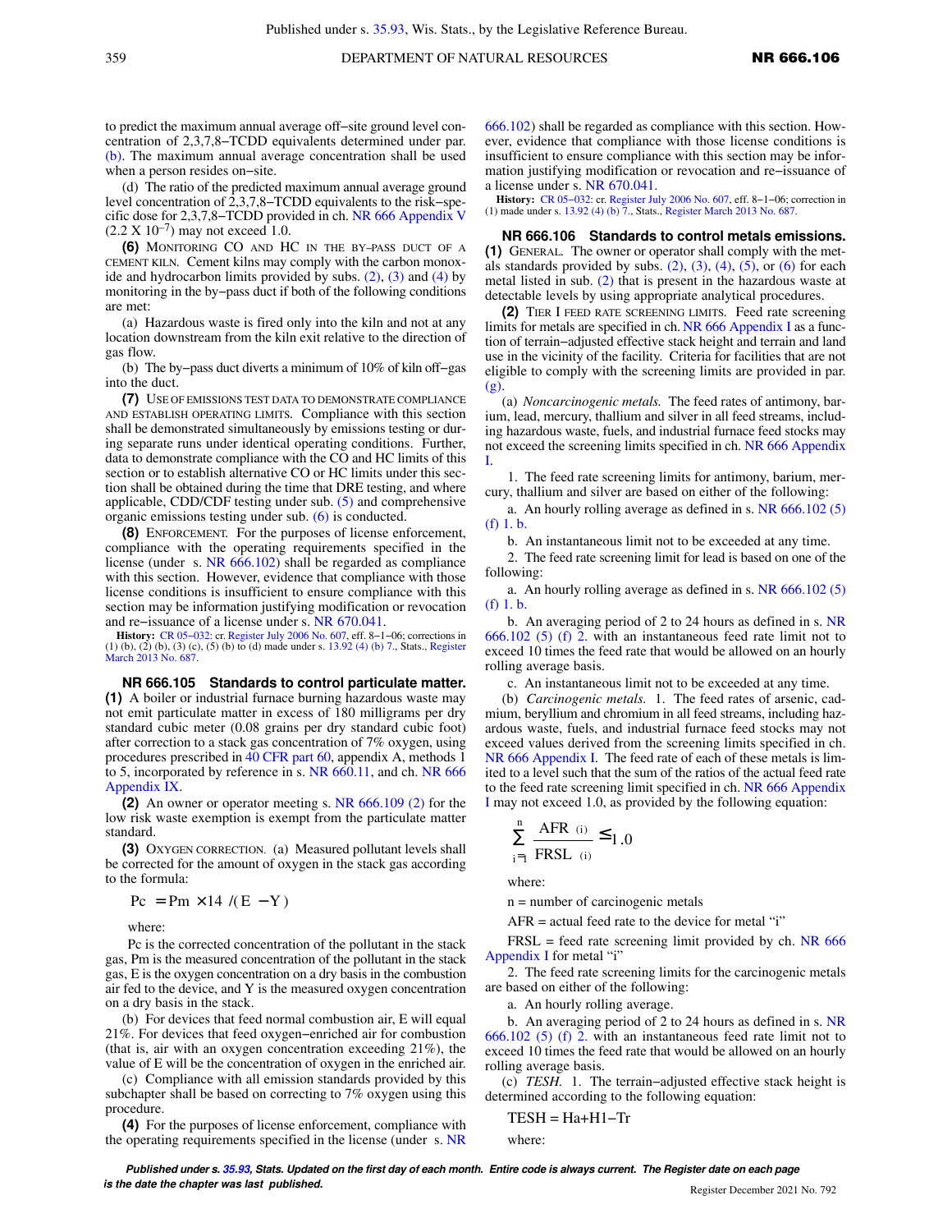to predict the maximum annual average off−site ground level concentration of 2,3,7,8−TCDD equivalents determined under par. (b). The maximum annual average concentration shall be used when a person resides on−site.

(d) The ratio of the predicted maximum annual average ground level concentration of 2,3,7,8−TCDD equivalents to the risk−specific dose for 2,3,7,8−TCDD provided in ch. NR 666 Appendix V ($2.2 \times 10^{-7}$) may not exceed 1.0.

**(6)** MONITORING CO AND HC IN THE BY−PASS DUCT OF A CEMENT KILN. Cement kilns may comply with the carbon monoxide and hydrocarbon limits provided by subs. (2), (3) and (4) by monitoring in the by−pass duct if both of the following conditions are met:

(a) Hazardous waste is fired only into the kiln and not at any location downstream from the kiln exit relative to the direction of gas flow.

(b) The by−pass duct diverts a minimum of 10% of kiln off−gas into the duct.

**(7)** USE OF EMISSIONS TEST DATA TO DEMONSTRATE COMPLIANCE AND ESTABLISH OPERATING LIMITS. Compliance with this section shall be demonstrated simultaneously by emissions testing or during separate runs under identical operating conditions. Further, data to demonstrate compliance with the CO and HC limits of this section or to establish alternative CO or HC limits under this section shall be obtained during the time that DRE testing, and where applicable, CDD/CDF testing under sub. (5) and comprehensive organic emissions testing under sub. (6) is conducted.

**(8)** ENFORCEMENT. For the purposes of license enforcement, compliance with the operating requirements specified in the license (under s. NR 666.102) shall be regarded as compliance with this section. However, evidence that compliance with those license conditions is insufficient to ensure compliance with this section may be information justifying modification or revocation and re−issuance of a license under s. NR 670.041.

**History:** CR 05−032: cr. Register July 2006 No. 607, eff. 8−1−06; corrections in (1) (b), (2) (b), (3) (c), (5) (b) to (d) made under s. 13.92 (4) (b) 7., Stats., Register March 2013 No. 687.

## NR 666.105 Standards to control particulate matter.

**(1)** A boiler or industrial furnace burning hazardous waste may not emit particulate matter in excess of 180 milligrams per dry standard cubic meter (0.08 grains per dry standard cubic foot) after correction to a stack gas concentration of 7% oxygen, using procedures prescribed in 40 CFR part 60, appendix A, methods 1 to 5, incorporated by reference in s. NR 660.11, and ch. NR 666 Appendix IX.

**(2)** An owner or operator meeting s. NR 666.109 (2) for the low risk waste exemption is exempt from the particulate matter standard.

**(3)** OXYGEN CORRECTION. (a) Measured pollutant levels shall be corrected for the amount of oxygen in the stack gas according to the formula:

$$Pc = Pm \times 14 / (E - Y)$$

where:

Pc is the corrected concentration of the pollutant in the stack gas, Pm is the measured concentration of the pollutant in the stack gas, E is the oxygen concentration on a dry basis in the combustion air fed to the device, and Y is the measured oxygen concentration on a dry basis in the stack.

(b) For devices that feed normal combustion air, E will equal 21%. For devices that feed oxygen−enriched air for combustion (that is, air with an oxygen concentration exceeding 21%), the value of E will be the concentration of oxygen in the enriched air.

(c) Compliance with all emission standards provided by this subchapter shall be based on correcting to 7% oxygen using this procedure.

**(4)** For the purposes of license enforcement, compliance with the operating requirements specified in the license (under s. NR 666.102) shall be regarded as compliance with this section. However, evidence that compliance with those license conditions is insufficient to ensure compliance with this section may be information justifying modification or revocation and re−issuance of a license under s. NR 670.041.

**History:** CR 05−032: cr. Register July 2006 No. 607, eff. 8−1−06; correction in (1) made under s. 13.92 (4) (b) 7., Stats., Register March 2013 No. 687.

## NR 666.106 Standards to control metals emissions.

**(1)** GENERAL. The owner or operator shall comply with the metals standards provided by subs. (2), (3), (4), (5), or (6) for each metal listed in sub. (2) that is present in the hazardous waste at detectable levels by using appropriate analytical procedures.

**(2)** TIER I FEED RATE SCREENING LIMITS. Feed rate screening limits for metals are specified in ch. NR 666 Appendix I as a function of terrain−adjusted effective stack height and terrain and land use in the vicinity of the facility. Criteria for facilities that are not eligible to comply with the screening limits are provided in par. (g).

(a) *Noncarcinogenic metals.* The feed rates of antimony, barium, lead, mercury, thallium and silver in all feed streams, including hazardous waste, fuels, and industrial furnace feed stocks may not exceed the screening limits specified in ch. NR 666 Appendix I.

1. The feed rate screening limits for antimony, barium, mercury, thallium and silver are based on either of the following:

a. An hourly rolling average as defined in s. NR 666.102 (5) (f) 1. b.

b. An instantaneous limit not to be exceeded at any time.

2. The feed rate screening limit for lead is based on one of the following:

a. An hourly rolling average as defined in s. NR 666.102 (5) (f) 1. b.

b. An averaging period of 2 to 24 hours as defined in s. NR 666.102 (5) (f) 2. with an instantaneous feed rate limit not to exceed 10 times the feed rate that would be allowed on an hourly rolling average basis.

c. An instantaneous limit not to be exceeded at any time.

(b) *Carcinogenic metals.* 1. The feed rates of arsenic, cadmium, beryllium and chromium in all feed streams, including hazardous waste, fuels, and industrial furnace feed stocks may not exceed values derived from the screening limits specified in ch. NR 666 Appendix I. The feed rate of each of these metals is limited to a level such that the sum of the ratios of the actual feed rate to the feed rate screening limit specified in ch. NR 666 Appendix I may not exceed 1.0, as provided by the following equation:

$$\sum_{i=1}^{n} \frac{AFR_{(i)}}{FRSL_{(i)}} \leq 1.0$$

where:

n = number of carcinogenic metals

AFR = actual feed rate to the device for metal "i"

FRSL = feed rate screening limit provided by ch. NR 666 Appendix I for metal "i"

2. The feed rate screening limits for the carcinogenic metals are based on either of the following:

a. An hourly rolling average.

b. An averaging period of 2 to 24 hours as defined in s. NR 666.102 (5) (f) 2. with an instantaneous feed rate limit not to exceed 10 times the feed rate that would be allowed on an hourly rolling average basis.

(c) *TESH.* 1. The terrain−adjusted effective stack height is determined according to the following equation:

$$TESH = Ha + H1 - Tr$$

where: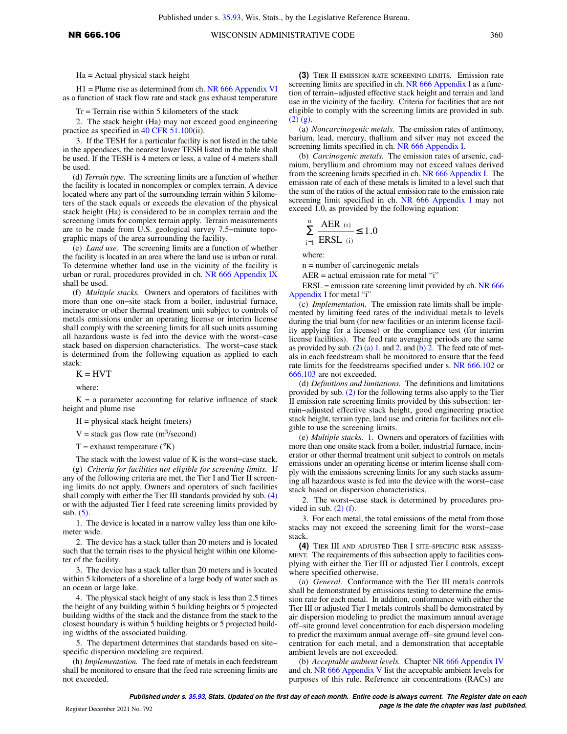Ha = Actual physical stack height

H1 = Plume rise as determined from ch. NR 666 Appendix VI as a function of stack flow rate and stack gas exhaust temperature

Tr = Terrain rise within 5 kilometers of the stack

2. The stack height (Ha) may not exceed good engineering practice as specified in 40 CFR 51.100(ii).

3. If the TESH for a particular facility is not listed in the table in the appendices, the nearest lower TESH listed in the table shall be used. If the TESH is 4 meters or less, a value of 4 meters shall be used.

(d) *Terrain type.* The screening limits are a function of whether the facility is located in noncomplex or complex terrain. A device located where any part of the surrounding terrain within 5 kilometers of the stack equals or exceeds the elevation of the physical stack height (Ha) is considered to be in complex terrain and the screening limits for complex terrain apply. Terrain measurements are to be made from U.S. geological survey 7.5−minute topographic maps of the area surrounding the facility.

(e) *Land use.* The screening limits are a function of whether the facility is located in an area where the land use is urban or rural. To determine whether land use in the vicinity of the facility is urban or rural, procedures provided in ch. NR 666 Appendix IX shall be used.

(f) *Multiple stacks.* Owners and operators of facilities with more than one on−site stack from a boiler, industrial furnace, incinerator or other thermal treatment unit subject to controls of metals emissions under an operating license or interim license shall comply with the screening limits for all such units assuming all hazardous waste is fed into the device with the worst−case stack based on dispersion characteristics. The worst−case stack is determined from the following equation as applied to each stack:

$$K = HVT$$

where:

K = a parameter accounting for relative influence of stack height and plume rise

H = physical stack height (meters)

V = stack gas flow rate ($m^3$/second)

T = exhaust temperature (°K)

The stack with the lowest value of K is the worst−case stack.

(g) *Criteria for facilities not eligible for screening limits.* If any of the following criteria are met, the Tier I and Tier II screening limits do not apply. Owners and operators of such facilities shall comply with either the Tier III standards provided by sub. (4) or with the adjusted Tier I feed rate screening limits provided by sub. (5).

1. The device is located in a narrow valley less than one kilometer wide.

2. The device has a stack taller than 20 meters and is located such that the terrain rises to the physical height within one kilometer of the facility.

3. The device has a stack taller than 20 meters and is located within 5 kilometers of a shoreline of a large body of water such as an ocean or large lake.

4. The physical stack height of any stack is less than 2.5 times the height of any building within 5 building heights or 5 projected building widths of the stack and the distance from the stack to the closest boundary is within 5 building heights or 5 projected building widths of the associated building.

5. The department determines that standards based on site−specific dispersion modeling are required.

(h) *Implementation.* The feed rate of metals in each feedstream shall be monitored to ensure that the feed rate screening limits are not exceeded.

**(3)** Tier II emission rate screening limits. Emission rate screening limits are specified in ch. NR 666 Appendix I as a function of terrain−adjusted effective stack height and terrain and land use in the vicinity of the facility. Criteria for facilities that are not eligible to comply with the screening limits are provided in sub. (2) (g).

(a) *Noncarcinogenic metals.* The emission rates of antimony, barium, lead, mercury, thallium and silver may not exceed the screening limits specified in ch. NR 666 Appendix I.

(b) *Carcinogenic metals.* The emission rates of arsenic, cadmium, beryllium and chromium may not exceed values derived from the screening limits specified in ch. NR 666 Appendix I. The emission rate of each of these metals is limited to a level such that the sum of the ratios of the actual emission rate to the emission rate screening limit specified in ch. NR 666 Appendix I may not exceed 1.0, as provided by the following equation:

$$\sum_{i=1}^{n} \frac{AER_{(i)}}{ERSL_{(i)}} \leq 1.0$$

where:

n = number of carcinogenic metals

AER = actual emission rate for metal "i"

ERSL = emission rate screening limit provided by ch. NR 666 Appendix I for metal "i"

(c) *Implementation.* The emission rate limits shall be implemented by limiting feed rates of the individual metals to levels during the trial burn (for new facilities or an interim license facility applying for a license) or the compliance test (for interim license facilities). The feed rate averaging periods are the same as provided by sub. (2) (a) 1. and 2. and (b) 2. The feed rate of metals in each feedstream shall be monitored to ensure that the feed rate limits for the feedstreams specified under s. NR 666.102 or 666.103 are not exceeded.

(d) *Definitions and limitations.* The definitions and limitations provided by sub. (2) for the following terms also apply to the Tier II emission rate screening limits provided by this subsection: terrain−adjusted effective stack height, good engineering practice stack height, terrain type, land use and criteria for facilities not eligible to use the screening limits.

(e) *Multiple stacks*. 1. Owners and operators of facilities with more than one onsite stack from a boiler, industrial furnace, incinerator or other thermal treatment unit subject to controls on metals emissions under an operating license or interim license shall comply with the emissions screening limits for any such stacks assuming all hazardous waste is fed into the device with the worst−case stack based on dispersion characteristics.

2. The worst−case stack is determined by procedures provided in sub. (2) (f).

3. For each metal, the total emissions of the metal from those stacks may not exceed the screening limit for the worst−case stack.

**(4)** Tier III and adjusted Tier I site−specific risk assessment. The requirements of this subsection apply to facilities complying with either the Tier III or adjusted Tier I controls, except where specified otherwise.

(a) *General.* Conformance with the Tier III metals controls shall be demonstrated by emissions testing to determine the emission rate for each metal. In addition, conformance with either the Tier III or adjusted Tier I metals controls shall be demonstrated by air dispersion modeling to predict the maximum annual average off−site ground level concentration for each dispersion modeling to predict the maximum annual average off−site ground level concentration for each metal, and a demonstration that acceptable ambient levels are not exceeded.

(b) *Acceptable ambient levels.* Chapter NR 666 Appendix IV and ch. NR 666 Appendix V list the acceptable ambient levels for purposes of this rule. Reference air concentrations (RACs) are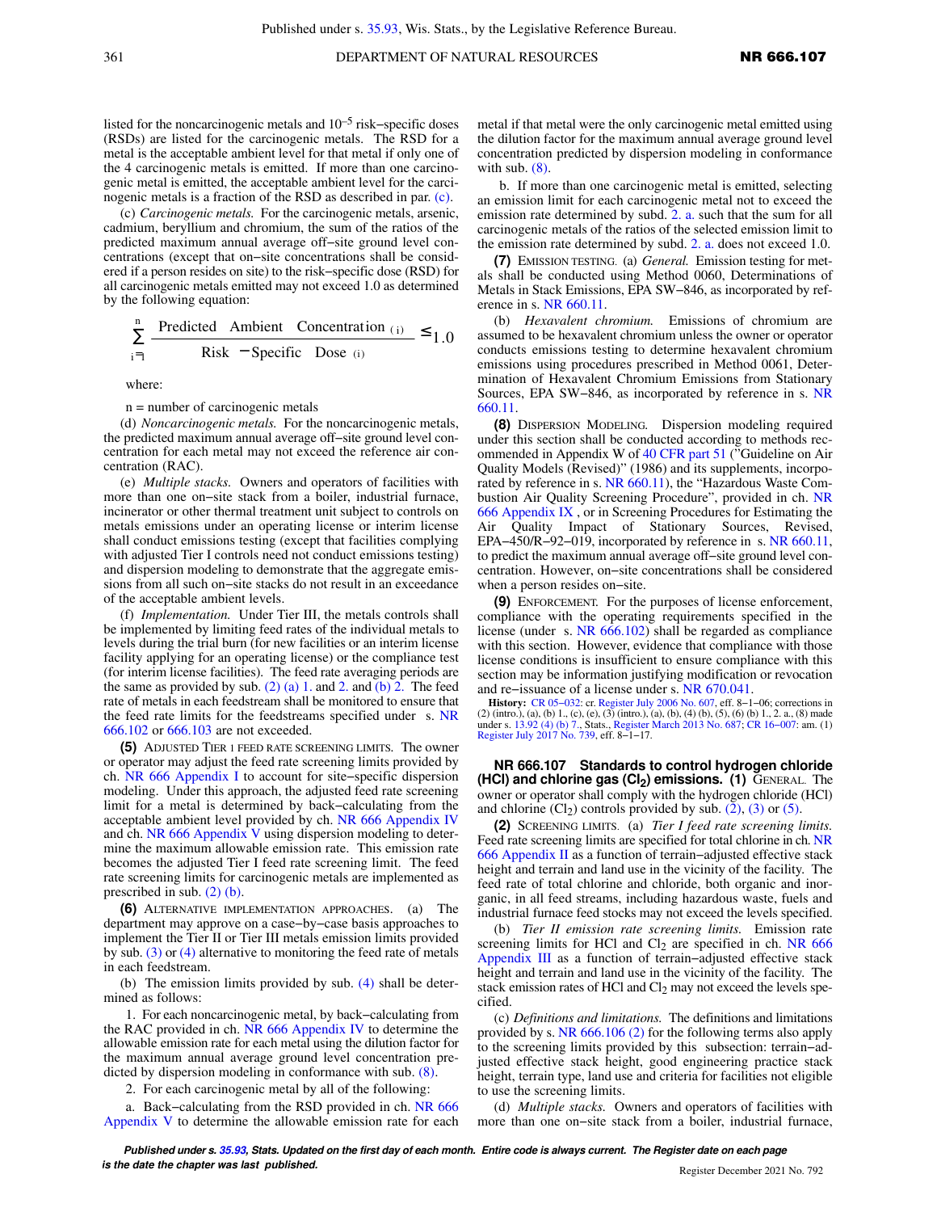listed for the noncarcinogenic metals and $10^{-5}$ risk−specific doses (RSDs) are listed for the carcinogenic metals. The RSD for a metal is the acceptable ambient level for that metal if only one of the 4 carcinogenic metals is emitted. If more than one carcinogenic metal is emitted, the acceptable ambient level for the carcinogenic metals is a fraction of the RSD as described in par. (c).

(c) *Carcinogenic metals.* For the carcinogenic metals, arsenic, cadmium, beryllium and chromium, the sum of the ratios of the predicted maximum annual average off−site ground level concentrations (except that on−site concentrations shall be considered if a person resides on site) to the risk−specific dose (RSD) for all carcinogenic metals emitted may not exceed 1.0 as determined by the following equation:

$$\sum_{i=1}^{n} \frac{\text{Predicted Ambient Concentration}_{(i)}}{\text{Risk}-\text{Specific Dose}_{(i)}} \leq 1.0$$

where:

n = number of carcinogenic metals

(d) *Noncarcinogenic metals.* For the noncarcinogenic metals, the predicted maximum annual average off−site ground level concentration for each metal may not exceed the reference air concentration (RAC).

(e) *Multiple stacks.* Owners and operators of facilities with more than one on−site stack from a boiler, industrial furnace, incinerator or other thermal treatment unit subject to controls on metals emissions under an operating license or interim license shall conduct emissions testing (except that facilities complying with adjusted Tier I controls need not conduct emissions testing) and dispersion modeling to demonstrate that the aggregate emissions from all such on−site stacks do not result in an exceedance of the acceptable ambient levels.

(f) *Implementation.* Under Tier III, the metals controls shall be implemented by limiting feed rates of the individual metals to levels during the trial burn (for new facilities or an interim license facility applying for an operating license) or the compliance test (for interim license facilities). The feed rate averaging periods are the same as provided by sub. (2) (a) 1. and 2. and (b) 2. The feed rate of metals in each feedstream shall be monitored to ensure that the feed rate limits for the feedstreams specified under s. NR 666.102 or 666.103 are not exceeded.

**(5)** ADJUSTED TIER I FEED RATE SCREENING LIMITS. The owner or operator may adjust the feed rate screening limits provided by ch. NR 666 Appendix I to account for site−specific dispersion modeling. Under this approach, the adjusted feed rate screening limit for a metal is determined by back−calculating from the acceptable ambient level provided by ch. NR 666 Appendix IV and ch. NR 666 Appendix V using dispersion modeling to determine the maximum allowable emission rate. This emission rate becomes the adjusted Tier I feed rate screening limit. The feed rate screening limits for carcinogenic metals are implemented as prescribed in sub. (2) (b).

**(6)** ALTERNATIVE IMPLEMENTATION APPROACHES. (a) The department may approve on a case−by−case basis approaches to implement the Tier II or Tier III metals emission limits provided by sub. (3) or (4) alternative to monitoring the feed rate of metals in each feedstream.

(b) The emission limits provided by sub. (4) shall be determined as follows:

1. For each noncarcinogenic metal, by back−calculating from the RAC provided in ch. NR 666 Appendix IV to determine the allowable emission rate for each metal using the dilution factor for the maximum annual average ground level concentration predicted by dispersion modeling in conformance with sub. (8).

2. For each carcinogenic metal by all of the following:

a. Back−calculating from the RSD provided in ch. NR 666 Appendix V to determine the allowable emission rate for each metal if that metal were the only carcinogenic metal emitted using the dilution factor for the maximum annual average ground level concentration predicted by dispersion modeling in conformance with sub. (8).

b. If more than one carcinogenic metal is emitted, selecting an emission limit for each carcinogenic metal not to exceed the emission rate determined by subd. 2. a. such that the sum for all carcinogenic metals of the ratios of the selected emission limit to the emission rate determined by subd. 2. a. does not exceed 1.0.

**(7)** EMISSION TESTING. (a) *General.* Emission testing for metals shall be conducted using Method 0060, Determinations of Metals in Stack Emissions, EPA SW−846, as incorporated by reference in s. NR 660.11.

(b) *Hexavalent chromium.* Emissions of chromium are assumed to be hexavalent chromium unless the owner or operator conducts emissions testing to determine hexavalent chromium emissions using procedures prescribed in Method 0061, Determination of Hexavalent Chromium Emissions from Stationary Sources, EPA SW−846, as incorporated by reference in s. NR 660.11.

**(8)** DISPERSION MODELING. Dispersion modeling required under this section shall be conducted according to methods recommended in Appendix W of 40 CFR part 51 ("Guideline on Air Quality Models (Revised)" (1986) and its supplements, incorporated by reference in s. NR 660.11), the "Hazardous Waste Combustion Air Quality Screening Procedure", provided in ch. NR 666 Appendix IX , or in Screening Procedures for Estimating the Air Quality Impact of Stationary Sources, Revised, EPA−450/R−92−019, incorporated by reference in s. NR 660.11, to predict the maximum annual average off−site ground level concentration. However, on−site concentrations shall be considered when a person resides on−site.

**(9)** ENFORCEMENT. For the purposes of license enforcement, compliance with the operating requirements specified in the license (under s. NR 666.102) shall be regarded as compliance with this section. However, evidence that compliance with those license conditions is insufficient to ensure compliance with this section may be information justifying modification or revocation and re−issuance of a license under s. NR 670.041.

**History:** CR 05−032: cr. Register July 2006 No. 607, eff. 8−1−06; corrections in (2) (intro.), (a), (b) 1., (c), (e), (3) (intro.), (a), (b), (4) (b), (5), (6) (b) 1., 2. a., (8) made under s. 13.92 (4) (b) 7., Stats., Register March 2013 No. 687; CR 16−007: am. (1) Register July 2017 No. 739, eff. 8−1−17.

### NR 666.107 Standards to control hydrogen chloride (HCl) and chlorine gas ($Cl_2$) emissions.

**(1)** GENERAL. The owner or operator shall comply with the hydrogen chloride (HCl) and chlorine ($Cl_2$) controls provided by sub. (2), (3) or (5).

**(2)** SCREENING LIMITS. (a) *Tier I feed rate screening limits.* Feed rate screening limits are specified for total chlorine in ch. NR 666 Appendix II as a function of terrain−adjusted effective stack height and terrain and land use in the vicinity of the facility. The feed rate of total chlorine and chloride, both organic and inorganic, in all feed streams, including hazardous waste, fuels and industrial furnace feed stocks may not exceed the levels specified.

(b) *Tier II emission rate screening limits.* Emission rate screening limits for HCl and $Cl_2$ are specified in ch. NR 666 Appendix III as a function of terrain−adjusted effective stack height and terrain and land use in the vicinity of the facility. The stack emission rates of HCl and $Cl_2$ may not exceed the levels specified.

(c) *Definitions and limitations.* The definitions and limitations provided by s. NR 666.106 (2) for the following terms also apply to the screening limits provided by this subsection: terrain−adjusted effective stack height, good engineering practice stack height, terrain type, land use and criteria for facilities not eligible to use the screening limits.

(d) *Multiple stacks.* Owners and operators of facilities with more than one on−site stack from a boiler, industrial furnace,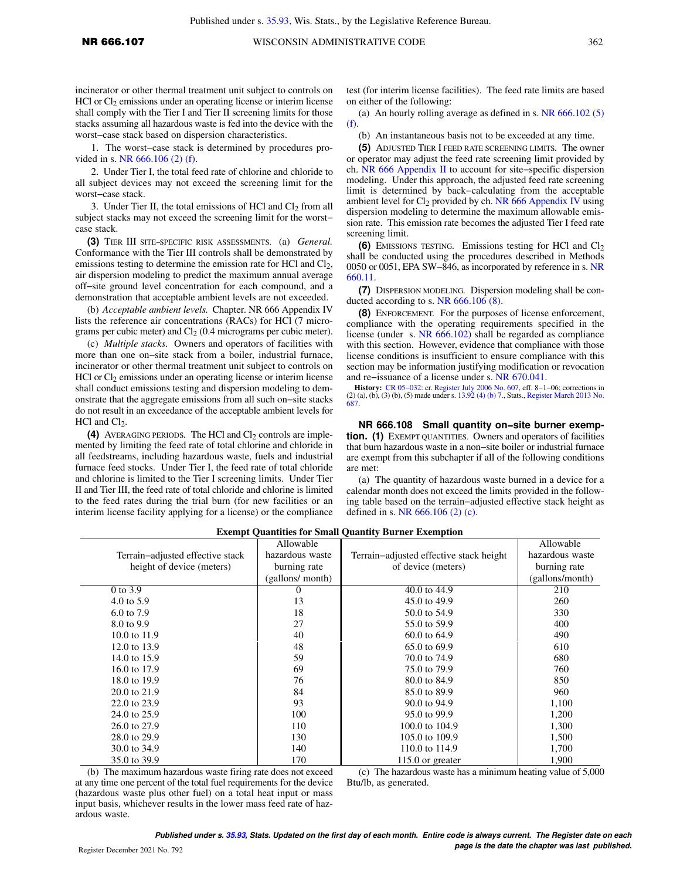incinerator or other thermal treatment unit subject to controls on HCl or $Cl_2$ emissions under an operating license or interim license shall comply with the Tier I and Tier II screening limits for those stacks assuming all hazardous waste is fed into the device with the worst−case stack based on dispersion characteristics.

1. The worst−case stack is determined by procedures provided in s. NR 666.106 (2) (f).

2. Under Tier I, the total feed rate of chlorine and chloride to all subject devices may not exceed the screening limit for the worst−case stack.

3. Under Tier II, the total emissions of HCl and $Cl_2$ from all subject stacks may not exceed the screening limit for the worst−case stack.

**(3)** TIER III SITE−SPECIFIC RISK ASSESSMENTS. (a) *General.* Conformance with the Tier III controls shall be demonstrated by emissions testing to determine the emission rate for HCl and $Cl_2$, air dispersion modeling to predict the maximum annual average off−site ground level concentration for each compound, and a demonstration that acceptable ambient levels are not exceeded.

(b) *Acceptable ambient levels.* Chapter. NR 666 Appendix IV lists the reference air concentrations (RACs) for HCl (7 micrograms per cubic meter) and $Cl_2$ (0.4 micrograms per cubic meter).

(c) *Multiple stacks.* Owners and operators of facilities with more than one on−site stack from a boiler, industrial furnace, incinerator or other thermal treatment unit subject to controls on HCl or $Cl_2$ emissions under an operating license or interim license shall conduct emissions testing and dispersion modeling to demonstrate that the aggregate emissions from all such on−site stacks do not result in an exceedance of the acceptable ambient levels for HCl and $Cl_2$.

**(4)** AVERAGING PERIODS. The HCl and $Cl_2$ controls are implemented by limiting the feed rate of total chlorine and chloride in all feedstreams, including hazardous waste, fuels and industrial furnace feed stocks. Under Tier I, the feed rate of total chloride and chlorine is limited to the Tier I screening limits. Under Tier II and Tier III, the feed rate of total chloride and chlorine is limited to the feed rates during the trial burn (for new facilities or an interim license facility applying for a license) or the compliance test (for interim license facilities). The feed rate limits are based on either of the following:

(a) An hourly rolling average as defined in s. NR 666.102 (5) (f).

(b) An instantaneous basis not to be exceeded at any time.

**(5)** ADJUSTED TIER I FEED RATE SCREENING LIMITS. The owner or operator may adjust the feed rate screening limit provided by ch. NR 666 Appendix II to account for site−specific dispersion modeling. Under this approach, the adjusted feed rate screening limit is determined by back−calculating from the acceptable ambient level for $Cl_2$ provided by ch. NR 666 Appendix IV using dispersion modeling to determine the maximum allowable emission rate. This emission rate becomes the adjusted Tier I feed rate screening limit.

**(6)** EMISSIONS TESTING. Emissions testing for HCl and $Cl_2$ shall be conducted using the procedures described in Methods 0050 or 0051, EPA SW−846, as incorporated by reference in s. NR 660.11.

**(7)** DISPERSION MODELING. Dispersion modeling shall be conducted according to s. NR 666.106 (8).

**(8)** ENFORCEMENT. For the purposes of license enforcement, compliance with the operating requirements specified in the license (under s. NR 666.102) shall be regarded as compliance with this section. However, evidence that compliance with those license conditions is insufficient to ensure compliance with this section may be information justifying modification or revocation and re−issuance of a license under s. NR 670.041.

**History:** CR 05−032: cr. Register July 2006 No. 607, eff. 8−1−06; corrections in (2) (a), (b), (3) (b), (5) made under s. 13.92 (4) (b) 7., Stats., Register March 2013 No. 687.

**NR 666.108 Small quantity on−site burner exemption. (1)** EXEMPT QUANTITIES. Owners and operators of facilities that burn hazardous waste in a non−site boiler or industrial furnace are exempt from this subchapter if all of the following conditions are met:

(a) The quantity of hazardous waste burned in a device for a calendar month does not exceed the limits provided in the following table based on the terrain−adjusted effective stack height as defined in s. NR 666.106 (2) (c).

**Exempt Quantities for Small Quantity Burner Exemption**

| Terrain−adjusted effective stack height of device (meters) | Allowable hazardous waste burning rate (gallons/ month) | Terrain−adjusted effective stack height of device (meters) | Allowable hazardous waste burning rate (gallons/month) |
|---|---|---|---|
| 0 to 3.9 | 0 | 40.0 to 44.9 | 210 |
| 4.0 to 5.9 | 13 | 45.0 to 49.9 | 260 |
| 6.0 to 7.9 | 18 | 50.0 to 54.9 | 330 |
| 8.0 to 9.9 | 27 | 55.0 to 59.9 | 400 |
| 10.0 to 11.9 | 40 | 60.0 to 64.9 | 490 |
| 12.0 to 13.9 | 48 | 65.0 to 69.9 | 610 |
| 14.0 to 15.9 | 59 | 70.0 to 74.9 | 680 |
| 16.0 to 17.9 | 69 | 75.0 to 79.9 | 760 |
| 18.0 to 19.9 | 76 | 80.0 to 84.9 | 850 |
| 20.0 to 21.9 | 84 | 85.0 to 89.9 | 960 |
| 22.0 to 23.9 | 93 | 90.0 to 94.9 | 1,100 |
| 24.0 to 25.9 | 100 | 95.0 to 99.9 | 1,200 |
| 26.0 to 27.9 | 110 | 100.0 to 104.9 | 1,300 |
| 28.0 to 29.9 | 130 | 105.0 to 109.9 | 1,500 |
| 30.0 to 34.9 | 140 | 110.0 to 114.9 | 1,700 |
| 35.0 to 39.9 | 170 | 115.0 or greater | 1,900 |

(b) The maximum hazardous waste firing rate does not exceed at any time one percent of the total fuel requirements for the device (hazardous waste plus other fuel) on a total heat input or mass input basis, whichever results in the lower mass feed rate of hazardous waste.

(c) The hazardous waste has a minimum heating value of 5,000 Btu/lb, as generated.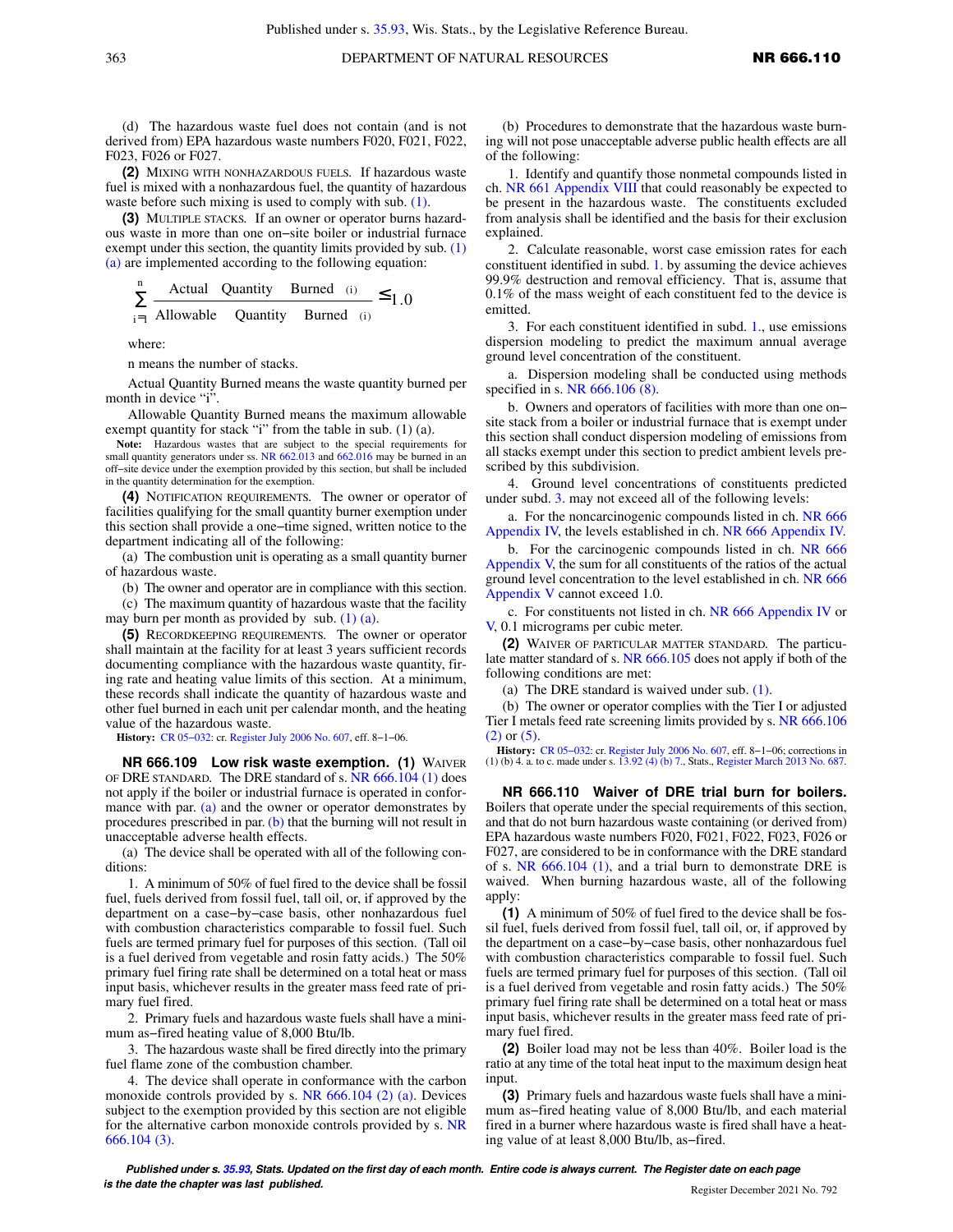(d) The hazardous waste fuel does not contain (and is not derived from) EPA hazardous waste numbers F020, F021, F022, F023, F026 or F027.

**(2)** MIXING WITH NONHAZARDOUS FUELS. If hazardous waste fuel is mixed with a nonhazardous fuel, the quantity of hazardous waste before such mixing is used to comply with sub. (1).

**(3)** MULTIPLE STACKS. If an owner or operator burns hazardous waste in more than one on–site boiler or industrial furnace exempt under this section, the quantity limits provided by sub. (1) (a) are implemented according to the following equation:

$$\sum_{i=1}^{n} \frac{\text{Actual Quantity Burned }(i)}{\text{Allowable Quantity Burned }(i)} \leq 1.0$$

where:

n means the number of stacks.

Actual Quantity Burned means the waste quantity burned per month in device "i".

Allowable Quantity Burned means the maximum allowable exempt quantity for stack "i" from the table in sub. (1) (a).

**Note:** Hazardous wastes that are subject to the special requirements for small quantity generators under ss. NR 662.013 and 662.016 may be burned in an off–site device under the exemption provided by this section, but shall be included in the quantity determination for the exemption.

**(4)** NOTIFICATION REQUIREMENTS. The owner or operator of facilities qualifying for the small quantity burner exemption under this section shall provide a one–time signed, written notice to the department indicating all of the following:

(a) The combustion unit is operating as a small quantity burner of hazardous waste.

(b) The owner and operator are in compliance with this section.

(c) The maximum quantity of hazardous waste that the facility may burn per month as provided by sub. (1) (a).

**(5)** RECORDKEEPING REQUIREMENTS. The owner or operator shall maintain at the facility for at least 3 years sufficient records documenting compliance with the hazardous waste quantity, firing rate and heating value limits of this section. At a minimum, these records shall indicate the quantity of hazardous waste and other fuel burned in each unit per calendar month, and the heating value of the hazardous waste.

**History:** CR 05–032: cr. Register July 2006 No. 607, eff. 8–1–06.

## NR 666.109 Low risk waste exemption.

**(1)** WAIVER OF DRE STANDARD. The DRE standard of s. NR 666.104 (1) does not apply if the boiler or industrial furnace is operated in conformance with par. (a) and the owner or operator demonstrates by procedures prescribed in par. (b) that the burning will not result in unacceptable adverse health effects.

(a) The device shall be operated with all of the following conditions:

1. A minimum of 50% of fuel fired to the device shall be fossil fuel, fuels derived from fossil fuel, tall oil, or, if approved by the department on a case–by–case basis, other nonhazardous fuel with combustion characteristics comparable to fossil fuel. Such fuels are termed primary fuel for purposes of this section. (Tall oil is a fuel derived from vegetable and rosin fatty acids.) The 50% primary fuel firing rate shall be determined on a total heat or mass input basis, whichever results in the greater mass feed rate of primary fuel fired.

2. Primary fuels and hazardous waste fuels shall have a minimum as–fired heating value of 8,000 Btu/lb.

3. The hazardous waste shall be fired directly into the primary fuel flame zone of the combustion chamber.

4. The device shall operate in conformance with the carbon monoxide controls provided by s. NR 666.104 (2) (a). Devices subject to the exemption provided by this section are not eligible for the alternative carbon monoxide controls provided by s. NR 666.104 (3).

(b) Procedures to demonstrate that the hazardous waste burning will not pose unacceptable adverse public health effects are all of the following:

1. Identify and quantify those nonmetal compounds listed in ch. NR 661 Appendix VIII that could reasonably be expected to be present in the hazardous waste. The constituents excluded from analysis shall be identified and the basis for their exclusion explained.

2. Calculate reasonable, worst case emission rates for each constituent identified in subd. 1. by assuming the device achieves 99.9% destruction and removal efficiency. That is, assume that 0.1% of the mass weight of each constituent fed to the device is emitted.

3. For each constituent identified in subd. 1., use emissions dispersion modeling to predict the maximum annual average ground level concentration of the constituent.

a. Dispersion modeling shall be conducted using methods specified in s. NR 666.106 (8).

b. Owners and operators of facilities with more than one on–site stack from a boiler or industrial furnace that is exempt under this section shall conduct dispersion modeling of emissions from all stacks exempt under this section to predict ambient levels prescribed by this subdivision.

4. Ground level concentrations of constituents predicted under subd. 3. may not exceed all of the following levels:

a. For the noncarcinogenic compounds listed in ch. NR 666 Appendix IV, the levels established in ch. NR 666 Appendix IV.

b. For the carcinogenic compounds listed in ch. NR 666 Appendix V, the sum for all constituents of the ratios of the actual ground level concentration to the level established in ch. NR 666 Appendix V cannot exceed 1.0.

c. For constituents not listed in ch. NR 666 Appendix IV or V, 0.1 micrograms per cubic meter.

**(2)** WAIVER OF PARTICULAR MATTER STANDARD. The particulate matter standard of s. NR 666.105 does not apply if both of the following conditions are met:

(a) The DRE standard is waived under sub. (1).

(b) The owner or operator complies with the Tier I or adjusted Tier I metals feed rate screening limits provided by s. NR 666.106 (2) or (5).

**History:** CR 05–032: cr. Register July 2006 No. 607, eff. 8–1–06; corrections in (1) (b) 4. a. to c. made under s. 13.92 (4) (b) 7., Stats., Register March 2013 No. 687.

## NR 666.110 Waiver of DRE trial burn for boilers.

Boilers that operate under the special requirements of this section, and that do not burn hazardous waste containing (or derived from) EPA hazardous waste numbers F020, F021, F022, F023, F026 or F027, are considered to be in conformance with the DRE standard of s. NR 666.104 (1), and a trial burn to demonstrate DRE is waived. When burning hazardous waste, all of the following apply:

**(1)** A minimum of 50% of fuel fired to the device shall be fossil fuel, fuels derived from fossil fuel, tall oil, or, if approved by the department on a case–by–case basis, other nonhazardous fuel with combustion characteristics comparable to fossil fuel. Such fuels are termed primary fuel for purposes of this section. (Tall oil is a fuel derived from vegetable and rosin fatty acids.) The 50% primary fuel firing rate shall be determined on a total heat or mass input basis, whichever results in the greater mass feed rate of primary fuel fired.

**(2)** Boiler load may not be less than 40%. Boiler load is the ratio at any time of the total heat input to the maximum design heat input.

**(3)** Primary fuels and hazardous waste fuels shall have a minimum as–fired heating value of 8,000 Btu/lb, and each material fired in a burner where hazardous waste is fired shall have a heating value of at least 8,000 Btu/lb, as–fired.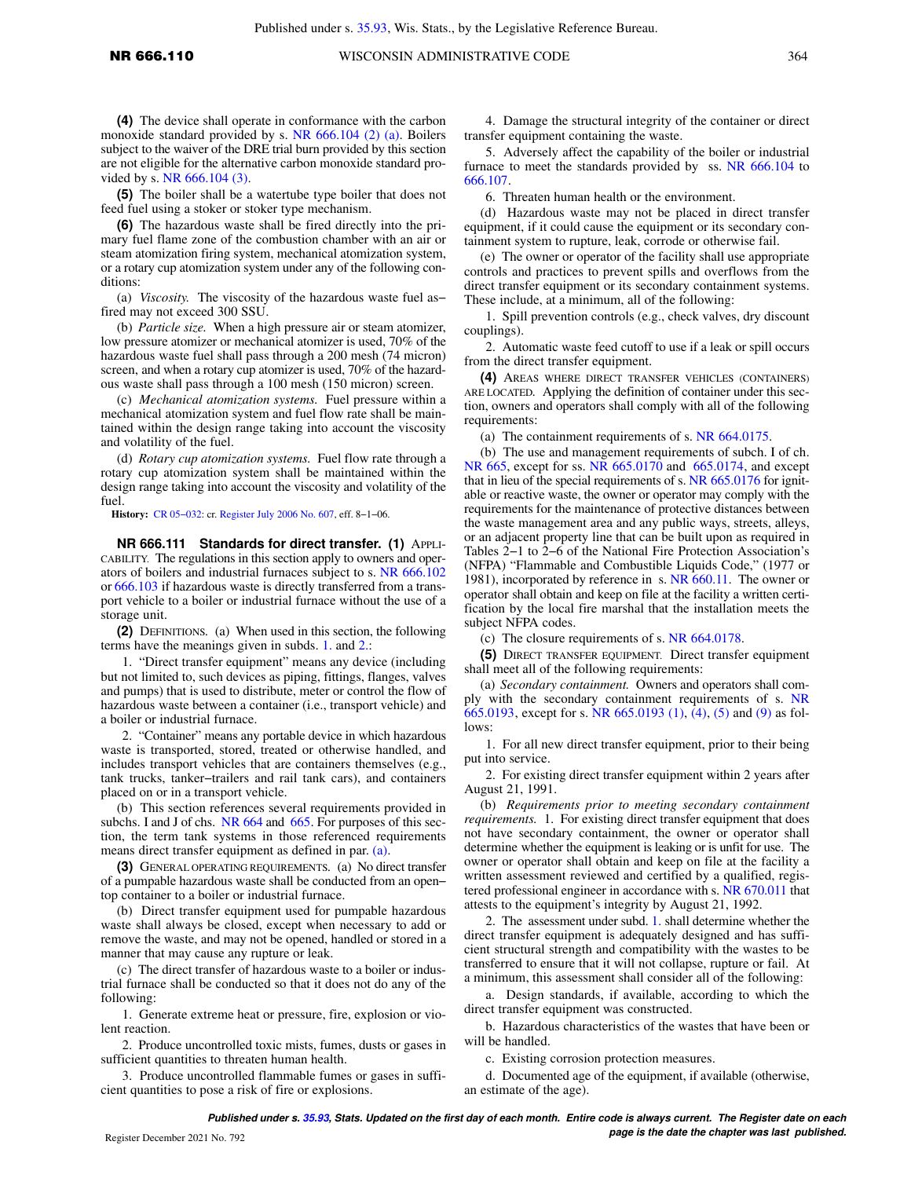**(4)** The device shall operate in conformance with the carbon monoxide standard provided by s. NR 666.104 (2) (a). Boilers subject to the waiver of the DRE trial burn provided by this section are not eligible for the alternative carbon monoxide standard provided by s. NR 666.104 (3).

**(5)** The boiler shall be a watertube type boiler that does not feed fuel using a stoker or stoker type mechanism.

**(6)** The hazardous waste shall be fired directly into the primary fuel flame zone of the combustion chamber with an air or steam atomization firing system, mechanical atomization system, or a rotary cup atomization system under any of the following conditions:

(a) *Viscosity.* The viscosity of the hazardous waste fuel as-fired may not exceed 300 SSU.

(b) *Particle size.* When a high pressure air or steam atomizer, low pressure atomizer or mechanical atomizer is used, 70% of the hazardous waste fuel shall pass through a 200 mesh (74 micron) screen, and when a rotary cup atomizer is used, 70% of the hazardous waste shall pass through a 100 mesh (150 micron) screen.

(c) *Mechanical atomization systems.* Fuel pressure within a mechanical atomization system and fuel flow rate shall be maintained within the design range taking into account the viscosity and volatility of the fuel.

(d) *Rotary cup atomization systems.* Fuel flow rate through a rotary cup atomization system shall be maintained within the design range taking into account the viscosity and volatility of the fuel.

**History:** CR 05-032: cr. Register July 2006 No. 607, eff. 8-1-06.

**NR 666.111 Standards for direct transfer. (1)** APPLICABILITY. The regulations in this section apply to owners and operators of boilers and industrial furnaces subject to s. NR 666.102 or 666.103 if hazardous waste is directly transferred from a transport vehicle to a boiler or industrial furnace without the use of a storage unit.

**(2)** DEFINITIONS. (a) When used in this section, the following terms have the meanings given in subds. 1. and 2.:

1. "Direct transfer equipment" means any device (including but not limited to, such devices as piping, fittings, flanges, valves and pumps) that is used to distribute, meter or control the flow of hazardous waste between a container (i.e., transport vehicle) and a boiler or industrial furnace.

2. "Container" means any portable device in which hazardous waste is transported, stored, treated or otherwise handled, and includes transport vehicles that are containers themselves (e.g., tank trucks, tanker-trailers and rail tank cars), and containers placed on or in a transport vehicle.

(b) This section references several requirements provided in subchs. I and J of chs. NR 664 and 665. For purposes of this section, the term tank systems in those referenced requirements means direct transfer equipment as defined in par. (a).

**(3)** GENERAL OPERATING REQUIREMENTS. (a) No direct transfer of a pumpable hazardous waste shall be conducted from an open-top container to a boiler or industrial furnace.

(b) Direct transfer equipment used for pumpable hazardous waste shall always be closed, except when necessary to add or remove the waste, and may not be opened, handled or stored in a manner that may cause any rupture or leak.

(c) The direct transfer of hazardous waste to a boiler or industrial furnace shall be conducted so that it does not do any of the following:

1. Generate extreme heat or pressure, fire, explosion or violent reaction.

2. Produce uncontrolled toxic mists, fumes, dusts or gases in sufficient quantities to threaten human health.

3. Produce uncontrolled flammable fumes or gases in sufficient quantities to pose a risk of fire or explosions.

4. Damage the structural integrity of the container or direct transfer equipment containing the waste.

5. Adversely affect the capability of the boiler or industrial furnace to meet the standards provided by ss. NR 666.104 to 666.107.

6. Threaten human health or the environment.

(d) Hazardous waste may not be placed in direct transfer equipment, if it could cause the equipment or its secondary containment system to rupture, leak, corrode or otherwise fail.

(e) The owner or operator of the facility shall use appropriate controls and practices to prevent spills and overflows from the direct transfer equipment or its secondary containment systems. These include, at a minimum, all of the following:

1. Spill prevention controls (e.g., check valves, dry discount couplings).

2. Automatic waste feed cutoff to use if a leak or spill occurs from the direct transfer equipment.

**(4)** AREAS WHERE DIRECT TRANSFER VEHICLES (CONTAINERS) ARE LOCATED. Applying the definition of container under this section, owners and operators shall comply with all of the following requirements:

(a) The containment requirements of s. NR 664.0175.

(b) The use and management requirements of subch. I of ch. NR 665, except for ss. NR 665.0170 and 665.0174, and except that in lieu of the special requirements of s. NR 665.0176 for ignitable or reactive waste, the owner or operator may comply with the requirements for the maintenance of protective distances between the waste management area and any public ways, streets, alleys, or an adjacent property line that can be built upon as required in Tables 2-1 to 2-6 of the National Fire Protection Association's (NFPA) "Flammable and Combustible Liquids Code," (1977 or 1981), incorporated by reference in s. NR 660.11. The owner or operator shall obtain and keep on file at the facility a written certification by the local fire marshal that the installation meets the subject NFPA codes.

(c) The closure requirements of s. NR 664.0178.

**(5)** DIRECT TRANSFER EQUIPMENT. Direct transfer equipment shall meet all of the following requirements:

(a) *Secondary containment.* Owners and operators shall comply with the secondary containment requirements of s. NR 665.0193, except for s. NR 665.0193 (1), (4), (5) and (9) as follows:

1. For all new direct transfer equipment, prior to their being put into service.

2. For existing direct transfer equipment within 2 years after August 21, 1991.

(b) *Requirements prior to meeting secondary containment requirements.* 1. For existing direct transfer equipment that does not have secondary containment, the owner or operator shall determine whether the equipment is leaking or is unfit for use. The owner or operator shall obtain and keep on file at the facility a written assessment reviewed and certified by a qualified, registered professional engineer in accordance with s. NR 670.011 that attests to the equipment's integrity by August 21, 1992.

2. The assessment under subd. 1. shall determine whether the direct transfer equipment is adequately designed and has sufficient structural strength and compatibility with the wastes to be transferred to ensure that it will not collapse, rupture or fail. At a minimum, this assessment shall consider all of the following:

a. Design standards, if available, according to which the direct transfer equipment was constructed.

b. Hazardous characteristics of the wastes that have been or will be handled.

c. Existing corrosion protection measures.

d. Documented age of the equipment, if available (otherwise, an estimate of the age).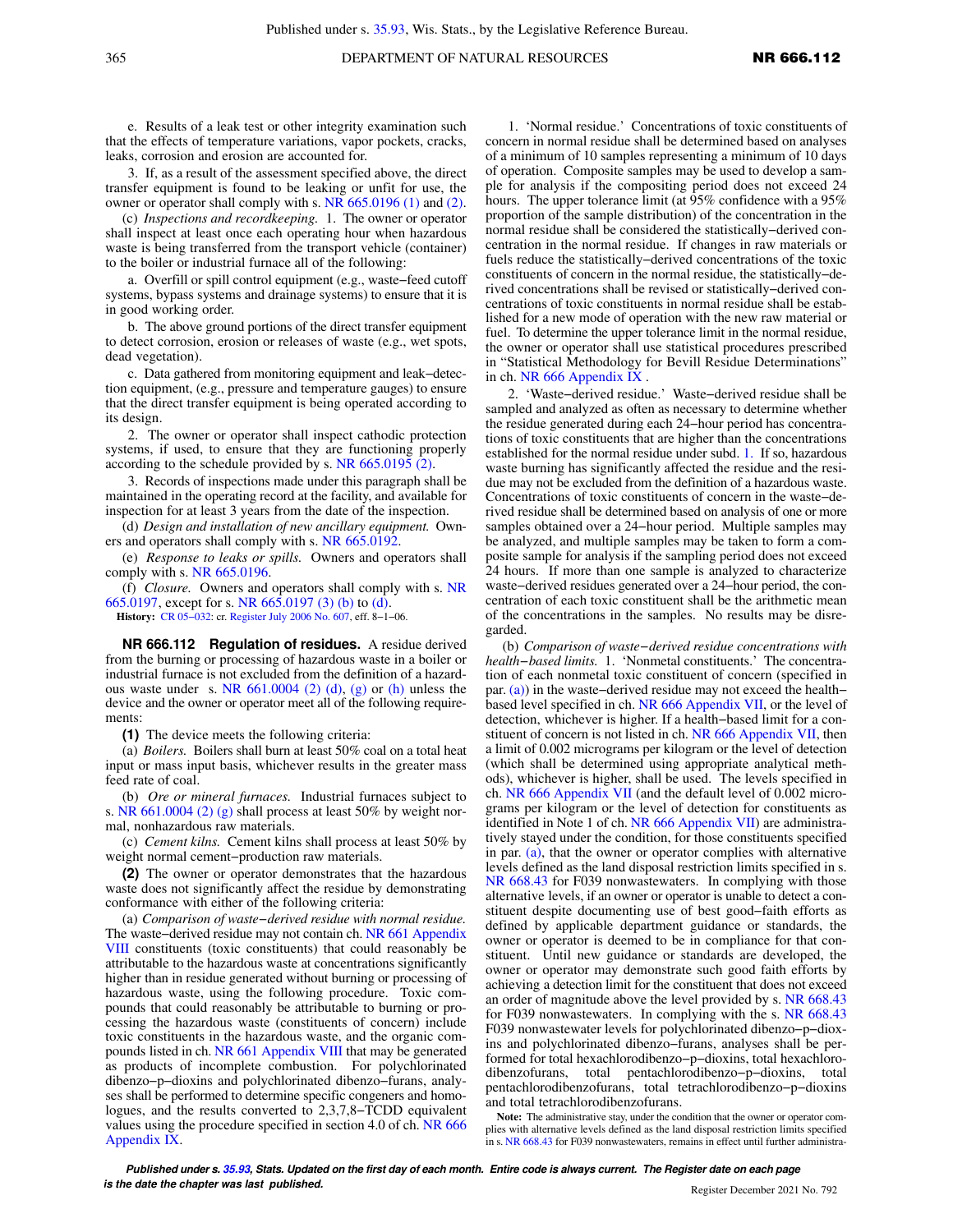e. Results of a leak test or other integrity examination such that the effects of temperature variations, vapor pockets, cracks, leaks, corrosion and erosion are accounted for.

3. If, as a result of the assessment specified above, the direct transfer equipment is found to be leaking or unfit for use, the owner or operator shall comply with s. NR 665.0196 (1) and (2).

(c) *Inspections and recordkeeping.* 1. The owner or operator shall inspect at least once each operating hour when hazardous waste is being transferred from the transport vehicle (container) to the boiler or industrial furnace all of the following:

a. Overfill or spill control equipment (e.g., waste−feed cutoff systems, bypass systems and drainage systems) to ensure that it is in good working order.

b. The above ground portions of the direct transfer equipment to detect corrosion, erosion or releases of waste (e.g., wet spots, dead vegetation).

c. Data gathered from monitoring equipment and leak−detection equipment, (e.g., pressure and temperature gauges) to ensure that the direct transfer equipment is being operated according to its design.

2. The owner or operator shall inspect cathodic protection systems, if used, to ensure that they are functioning properly according to the schedule provided by s. NR 665.0195 (2).

3. Records of inspections made under this paragraph shall be maintained in the operating record at the facility, and available for inspection for at least 3 years from the date of the inspection.

(d) *Design and installation of new ancillary equipment.* Owners and operators shall comply with s. NR 665.0192.

(e) *Response to leaks or spills.* Owners and operators shall comply with s. NR 665.0196.

(f) *Closure.* Owners and operators shall comply with s. NR 665.0197, except for s. NR 665.0197 (3) (b) to (d).

**History:** CR 05−032: cr. Register July 2006 No. 607, eff. 8−1−06.

**NR 666.112 Regulation of residues.** A residue derived from the burning or processing of hazardous waste in a boiler or industrial furnace is not excluded from the definition of a hazardous waste under s. NR 661.0004 (2) (d), (g) or (h) unless the device and the owner or operator meet all of the following requirements:

**(1)** The device meets the following criteria:

(a) *Boilers.* Boilers shall burn at least 50% coal on a total heat input or mass input basis, whichever results in the greater mass feed rate of coal.

(b) *Ore or mineral furnaces.* Industrial furnaces subject to s. NR 661.0004 (2) (g) shall process at least 50% by weight normal, nonhazardous raw materials.

(c) *Cement kilns.* Cement kilns shall process at least 50% by weight normal cement−production raw materials.

**(2)** The owner or operator demonstrates that the hazardous waste does not significantly affect the residue by demonstrating conformance with either of the following criteria:

(a) *Comparison of waste−derived residue with normal residue.* The waste−derived residue may not contain ch. NR 661 Appendix VIII constituents (toxic constituents) that could reasonably be attributable to the hazardous waste at concentrations significantly higher than in residue generated without burning or processing of hazardous waste, using the following procedure. Toxic compounds that could reasonably be attributable to burning or processing the hazardous waste (constituents of concern) include toxic constituents in the hazardous waste, and the organic compounds listed in ch. NR 661 Appendix VIII that may be generated as products of incomplete combustion. For polychlorinated dibenzo−p−dioxins and polychlorinated dibenzo−furans, analyses shall be performed to determine specific congeners and homologues, and the results converted to 2,3,7,8−TCDD equivalent values using the procedure specified in section 4.0 of ch. NR 666 Appendix IX.

1. 'Normal residue.' Concentrations of toxic constituents of concern in normal residue shall be determined based on analyses of a minimum of 10 samples representing a minimum of 10 days of operation. Composite samples may be used to develop a sample for analysis if the compositing period does not exceed 24 hours. The upper tolerance limit (at 95% confidence with a 95% proportion of the sample distribution) of the concentration in the normal residue shall be considered the statistically−derived concentration in the normal residue. If changes in raw materials or fuels reduce the statistically−derived concentrations of the toxic constituents of concern in the normal residue, the statistically−derived concentrations shall be revised or statistically−derived concentrations of toxic constituents in normal residue shall be established for a new mode of operation with the new raw material or fuel. To determine the upper tolerance limit in the normal residue, the owner or operator shall use statistical procedures prescribed in "Statistical Methodology for Bevill Residue Determinations" in ch. NR 666 Appendix IX .

2. 'Waste−derived residue.' Waste−derived residue shall be sampled and analyzed as often as necessary to determine whether the residue generated during each 24−hour period has concentrations of toxic constituents that are higher than the concentrations established for the normal residue under subd. 1. If so, hazardous waste burning has significantly affected the residue and the residue may not be excluded from the definition of a hazardous waste. Concentrations of toxic constituents of concern in the waste−derived residue shall be determined based on analysis of one or more samples obtained over a 24−hour period. Multiple samples may be analyzed, and multiple samples may be taken to form a composite sample for analysis if the sampling period does not exceed 24 hours. If more than one sample is analyzed to characterize waste−derived residues generated over a 24−hour period, the concentration of each toxic constituent shall be the arithmetic mean of the concentrations in the samples. No results may be disregarded.

(b) *Comparison of waste−derived residue concentrations with health−based limits.* 1. 'Nonmetal constituents.' The concentration of each nonmetal toxic constituent of concern (specified in par. (a)) in the waste−derived residue may not exceed the health−based level specified in ch. NR 666 Appendix VII, or the level of detection, whichever is higher. If a health−based limit for a constituent of concern is not listed in ch. NR 666 Appendix VII, then a limit of 0.002 micrograms per kilogram or the level of detection (which shall be determined using appropriate analytical methods), whichever is higher, shall be used. The levels specified in ch. NR 666 Appendix VII (and the default level of 0.002 micrograms per kilogram or the level of detection for constituents as identified in Note 1 of ch. NR 666 Appendix VII) are administratively stayed under the condition, for those constituents specified in par. (a), that the owner or operator complies with alternative levels defined as the land disposal restriction limits specified in s. NR 668.43 for F039 nonwastewaters. In complying with those alternative levels, if an owner or operator is unable to detect a constituent despite documenting use of best good−faith efforts as defined by applicable department guidance or standards, the owner or operator is deemed to be in compliance for that constituent. Until new guidance or standards are developed, the owner or operator may demonstrate such good faith efforts by achieving a detection limit for the constituent that does not exceed an order of magnitude above the level provided by s. NR 668.43 for F039 nonwastewaters. In complying with the s. NR 668.43 F039 nonwastewater levels for polychlorinated dibenzo−p−dioxins and polychlorinated dibenzo−furans, analyses shall be performed for total hexachlorodibenzo−p−dioxins, total hexachlorodibenzofurans, total pentachlorodibenzo−p−dioxins, total pentachlorodibenzofurans, total tetrachlorodibenzo−p−dioxins and total tetrachlorodibenzofurans.

**Note:** The administrative stay, under the condition that the owner or operator complies with alternative levels defined as the land disposal restriction limits specified in s. NR 668.43 for F039 nonwastewaters, remains in effect until further administra-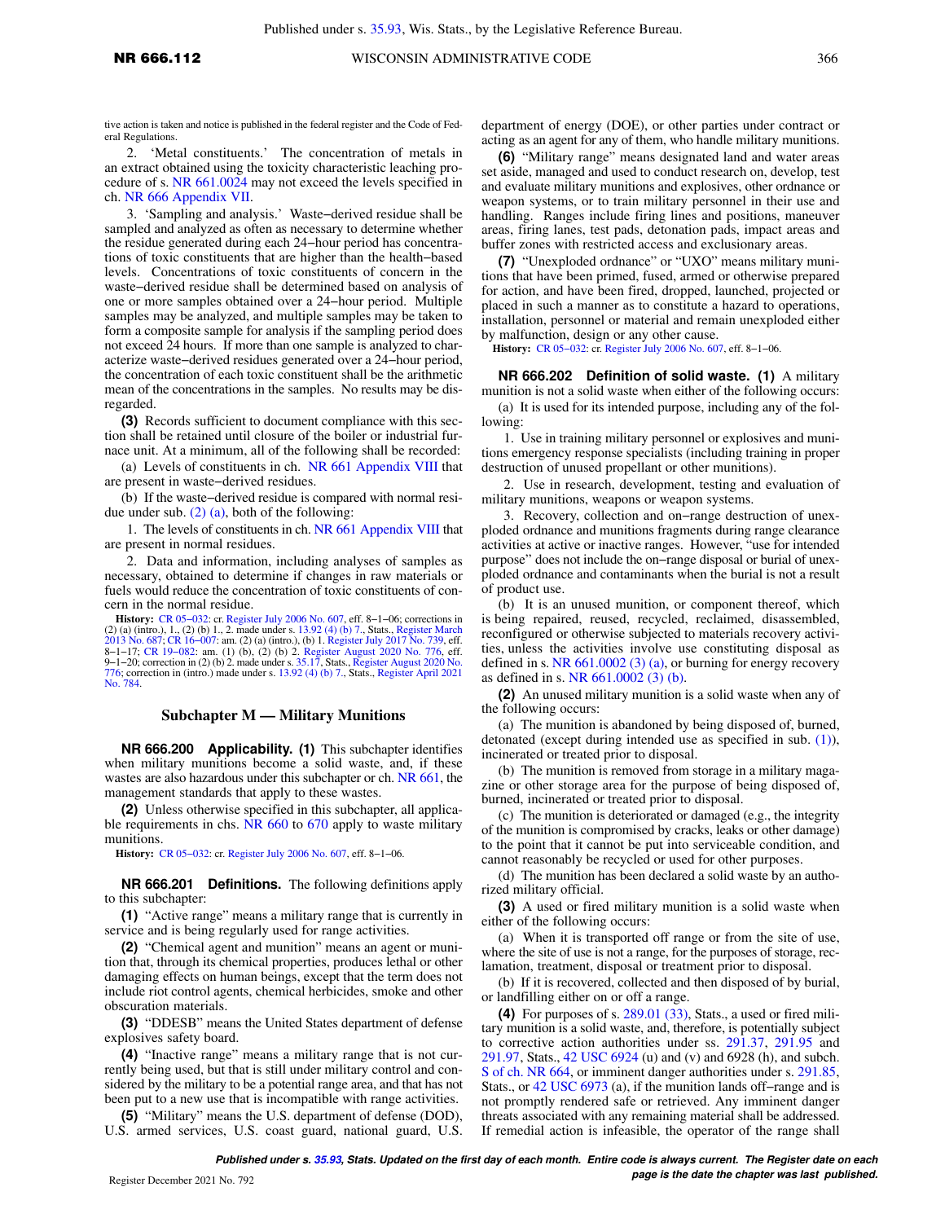tive action is taken and notice is published in the federal register and the Code of Federal Regulations.

2. 'Metal constituents.' The concentration of metals in an extract obtained using the toxicity characteristic leaching procedure of s. NR 661.0024 may not exceed the levels specified in ch. NR 666 Appendix VII.

3. 'Sampling and analysis.' Waste−derived residue shall be sampled and analyzed as often as necessary to determine whether the residue generated during each 24−hour period has concentrations of toxic constituents that are higher than the health−based levels. Concentrations of toxic constituents of concern in the waste−derived residue shall be determined based on analysis of one or more samples obtained over a 24−hour period. Multiple samples may be analyzed, and multiple samples may be taken to form a composite sample for analysis if the sampling period does not exceed 24 hours. If more than one sample is analyzed to characterize waste−derived residues generated over a 24−hour period, the concentration of each toxic constituent shall be the arithmetic mean of the concentrations in the samples. No results may be disregarded.

**(3)** Records sufficient to document compliance with this section shall be retained until closure of the boiler or industrial furnace unit. At a minimum, all of the following shall be recorded:

(a) Levels of constituents in ch. NR 661 Appendix VIII that are present in waste−derived residues.

(b) If the waste−derived residue is compared with normal residue under sub. (2) (a), both of the following:

1. The levels of constituents in ch. NR 661 Appendix VIII that are present in normal residues.

2. Data and information, including analyses of samples as necessary, obtained to determine if changes in raw materials or fuels would reduce the concentration of toxic constituents of concern in the normal residue.

**History:** CR 05−032: cr. Register July 2006 No. 607, eff. 8−1−06; corrections in (2) (a) (intro.), 1., (2) (b) 1., 2. made under s. 13.92 (4) (b) 7., Stats., Register March 2013 No. 687; CR 16−007: am. (2) (a) (intro.), (b) 1. Register July 2017 No. 739, eff. 8−1−17; CR 19−082: am. (1) (b), (2) (b) 2. Register August 2020 No. 776, eff. 9−1−20; correction in (2) (b) 2. made under s. 35.17, Stats., Register August 2020 No. 776; correction in (intro.) made under s. 13.92 (4) (b) 7., Stats., Register April 2021 No. 784.

## Subchapter M — Military Munitions

**NR 666.200 Applicability. (1)** This subchapter identifies when military munitions become a solid waste, and, if these wastes are also hazardous under this subchapter or ch. NR 661, the management standards that apply to these wastes.

**(2)** Unless otherwise specified in this subchapter, all applicable requirements in chs. NR 660 to 670 apply to waste military munitions.

**History:** CR 05−032: cr. Register July 2006 No. 607, eff. 8−1−06.

**NR 666.201 Definitions.** The following definitions apply to this subchapter:

**(1)** "Active range" means a military range that is currently in service and is being regularly used for range activities.

**(2)** "Chemical agent and munition" means an agent or munition that, through its chemical properties, produces lethal or other damaging effects on human beings, except that the term does not include riot control agents, chemical herbicides, smoke and other obscuration materials.

**(3)** "DDESB" means the United States department of defense explosives safety board.

**(4)** "Inactive range" means a military range that is not currently being used, but that is still under military control and considered by the military to be a potential range area, and that has not been put to a new use that is incompatible with range activities.

**(5)** "Military" means the U.S. department of defense (DOD), U.S. armed services, U.S. coast guard, national guard, U.S. department of energy (DOE), or other parties under contract or acting as an agent for any of them, who handle military munitions.

**(6)** "Military range" means designated land and water areas set aside, managed and used to conduct research on, develop, test and evaluate military munitions and explosives, other ordnance or weapon systems, or to train military personnel in their use and handling. Ranges include firing lines and positions, maneuver areas, firing lanes, test pads, detonation pads, impact areas and buffer zones with restricted access and exclusionary areas.

**(7)** "Unexploded ordnance" or "UXO" means military munitions that have been primed, fused, armed or otherwise prepared for action, and have been fired, dropped, launched, projected or placed in such a manner as to constitute a hazard to operations, installation, personnel or material and remain unexploded either by malfunction, design or any other cause.

**History:** CR 05−032: cr. Register July 2006 No. 607, eff. 8−1−06.

**NR 666.202 Definition of solid waste. (1)** A military munition is not a solid waste when either of the following occurs:

(a) It is used for its intended purpose, including any of the following:

1. Use in training military personnel or explosives and munitions emergency response specialists (including training in proper destruction of unused propellant or other munitions).

2. Use in research, development, testing and evaluation of military munitions, weapons or weapon systems.

3. Recovery, collection and on−range destruction of unexploded ordnance and munitions fragments during range clearance activities at active or inactive ranges. However, "use for intended purpose" does not include the on−range disposal or burial of unexploded ordnance and contaminants when the burial is not a result of product use.

(b) It is an unused munition, or component thereof, which is being repaired, reused, recycled, reclaimed, disassembled, reconfigured or otherwise subjected to materials recovery activities, unless the activities involve use constituting disposal as defined in s. NR 661.0002 (3) (a), or burning for energy recovery as defined in s. NR 661.0002 (3) (b).

**(2)** An unused military munition is a solid waste when any of the following occurs:

(a) The munition is abandoned by being disposed of, burned, detonated (except during intended use as specified in sub. (1)), incinerated or treated prior to disposal.

(b) The munition is removed from storage in a military magazine or other storage area for the purpose of being disposed of, burned, incinerated or treated prior to disposal.

(c) The munition is deteriorated or damaged (e.g., the integrity of the munition is compromised by cracks, leaks or other damage) to the point that it cannot be put into serviceable condition, and cannot reasonably be recycled or used for other purposes.

(d) The munition has been declared a solid waste by an authorized military official.

**(3)** A used or fired military munition is a solid waste when either of the following occurs:

(a) When it is transported off range or from the site of use, where the site of use is not a range, for the purposes of storage, reclamation, treatment, disposal or treatment prior to disposal.

(b) If it is recovered, collected and then disposed of by burial, or landfilling either on or off a range.

**(4)** For purposes of s. 289.01 (33), Stats., a used or fired military munition is a solid waste, and, therefore, is potentially subject to corrective action authorities under ss. 291.37, 291.95 and 291.97, Stats., 42 USC 6924 (u) and (v) and 6928 (h), and subch. S of ch. NR 664, or imminent danger authorities under s. 291.85, Stats., or 42 USC 6973 (a), if the munition lands off−range and is not promptly rendered safe or retrieved. Any imminent danger threats associated with any remaining material shall be addressed. If remedial action is infeasible, the operator of the range shall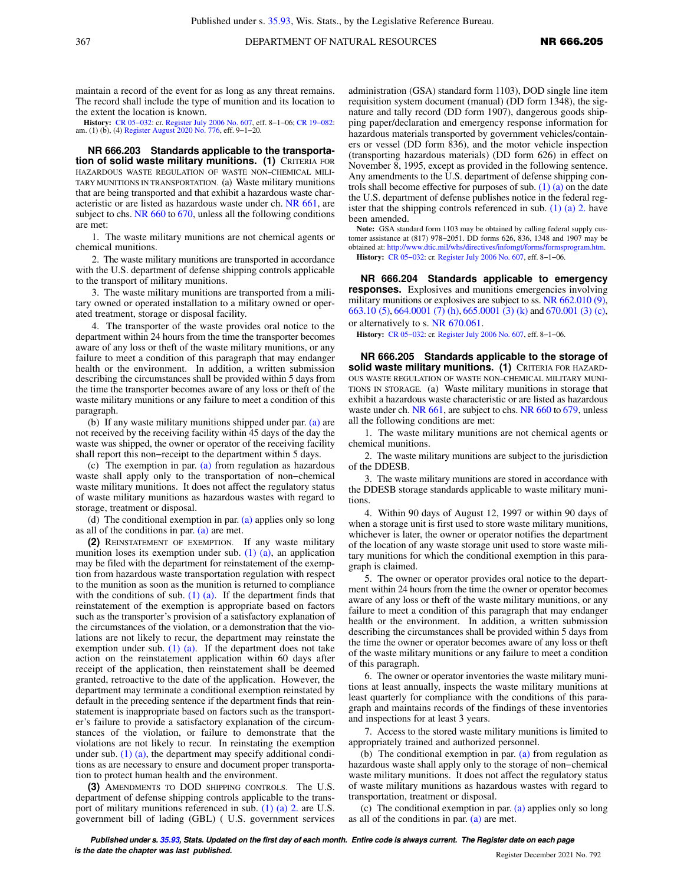maintain a record of the event for as long as any threat remains. The record shall include the type of munition and its location to the extent the location is known.

**History:** CR 05−032: cr. Register July 2006 No. 607, eff. 8−1−06; CR 19−082: am. (1) (b), (4) Register August 2020 No. 776, eff. 9−1−20.

**NR 666.203 Standards applicable to the transportation of solid waste military munitions. (1)** CRITERIA FOR HAZARDOUS WASTE REGULATION OF WASTE NON−CHEMICAL MILITARY MUNITIONS IN TRANSPORTATION. (a) Waste military munitions that are being transported and that exhibit a hazardous waste characteristic or are listed as hazardous waste under ch. NR 661, are subject to chs. NR 660 to 670, unless all the following conditions are met:

1. The waste military munitions are not chemical agents or chemical munitions.

2. The waste military munitions are transported in accordance with the U.S. department of defense shipping controls applicable to the transport of military munitions.

3. The waste military munitions are transported from a military owned or operated installation to a military owned or operated treatment, storage or disposal facility.

4. The transporter of the waste provides oral notice to the department within 24 hours from the time the transporter becomes aware of any loss or theft of the waste military munitions, or any failure to meet a condition of this paragraph that may endanger health or the environment. In addition, a written submission describing the circumstances shall be provided within 5 days from the time the transporter becomes aware of any loss or theft of the waste military munitions or any failure to meet a condition of this paragraph.

(b) If any waste military munitions shipped under par. (a) are not received by the receiving facility within 45 days of the day the waste was shipped, the owner or operator of the receiving facility shall report this non−receipt to the department within 5 days.

(c) The exemption in par. (a) from regulation as hazardous waste shall apply only to the transportation of non−chemical waste military munitions. It does not affect the regulatory status of waste military munitions as hazardous wastes with regard to storage, treatment or disposal.

(d) The conditional exemption in par. (a) applies only so long as all of the conditions in par. (a) are met.

**(2)** REINSTATEMENT OF EXEMPTION. If any waste military munition loses its exemption under sub. (1) (a), an application may be filed with the department for reinstatement of the exemption from hazardous waste transportation regulation with respect to the munition as soon as the munition is returned to compliance with the conditions of sub. (1) (a). If the department finds that reinstatement of the exemption is appropriate based on factors such as the transporter's provision of a satisfactory explanation of the circumstances of the violation, or a demonstration that the violations are not likely to recur, the department may reinstate the exemption under sub. (1) (a). If the department does not take action on the reinstatement application within 60 days after receipt of the application, then reinstatement shall be deemed granted, retroactive to the date of the application. However, the department may terminate a conditional exemption reinstated by default in the preceding sentence if the department finds that reinstatement is inappropriate based on factors such as the transporter's failure to provide a satisfactory explanation of the circumstances of the violation, or failure to demonstrate that the violations are not likely to recur. In reinstating the exemption under sub. (1) (a), the department may specify additional conditions as are necessary to ensure and document proper transportation to protect human health and the environment.

**(3)** AMENDMENTS TO DOD SHIPPING CONTROLS. The U.S. department of defense shipping controls applicable to the transport of military munitions referenced in sub. (1) (a) 2. are U.S. government bill of lading (GBL) ( U.S. government services administration (GSA) standard form 1103), DOD single line item requisition system document (manual) (DD form 1348), the signature and tally record (DD form 1907), dangerous goods shipping paper/declaration and emergency response information for hazardous materials transported by government vehicles/containers or vessel (DD form 836), and the motor vehicle inspection (transporting hazardous materials) (DD form 626) in effect on November 8, 1995, except as provided in the following sentence. Any amendments to the U.S. department of defense shipping controls shall become effective for purposes of sub. (1) (a) on the date the U.S. department of defense publishes notice in the federal register that the shipping controls referenced in sub. (1) (a) 2. have been amended.

**Note:** GSA standard form 1103 may be obtained by calling federal supply customer assistance at (817) 978−2051. DD forms 626, 836, 1348 and 1907 may be obtained at: http://www.dtic.mil/whs/directives/infomgt/forms/formsprogram.htm.

**History:** CR 05−032: cr. Register July 2006 No. 607, eff. 8−1−06.

**NR 666.204 Standards applicable to emergency responses.** Explosives and munitions emergencies involving military munitions or explosives are subject to ss. NR 662.010 (9), 663.10 (5), 664.0001 (7) (h), 665.0001 (3) (k) and 670.001 (3) (c), or alternatively to s. NR 670.061.

**History:** CR 05−032: cr. Register July 2006 No. 607, eff. 8−1−06.

**NR 666.205 Standards applicable to the storage of solid waste military munitions. (1)** CRITERIA FOR HAZARDOUS WASTE REGULATION OF WASTE NON−CHEMICAL MILITARY MUNITIONS IN STORAGE. (a) Waste military munitions in storage that exhibit a hazardous waste characteristic or are listed as hazardous waste under ch. NR 661, are subject to chs. NR 660 to 679, unless all the following conditions are met:

1. The waste military munitions are not chemical agents or chemical munitions.

2. The waste military munitions are subject to the jurisdiction of the DDESB.

3. The waste military munitions are stored in accordance with the DDESB storage standards applicable to waste military munitions.

4. Within 90 days of August 12, 1997 or within 90 days of when a storage unit is first used to store waste military munitions, whichever is later, the owner or operator notifies the department of the location of any waste storage unit used to store waste military munitions for which the conditional exemption in this paragraph is claimed.

5. The owner or operator provides oral notice to the department within 24 hours from the time the owner or operator becomes aware of any loss or theft of the waste military munitions, or any failure to meet a condition of this paragraph that may endanger health or the environment. In addition, a written submission describing the circumstances shall be provided within 5 days from the time the owner or operator becomes aware of any loss or theft of the waste military munitions or any failure to meet a condition of this paragraph.

6. The owner or operator inventories the waste military munitions at least annually, inspects the waste military munitions at least quarterly for compliance with the conditions of this paragraph and maintains records of the findings of these inventories and inspections for at least 3 years.

7. Access to the stored waste military munitions is limited to appropriately trained and authorized personnel.

(b) The conditional exemption in par. (a) from regulation as hazardous waste shall apply only to the storage of non−chemical waste military munitions. It does not affect the regulatory status of waste military munitions as hazardous wastes with regard to transportation, treatment or disposal.

(c) The conditional exemption in par. (a) applies only so long as all of the conditions in par. (a) are met.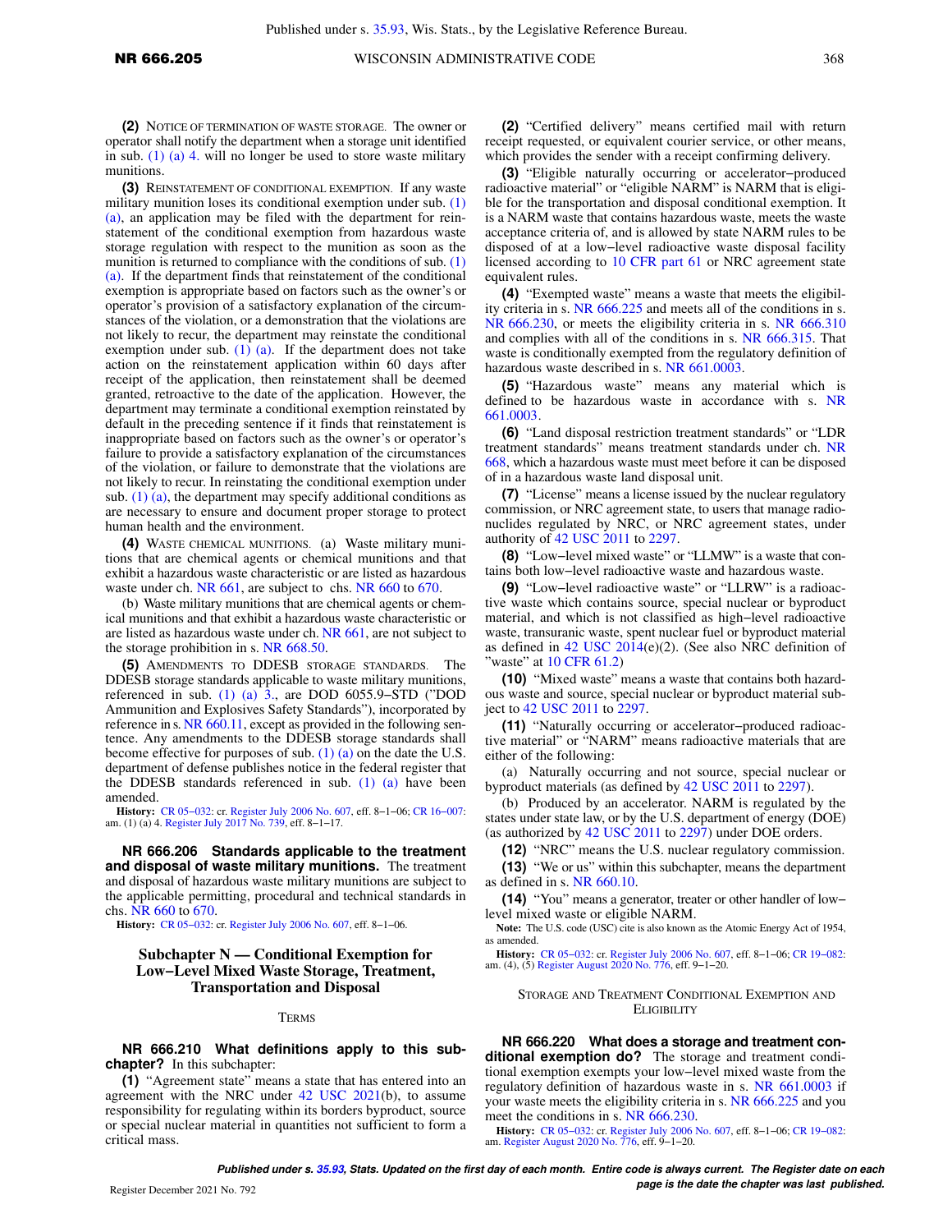**(2)** Notice of termination of waste storage. The owner or operator shall notify the department when a storage unit identified in sub. (1) (a) 4. will no longer be used to store waste military munitions.

**(3)** Reinstatement of conditional exemption. If any waste military munition loses its conditional exemption under sub. (1) (a), an application may be filed with the department for reinstatement of the conditional exemption from hazardous waste storage regulation with respect to the munition as soon as the munition is returned to compliance with the conditions of sub. (1) (a). If the department finds that reinstatement of the conditional exemption is appropriate based on factors such as the owner's or operator's provision of a satisfactory explanation of the circumstances of the violation, or a demonstration that the violations are not likely to recur, the department may reinstate the conditional exemption under sub. (1) (a). If the department does not take action on the reinstatement application within 60 days after receipt of the application, then reinstatement shall be deemed granted, retroactive to the date of the application. However, the department may terminate a conditional exemption reinstated by default in the preceding sentence if it finds that reinstatement is inappropriate based on factors such as the owner's or operator's failure to provide a satisfactory explanation of the circumstances of the violation, or failure to demonstrate that the violations are not likely to recur. In reinstating the conditional exemption under sub. (1) (a), the department may specify additional conditions as are necessary to ensure and document proper storage to protect human health and the environment.

**(4)** Waste chemical munitions. (a) Waste military munitions that are chemical agents or chemical munitions and that exhibit a hazardous waste characteristic or are listed as hazardous waste under ch. NR 661, are subject to chs. NR 660 to 670.

(b) Waste military munitions that are chemical agents or chemical munitions and that exhibit a hazardous waste characteristic or are listed as hazardous waste under ch. NR 661, are not subject to the storage prohibition in s. NR 668.50.

**(5)** Amendments to DDESB storage standards. The DDESB storage standards applicable to waste military munitions, referenced in sub. (1) (a) 3., are DOD 6055.9−STD ("DOD Ammunition and Explosives Safety Standards"), incorporated by reference in s. NR 660.11, except as provided in the following sentence. Any amendments to the DDESB storage standards shall become effective for purposes of sub. (1) (a) on the date the U.S. department of defense publishes notice in the federal register that the DDESB standards referenced in sub. (1) (a) have been amended.

**History:** CR 05−032: cr. Register July 2006 No. 607, eff. 8−1−06; CR 16−007: am. (1) (a) 4. Register July 2017 No. 739, eff. 8−1−17.

**NR 666.206 Standards applicable to the treatment and disposal of waste military munitions.** The treatment and disposal of hazardous waste military munitions are subject to the applicable permitting, procedural and technical standards in chs. NR 660 to 670.

**History:** CR 05−032: cr. Register July 2006 No. 607, eff. 8−1−06.

## Subchapter N — Conditional Exemption for Low−Level Mixed Waste Storage, Treatment, Transportation and Disposal

### Terms

**NR 666.210 What definitions apply to this subchapter?** In this subchapter:

**(1)** "Agreement state" means a state that has entered into an agreement with the NRC under 42 USC 2021(b), to assume responsibility for regulating within its borders byproduct, source or special nuclear material in quantities not sufficient to form a critical mass.

**(2)** "Certified delivery" means certified mail with return receipt requested, or equivalent courier service, or other means, which provides the sender with a receipt confirming delivery.

**(3)** "Eligible naturally occurring or accelerator−produced radioactive material" or "eligible NARM" is NARM that is eligible for the transportation and disposal conditional exemption. It is a NARM waste that contains hazardous waste, meets the waste acceptance criteria of, and is allowed by state NARM rules to be disposed of at a low−level radioactive waste disposal facility licensed according to 10 CFR part 61 or NRC agreement state equivalent rules.

**(4)** "Exempted waste" means a waste that meets the eligibility criteria in s. NR 666.225 and meets all of the conditions in s. NR 666.230, or meets the eligibility criteria in s. NR 666.310 and complies with all of the conditions in s. NR 666.315. That waste is conditionally exempted from the regulatory definition of hazardous waste described in s. NR 661.0003.

**(5)** "Hazardous waste" means any material which is defined to be hazardous waste in accordance with s. NR 661.0003.

**(6)** "Land disposal restriction treatment standards" or "LDR treatment standards" means treatment standards under ch. NR 668, which a hazardous waste must meet before it can be disposed of in a hazardous waste land disposal unit.

**(7)** "License" means a license issued by the nuclear regulatory commission, or NRC agreement state, to users that manage radionuclides regulated by NRC, or NRC agreement states, under authority of 42 USC 2011 to 2297.

**(8)** "Low−level mixed waste" or "LLMW" is a waste that contains both low−level radioactive waste and hazardous waste.

**(9)** "Low−level radioactive waste" or "LLRW" is a radioactive waste which contains source, special nuclear or byproduct material, and which is not classified as high−level radioactive waste, transuranic waste, spent nuclear fuel or byproduct material as defined in 42 USC 2014(e)(2). (See also NRC definition of "waste" at 10 CFR 61.2)

**(10)** "Mixed waste" means a waste that contains both hazardous waste and source, special nuclear or byproduct material subject to 42 USC 2011 to 2297.

**(11)** "Naturally occurring or accelerator−produced radioactive material" or "NARM" means radioactive materials that are either of the following:

(a) Naturally occurring and not source, special nuclear or byproduct materials (as defined by 42 USC 2011 to 2297).

(b) Produced by an accelerator. NARM is regulated by the states under state law, or by the U.S. department of energy (DOE) (as authorized by 42 USC 2011 to 2297) under DOE orders.

**(12)** "NRC" means the U.S. nuclear regulatory commission.

**(13)** "We or us" within this subchapter, means the department as defined in s. NR 660.10.

**(14)** "You" means a generator, treater or other handler of low−level mixed waste or eligible NARM.

**Note:** The U.S. code (USC) cite is also known as the Atomic Energy Act of 1954, as amended.

**History:** CR 05−032: cr. Register July 2006 No. 607, eff. 8−1−06; CR 19−082: am. (4), (5) Register August 2020 No. 776, eff. 9−1−20.

### Storage and Treatment Conditional Exemption and Eligibility

**NR 666.220 What does a storage and treatment conditional exemption do?** The storage and treatment conditional exemption exempts your low−level mixed waste from the regulatory definition of hazardous waste in s. NR 661.0003 if your waste meets the eligibility criteria in s. NR 666.225 and you meet the conditions in s. NR 666.230.

**History:** CR 05−032: cr. Register July 2006 No. 607, eff. 8−1−06; CR 19−082: am. Register August 2020 No. 776, eff. 9−1−20.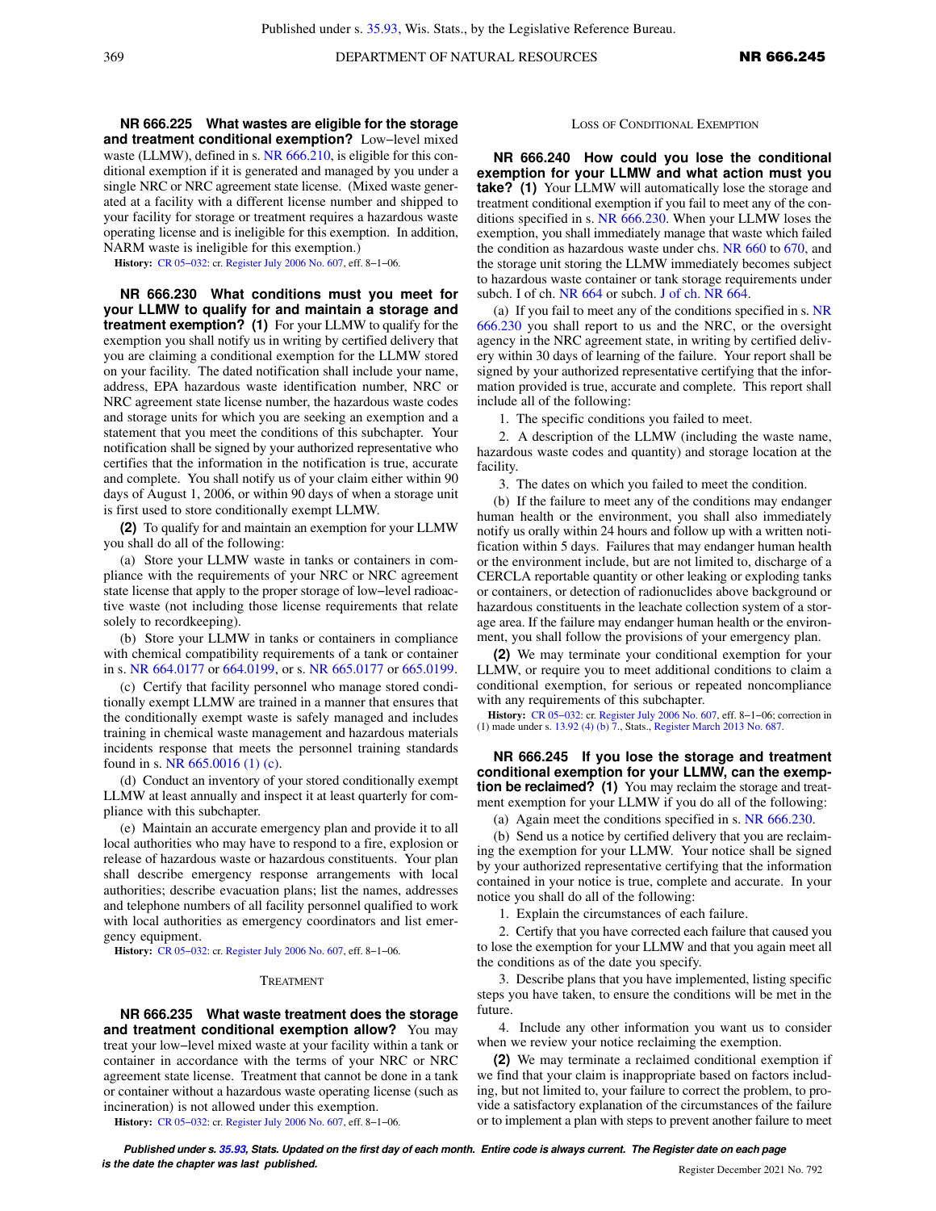**NR 666.225 What wastes are eligible for the storage and treatment conditional exemption?** Low−level mixed waste (LLMW), defined in s. NR 666.210, is eligible for this conditional exemption if it is generated and managed by you under a single NRC or NRC agreement state license. (Mixed waste generated at a facility with a different license number and shipped to your facility for storage or treatment requires a hazardous waste operating license and is ineligible for this exemption. In addition, NARM waste is ineligible for this exemption.)

**History:** CR 05−032: cr. Register July 2006 No. 607, eff. 8−1−06.

**NR 666.230 What conditions must you meet for your LLMW to qualify for and maintain a storage and treatment exemption? (1)** For your LLMW to qualify for the exemption you shall notify us in writing by certified delivery that you are claiming a conditional exemption for the LLMW stored on your facility. The dated notification shall include your name, address, EPA hazardous waste identification number, NRC or NRC agreement state license number, the hazardous waste codes and storage units for which you are seeking an exemption and a statement that you meet the conditions of this subchapter. Your notification shall be signed by your authorized representative who certifies that the information in the notification is true, accurate and complete. You shall notify us of your claim either within 90 days of August 1, 2006, or within 90 days of when a storage unit is first used to store conditionally exempt LLMW.

**(2)** To qualify for and maintain an exemption for your LLMW you shall do all of the following:

(a) Store your LLMW waste in tanks or containers in compliance with the requirements of your NRC or NRC agreement state license that apply to the proper storage of low−level radioactive waste (not including those license requirements that relate solely to recordkeeping).

(b) Store your LLMW in tanks or containers in compliance with chemical compatibility requirements of a tank or container in s. NR 664.0177 or 664.0199, or s. NR 665.0177 or 665.0199.

(c) Certify that facility personnel who manage stored conditionally exempt LLMW are trained in a manner that ensures that the conditionally exempt waste is safely managed and includes training in chemical waste management and hazardous materials incidents response that meets the personnel training standards found in s. NR 665.0016 (1) (c).

(d) Conduct an inventory of your stored conditionally exempt LLMW at least annually and inspect it at least quarterly for compliance with this subchapter.

(e) Maintain an accurate emergency plan and provide it to all local authorities who may have to respond to a fire, explosion or release of hazardous waste or hazardous constituents. Your plan shall describe emergency response arrangements with local authorities; describe evacuation plans; list the names, addresses and telephone numbers of all facility personnel qualified to work with local authorities as emergency coordinators and list emergency equipment.

**History:** CR 05−032: cr. Register July 2006 No. 607, eff. 8−1−06.

## TREATMENT

**NR 666.235 What waste treatment does the storage and treatment conditional exemption allow?** You may treat your low−level mixed waste at your facility within a tank or container in accordance with the terms of your NRC or NRC agreement state license. Treatment that cannot be done in a tank or container without a hazardous waste operating license (such as incineration) is not allowed under this exemption.

**History:** CR 05−032: cr. Register July 2006 No. 607, eff. 8−1−06.

## LOSS OF CONDITIONAL EXEMPTION

**NR 666.240 How could you lose the conditional exemption for your LLMW and what action must you take? (1)** Your LLMW will automatically lose the storage and treatment conditional exemption if you fail to meet any of the conditions specified in s. NR 666.230. When your LLMW loses the exemption, you shall immediately manage that waste which failed the condition as hazardous waste under chs. NR 660 to 670, and the storage unit storing the LLMW immediately becomes subject to hazardous waste container or tank storage requirements under subch. I of ch. NR 664 or subch. J of ch. NR 664.

(a) If you fail to meet any of the conditions specified in s. NR 666.230 you shall report to us and the NRC, or the oversight agency in the NRC agreement state, in writing by certified delivery within 30 days of learning of the failure. Your report shall be signed by your authorized representative certifying that the information provided is true, accurate and complete. This report shall include all of the following:

1. The specific conditions you failed to meet.

2. A description of the LLMW (including the waste name, hazardous waste codes and quantity) and storage location at the facility.

3. The dates on which you failed to meet the condition.

(b) If the failure to meet any of the conditions may endanger human health or the environment, you shall also immediately notify us orally within 24 hours and follow up with a written notification within 5 days. Failures that may endanger human health or the environment include, but are not limited to, discharge of a CERCLA reportable quantity or other leaking or exploding tanks or containers, or detection of radionuclides above background or hazardous constituents in the leachate collection system of a storage area. If the failure may endanger human health or the environment, you shall follow the provisions of your emergency plan.

**(2)** We may terminate your conditional exemption for your LLMW, or require you to meet additional conditions to claim a conditional exemption, for serious or repeated noncompliance with any requirements of this subchapter.

**History:** CR 05−032: cr. Register July 2006 No. 607, eff. 8−1−06; correction in (1) made under s. 13.92 (4) (b) 7., Stats., Register March 2013 No. 687.

**NR 666.245 If you lose the storage and treatment conditional exemption for your LLMW, can the exemption be reclaimed? (1)** You may reclaim the storage and treatment exemption for your LLMW if you do all of the following:

(a) Again meet the conditions specified in s. NR 666.230.

(b) Send us a notice by certified delivery that you are reclaiming the exemption for your LLMW. Your notice shall be signed by your authorized representative certifying that the information contained in your notice is true, complete and accurate. In your notice you shall do all of the following:

1. Explain the circumstances of each failure.

2. Certify that you have corrected each failure that caused you to lose the exemption for your LLMW and that you again meet all the conditions as of the date you specify.

3. Describe plans that you have implemented, listing specific steps you have taken, to ensure the conditions will be met in the future.

4. Include any other information you want us to consider when we review your notice reclaiming the exemption.

**(2)** We may terminate a reclaimed conditional exemption if we find that your claim is inappropriate based on factors including, but not limited to, your failure to correct the problem, to provide a satisfactory explanation of the circumstances of the failure or to implement a plan with steps to prevent another failure to meet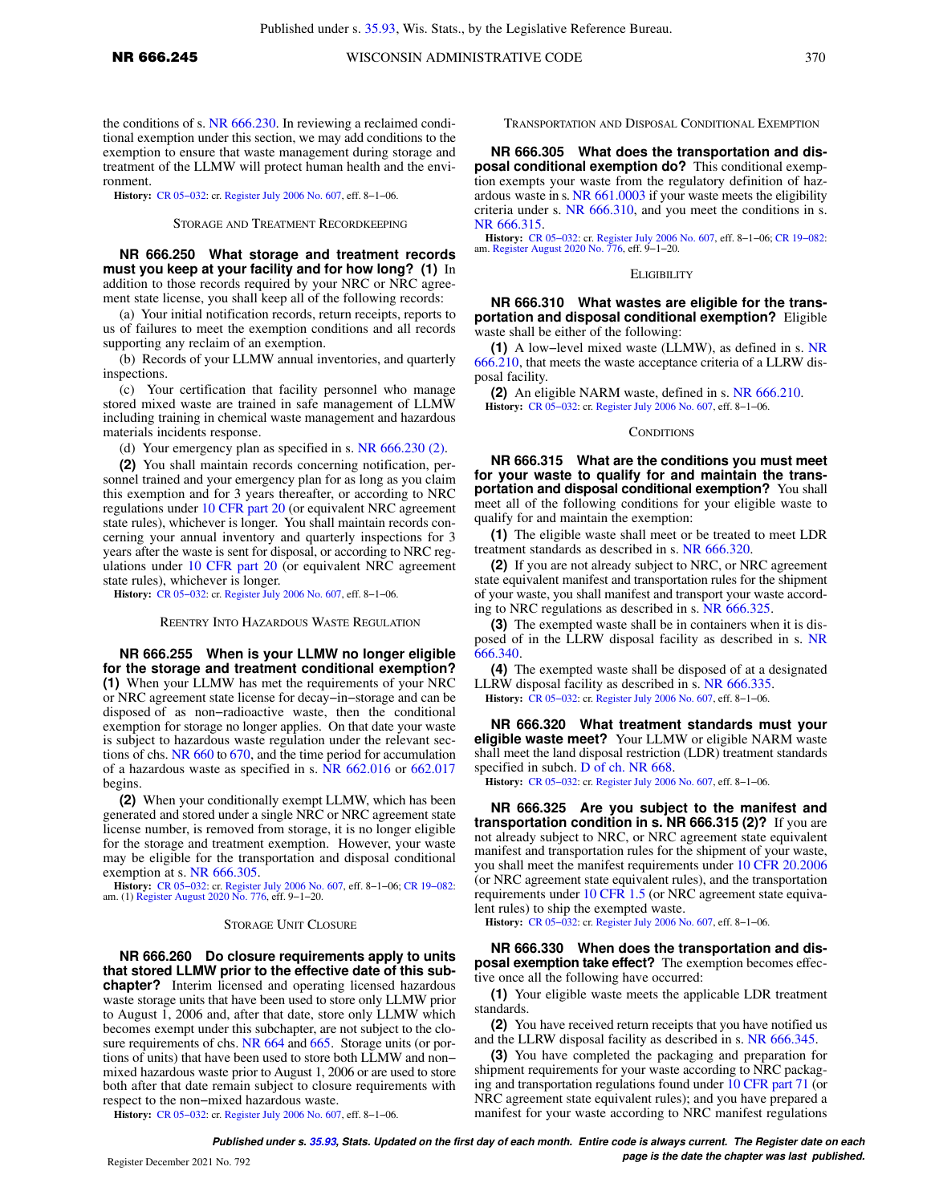the conditions of s. NR 666.230. In reviewing a reclaimed conditional exemption under this section, we may add conditions to the exemption to ensure that waste management during storage and treatment of the LLMW will protect human health and the environment.

**History:** CR 05−032: cr. Register July 2006 No. 607, eff. 8−1−06.

STORAGE AND TREATMENT RECORDKEEPING

**NR 666.250 What storage and treatment records must you keep at your facility and for how long? (1)** In addition to those records required by your NRC or NRC agreement state license, you shall keep all of the following records:

(a) Your initial notification records, return receipts, reports to us of failures to meet the exemption conditions and all records supporting any reclaim of an exemption.

(b) Records of your LLMW annual inventories, and quarterly inspections.

(c) Your certification that facility personnel who manage stored mixed waste are trained in safe management of LLMW including training in chemical waste management and hazardous materials incidents response.

(d) Your emergency plan as specified in s. NR 666.230 (2).

**(2)** You shall maintain records concerning notification, personnel trained and your emergency plan for as long as you claim this exemption and for 3 years thereafter, or according to NRC regulations under 10 CFR part 20 (or equivalent NRC agreement state rules), whichever is longer. You shall maintain records concerning your annual inventory and quarterly inspections for 3 years after the waste is sent for disposal, or according to NRC regulations under 10 CFR part 20 (or equivalent NRC agreement state rules), whichever is longer.

**History:** CR 05−032: cr. Register July 2006 No. 607, eff. 8−1−06.

REENTRY INTO HAZARDOUS WASTE REGULATION

**NR 666.255 When is your LLMW no longer eligible for the storage and treatment conditional exemption? (1)** When your LLMW has met the requirements of your NRC or NRC agreement state license for decay−in−storage and can be disposed of as non−radioactive waste, then the conditional exemption for storage no longer applies. On that date your waste is subject to hazardous waste regulation under the relevant sections of chs. NR 660 to 670, and the time period for accumulation of a hazardous waste as specified in s. NR 662.016 or 662.017 begins.

**(2)** When your conditionally exempt LLMW, which has been generated and stored under a single NRC or NRC agreement state license number, is removed from storage, it is no longer eligible for the storage and treatment exemption. However, your waste may be eligible for the transportation and disposal conditional exemption at s. NR 666.305.

**History:** CR 05−032: cr. Register July 2006 No. 607, eff. 8−1−06; CR 19−082: am. (1) Register August 2020 No. 776, eff. 9−1−20.

STORAGE UNIT CLOSURE

**NR 666.260 Do closure requirements apply to units that stored LLMW prior to the effective date of this subchapter?** Interim licensed and operating licensed hazardous waste storage units that have been used to store only LLMW prior to August 1, 2006 and, after that date, store only LLMW which becomes exempt under this subchapter, are not subject to the closure requirements of chs. NR 664 and 665. Storage units (or portions of units) that have been used to store both LLMW and non−mixed hazardous waste prior to August 1, 2006 or are used to store both after that date remain subject to closure requirements with respect to the non−mixed hazardous waste.

**History:** CR 05−032: cr. Register July 2006 No. 607, eff. 8−1−06.

TRANSPORTATION AND DISPOSAL CONDITIONAL EXEMPTION

**NR 666.305 What does the transportation and disposal conditional exemption do?** This conditional exemption exempts your waste from the regulatory definition of hazardous waste in s. NR 661.0003 if your waste meets the eligibility criteria under s. NR 666.310, and you meet the conditions in s. NR 666.315.

**History:** CR 05−032: cr. Register July 2006 No. 607, eff. 8−1−06; CR 19−082: am. Register August 2020 No. 776, eff. 9−1−20.

ELIGIBILITY

**NR 666.310 What wastes are eligible for the transportation and disposal conditional exemption?** Eligible waste shall be either of the following:

**(1)** A low−level mixed waste (LLMW), as defined in s. NR 666.210, that meets the waste acceptance criteria of a LLRW disposal facility.

**(2)** An eligible NARM waste, defined in s. NR 666.210.

**History:** CR 05−032: cr. Register July 2006 No. 607, eff. 8−1−06.

CONDITIONS

**NR 666.315 What are the conditions you must meet for your waste to qualify for and maintain the transportation and disposal conditional exemption?** You shall meet all of the following conditions for your eligible waste to qualify for and maintain the exemption:

**(1)** The eligible waste shall meet or be treated to meet LDR treatment standards as described in s. NR 666.320.

**(2)** If you are not already subject to NRC, or NRC agreement state equivalent manifest and transportation rules for the shipment of your waste, you shall manifest and transport your waste according to NRC regulations as described in s. NR 666.325.

**(3)** The exempted waste shall be in containers when it is disposed of in the LLRW disposal facility as described in s. NR 666.340.

**(4)** The exempted waste shall be disposed of at a designated LLRW disposal facility as described in s. NR 666.335.

**History:** CR 05−032: cr. Register July 2006 No. 607, eff. 8−1−06.

**NR 666.320 What treatment standards must your eligible waste meet?** Your LLMW or eligible NARM waste shall meet the land disposal restriction (LDR) treatment standards specified in subch. D of ch. NR 668.

**History:** CR 05−032: cr. Register July 2006 No. 607, eff. 8−1−06.

**NR 666.325 Are you subject to the manifest and transportation condition in s. NR 666.315 (2)?** If you are not already subject to NRC, or NRC agreement state equivalent manifest and transportation rules for the shipment of your waste, you shall meet the manifest requirements under 10 CFR 20.2006 (or NRC agreement state equivalent rules), and the transportation requirements under 10 CFR 1.5 (or NRC agreement state equivalent rules) to ship the exempted waste.

**History:** CR 05−032: cr. Register July 2006 No. 607, eff. 8−1−06.

**NR 666.330 When does the transportation and disposal exemption take effect?** The exemption becomes effective once all the following have occurred:

**(1)** Your eligible waste meets the applicable LDR treatment standards.

**(2)** You have received return receipts that you have notified us and the LLRW disposal facility as described in s. NR 666.345.

**(3)** You have completed the packaging and preparation for shipment requirements for your waste according to NRC packaging and transportation regulations found under 10 CFR part 71 (or NRC agreement state equivalent rules); and you have prepared a manifest for your waste according to NRC manifest regulations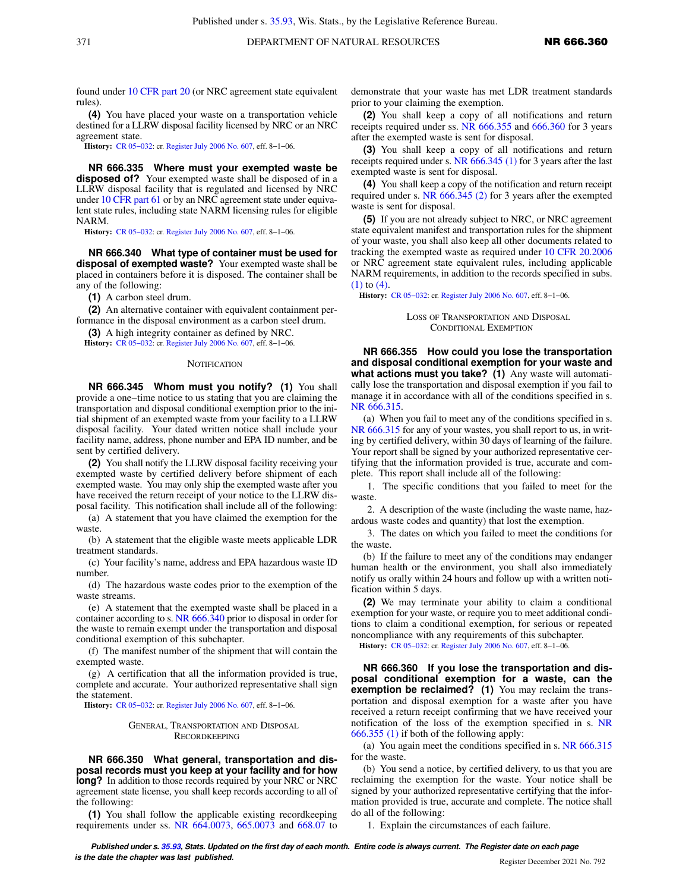found under 10 CFR part 20 (or NRC agreement state equivalent rules).

**(4)** You have placed your waste on a transportation vehicle destined for a LLRW disposal facility licensed by NRC or an NRC agreement state.

**History:** CR 05−032: cr. Register July 2006 No. 607, eff. 8−1−06.

**NR 666.335 Where must your exempted waste be disposed of?** Your exempted waste shall be disposed of in a LLRW disposal facility that is regulated and licensed by NRC under 10 CFR part 61 or by an NRC agreement state under equivalent state rules, including state NARM licensing rules for eligible NARM.

**History:** CR 05−032: cr. Register July 2006 No. 607, eff. 8−1−06.

**NR 666.340 What type of container must be used for disposal of exempted waste?** Your exempted waste shall be placed in containers before it is disposed. The container shall be any of the following:

**(1)** A carbon steel drum.

**(2)** An alternative container with equivalent containment performance in the disposal environment as a carbon steel drum.

**(3)** A high integrity container as defined by NRC.

**History:** CR 05−032: cr. Register July 2006 No. 607, eff. 8−1−06.

NOTIFICATION

**NR 666.345 Whom must you notify? (1)** You shall provide a one−time notice to us stating that you are claiming the transportation and disposal conditional exemption prior to the initial shipment of an exempted waste from your facility to a LLRW disposal facility. Your dated written notice shall include your facility name, address, phone number and EPA ID number, and be sent by certified delivery.

**(2)** You shall notify the LLRW disposal facility receiving your exempted waste by certified delivery before shipment of each exempted waste. You may only ship the exempted waste after you have received the return receipt of your notice to the LLRW disposal facility. This notification shall include all of the following:

(a) A statement that you have claimed the exemption for the waste.

(b) A statement that the eligible waste meets applicable LDR treatment standards.

(c) Your facility's name, address and EPA hazardous waste ID number.

(d) The hazardous waste codes prior to the exemption of the waste streams.

(e) A statement that the exempted waste shall be placed in a container according to s. NR 666.340 prior to disposal in order for the waste to remain exempt under the transportation and disposal conditional exemption of this subchapter.

(f) The manifest number of the shipment that will contain the exempted waste.

(g) A certification that all the information provided is true, complete and accurate. Your authorized representative shall sign the statement.

**History:** CR 05−032: cr. Register July 2006 No. 607, eff. 8−1−06.

GENERAL, TRANSPORTATION AND DISPOSAL RECORDKEEPING

**NR 666.350 What general, transportation and disposal records must you keep at your facility and for how long?** In addition to those records required by your NRC or NRC agreement state license, you shall keep records according to all of the following:

**(1)** You shall follow the applicable existing recordkeeping requirements under ss. NR 664.0073, 665.0073 and 668.07 to demonstrate that your waste has met LDR treatment standards prior to your claiming the exemption.

**(2)** You shall keep a copy of all notifications and return receipts required under ss. NR 666.355 and 666.360 for 3 years after the exempted waste is sent for disposal.

**(3)** You shall keep a copy of all notifications and return receipts required under s. NR 666.345 (1) for 3 years after the last exempted waste is sent for disposal.

**(4)** You shall keep a copy of the notification and return receipt required under s. NR 666.345 (2) for 3 years after the exempted waste is sent for disposal.

**(5)** If you are not already subject to NRC, or NRC agreement state equivalent manifest and transportation rules for the shipment of your waste, you shall also keep all other documents related to tracking the exempted waste as required under 10 CFR 20.2006 or NRC agreement state equivalent rules, including applicable NARM requirements, in addition to the records specified in subs. (1) to (4).

**History:** CR 05−032: cr. Register July 2006 No. 607, eff. 8−1−06.

LOSS OF TRANSPORTATION AND DISPOSAL CONDITIONAL EXEMPTION

**NR 666.355 How could you lose the transportation and disposal conditional exemption for your waste and what actions must you take? (1)** Any waste will automatically lose the transportation and disposal exemption if you fail to manage it in accordance with all of the conditions specified in s. NR 666.315.

(a) When you fail to meet any of the conditions specified in s. NR 666.315 for any of your wastes, you shall report to us, in writing by certified delivery, within 30 days of learning of the failure. Your report shall be signed by your authorized representative certifying that the information provided is true, accurate and complete. This report shall include all of the following:

1. The specific conditions that you failed to meet for the waste.

2. A description of the waste (including the waste name, hazardous waste codes and quantity) that lost the exemption.

3. The dates on which you failed to meet the conditions for the waste.

(b) If the failure to meet any of the conditions may endanger human health or the environment, you shall also immediately notify us orally within 24 hours and follow up with a written notification within 5 days.

**(2)** We may terminate your ability to claim a conditional exemption for your waste, or require you to meet additional conditions to claim a conditional exemption, for serious or repeated noncompliance with any requirements of this subchapter.

**History:** CR 05−032: cr. Register July 2006 No. 607, eff. 8−1−06.

**NR 666.360 If you lose the transportation and disposal conditional exemption for a waste, can the exemption be reclaimed? (1)** You may reclaim the transportation and disposal exemption for a waste after you have received a return receipt confirming that we have received your notification of the loss of the exemption specified in s. NR 666.355 (1) if both of the following apply:

(a) You again meet the conditions specified in s. NR 666.315 for the waste.

(b) You send a notice, by certified delivery, to us that you are reclaiming the exemption for the waste. Your notice shall be signed by your authorized representative certifying that the information provided is true, accurate and complete. The notice shall do all of the following:

1. Explain the circumstances of each failure.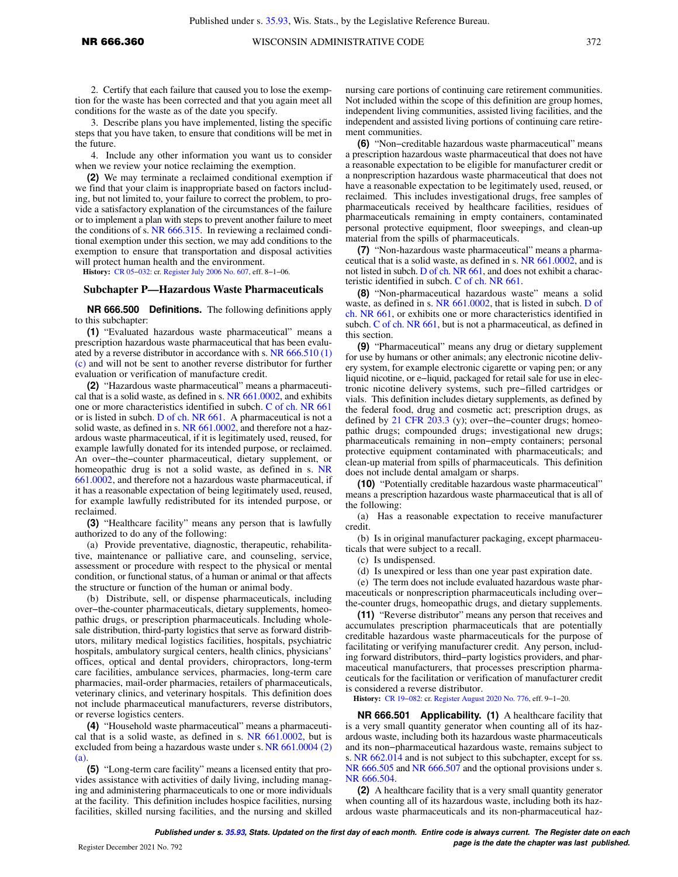2. Certify that each failure that caused you to lose the exemption for the waste has been corrected and that you again meet all conditions for the waste as of the date you specify.

3. Describe plans you have implemented, listing the specific steps that you have taken, to ensure that conditions will be met in the future.

4. Include any other information you want us to consider when we review your notice reclaiming the exemption.

**(2)** We may terminate a reclaimed conditional exemption if we find that your claim is inappropriate based on factors including, but not limited to, your failure to correct the problem, to provide a satisfactory explanation of the circumstances of the failure or to implement a plan with steps to prevent another failure to meet the conditions of s. NR 666.315. In reviewing a reclaimed conditional exemption under this section, we may add conditions to the exemption to ensure that transportation and disposal activities will protect human health and the environment.

**History:** CR 05–032: cr. Register July 2006 No. 607, eff. 8–1–06.

## Subchapter P—Hazardous Waste Pharmaceuticals

**NR 666.500 Definitions.** The following definitions apply to this subchapter:

**(1)** "Evaluated hazardous waste pharmaceutical" means a prescription hazardous waste pharmaceutical that has been evaluated by a reverse distributor in accordance with s. NR 666.510 (1) (c) and will not be sent to another reverse distributor for further evaluation or verification of manufacture credit.

**(2)** "Hazardous waste pharmaceutical" means a pharmaceutical that is a solid waste, as defined in s. NR 661.0002, and exhibits one or more characteristics identified in subch. C of ch. NR 661 or is listed in subch. D of ch. NR 661. A pharmaceutical is not a solid waste, as defined in s. NR 661.0002, and therefore not a hazardous waste pharmaceutical, if it is legitimately used, reused, for example lawfully donated for its intended purpose, or reclaimed. An over–the–counter pharmaceutical, dietary supplement, or homeopathic drug is not a solid waste, as defined in s. NR 661.0002, and therefore not a hazardous waste pharmaceutical, if it has a reasonable expectation of being legitimately used, reused, for example lawfully redistributed for its intended purpose, or reclaimed.

**(3)** "Healthcare facility" means any person that is lawfully authorized to do any of the following:

(a) Provide preventative, diagnostic, therapeutic, rehabilitative, maintenance or palliative care, and counseling, service, assessment or procedure with respect to the physical or mental condition, or functional status, of a human or animal or that affects the structure or function of the human or animal body.

(b) Distribute, sell, or dispense pharmaceuticals, including over–the–counter pharmaceuticals, dietary supplements, homeopathic drugs, or prescription pharmaceuticals. Including wholesale distribution, third-party logistics that serve as forward distributors, military medical logistics facilities, hospitals, psychiatric hospitals, ambulatory surgical centers, health clinics, physicians' offices, optical and dental providers, chiropractors, long-term care facilities, ambulance services, pharmacies, long-term care pharmacies, mail-order pharmacies, retailers of pharmaceuticals, veterinary clinics, and veterinary hospitals. This definition does not include pharmaceutical manufacturers, reverse distributors, or reverse logistics centers.

**(4)** "Household waste pharmaceutical" means a pharmaceutical that is a solid waste, as defined in s. NR 661.0002, but is excluded from being a hazardous waste under s. NR 661.0004 (2) (a).

**(5)** "Long-term care facility" means a licensed entity that provides assistance with activities of daily living, including managing and administering pharmaceuticals to one or more individuals at the facility. This definition includes hospice facilities, nursing facilities, skilled nursing facilities, and the nursing and skilled nursing care portions of continuing care retirement communities. Not included within the scope of this definition are group homes, independent living communities, assisted living facilities, and the independent and assisted living portions of continuing care retirement communities.

**(6)** "Non–creditable hazardous waste pharmaceutical" means a prescription hazardous waste pharmaceutical that does not have a reasonable expectation to be eligible for manufacturer credit or a nonprescription hazardous waste pharmaceutical that does not have a reasonable expectation to be legitimately used, reused, or reclaimed. This includes investigational drugs, free samples of pharmaceuticals received by healthcare facilities, residues of pharmaceuticals remaining in empty containers, contaminated personal protective equipment, floor sweepings, and clean-up material from the spills of pharmaceuticals.

**(7)** "Non-hazardous waste pharmaceutical" means a pharmaceutical that is a solid waste, as defined in s. NR 661.0002, and is not listed in subch. D of ch. NR 661, and does not exhibit a characteristic identified in subch. C of ch. NR 661.

**(8)** "Non-pharmaceutical hazardous waste" means a solid waste, as defined in s. NR 661.0002, that is listed in subch. D of ch. NR 661, or exhibits one or more characteristics identified in subch. C of ch. NR 661, but is not a pharmaceutical, as defined in this section.

**(9)** "Pharmaceutical" means any drug or dietary supplement for use by humans or other animals; any electronic nicotine delivery system, for example electronic cigarette or vaping pen; or any liquid nicotine, or e–liquid, packaged for retail sale for use in electronic nicotine delivery systems, such pre–filled cartridges or vials. This definition includes dietary supplements, as defined by the federal food, drug and cosmetic act; prescription drugs, as defined by 21 CFR 203.3 (y); over–the–counter drugs; homeopathic drugs; compounded drugs; investigational new drugs; pharmaceuticals remaining in non–empty containers; personal protective equipment contaminated with pharmaceuticals; and clean-up material from spills of pharmaceuticals. This definition does not include dental amalgam or sharps.

**(10)** "Potentially creditable hazardous waste pharmaceutical" means a prescription hazardous waste pharmaceutical that is all of the following:

(a) Has a reasonable expectation to receive manufacturer credit.

(b) Is in original manufacturer packaging, except pharmaceuticals that were subject to a recall.

(c) Is undispensed.

(d) Is unexpired or less than one year past expiration date.

(e) The term does not include evaluated hazardous waste pharmaceuticals or nonprescription pharmaceuticals including over–the-counter drugs, homeopathic drugs, and dietary supplements.

**(11)** "Reverse distributor" means any person that receives and accumulates prescription pharmaceuticals that are potentially creditable hazardous waste pharmaceuticals for the purpose of facilitating or verifying manufacturer credit. Any person, including forward distributors, third–party logistics providers, and pharmaceutical manufacturers, that processes prescription pharmaceuticals for the facilitation or verification of manufacturer credit is considered a reverse distributor.

**History:** CR 19–082: cr. Register August 2020 No. 776, eff. 9–1–20.

**NR 666.501 Applicability. (1)** A healthcare facility that is a very small quantity generator when counting all of its hazardous waste, including both its hazardous waste pharmaceuticals and its non–pharmaceutical hazardous waste, remains subject to s. NR 662.014 and is not subject to this subchapter, except for ss. NR 666.505 and NR 666.507 and the optional provisions under s. NR 666.504.

**(2)** A healthcare facility that is a very small quantity generator when counting all of its hazardous waste, including both its hazardous waste pharmaceuticals and its non-pharmaceutical haz-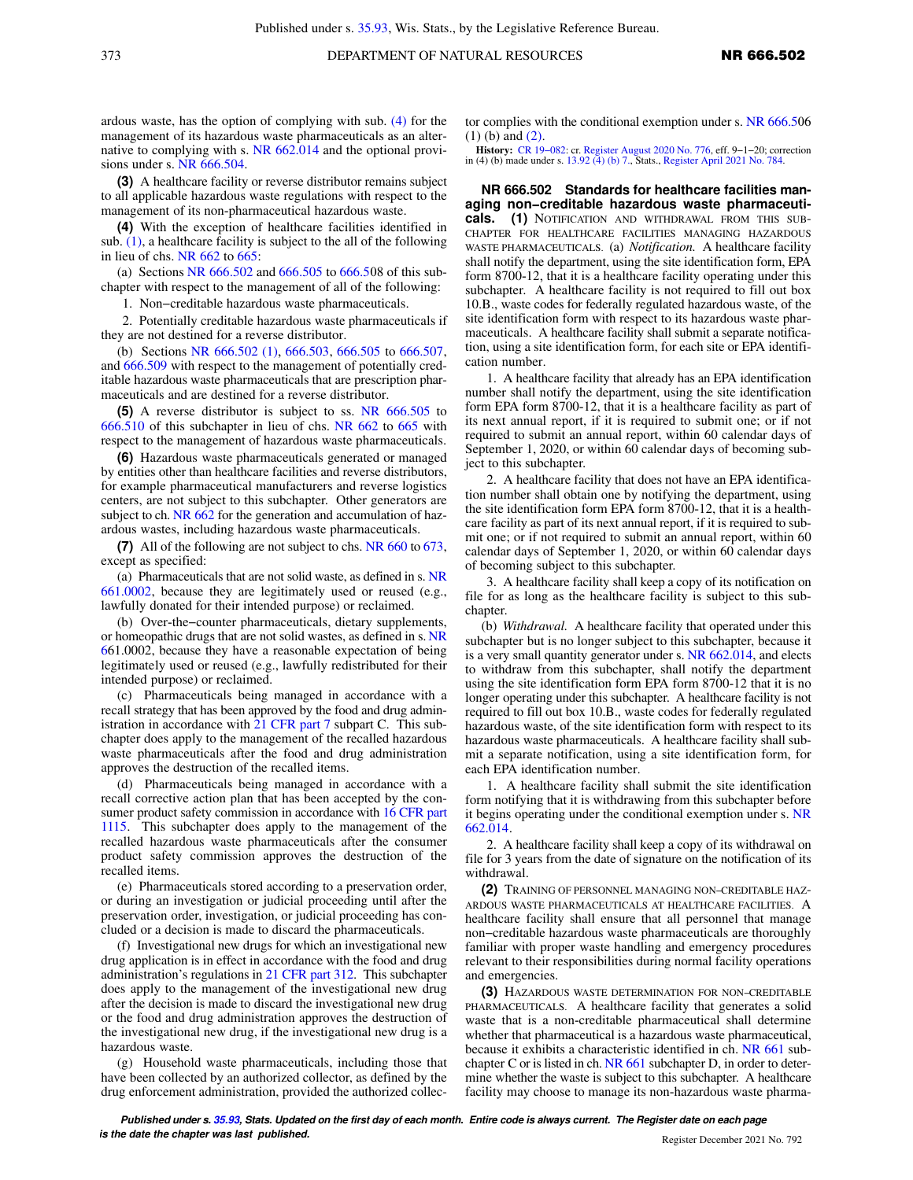ardous waste, has the option of complying with sub. (4) for the management of its hazardous waste pharmaceuticals as an alternative to complying with s. NR 662.014 and the optional provisions under s. NR 666.504.

**(3)** A healthcare facility or reverse distributor remains subject to all applicable hazardous waste regulations with respect to the management of its non-pharmaceutical hazardous waste.

**(4)** With the exception of healthcare facilities identified in sub. (1), a healthcare facility is subject to the all of the following in lieu of chs. NR 662 to 665:

(a) Sections NR 666.502 and 666.505 to 666.508 of this subchapter with respect to the management of all of the following:

1. Non−creditable hazardous waste pharmaceuticals.

2. Potentially creditable hazardous waste pharmaceuticals if they are not destined for a reverse distributor.

(b) Sections NR 666.502 (1), 666.503, 666.505 to 666.507, and 666.509 with respect to the management of potentially creditable hazardous waste pharmaceuticals that are prescription pharmaceuticals and are destined for a reverse distributor.

**(5)** A reverse distributor is subject to ss. NR 666.505 to 666.510 of this subchapter in lieu of chs. NR 662 to 665 with respect to the management of hazardous waste pharmaceuticals.

**(6)** Hazardous waste pharmaceuticals generated or managed by entities other than healthcare facilities and reverse distributors, for example pharmaceutical manufacturers and reverse logistics centers, are not subject to this subchapter. Other generators are subject to ch. NR 662 for the generation and accumulation of hazardous wastes, including hazardous waste pharmaceuticals.

**(7)** All of the following are not subject to chs. NR 660 to 673, except as specified:

(a) Pharmaceuticals that are not solid waste, as defined in s. NR 661.0002, because they are legitimately used or reused (e.g., lawfully donated for their intended purpose) or reclaimed.

(b) Over-the−counter pharmaceuticals, dietary supplements, or homeopathic drugs that are not solid wastes, as defined in s. NR 661.0002, because they have a reasonable expectation of being legitimately used or reused (e.g., lawfully redistributed for their intended purpose) or reclaimed.

(c) Pharmaceuticals being managed in accordance with a recall strategy that has been approved by the food and drug administration in accordance with 21 CFR part 7 subpart C. This subchapter does apply to the management of the recalled hazardous waste pharmaceuticals after the food and drug administration approves the destruction of the recalled items.

(d) Pharmaceuticals being managed in accordance with a recall corrective action plan that has been accepted by the consumer product safety commission in accordance with 16 CFR part 1115. This subchapter does apply to the management of the recalled hazardous waste pharmaceuticals after the consumer product safety commission approves the destruction of the recalled items.

(e) Pharmaceuticals stored according to a preservation order, or during an investigation or judicial proceeding until after the preservation order, investigation, or judicial proceeding has concluded or a decision is made to discard the pharmaceuticals.

(f) Investigational new drugs for which an investigational new drug application is in effect in accordance with the food and drug administration's regulations in 21 CFR part 312. This subchapter does apply to the management of the investigational new drug after the decision is made to discard the investigational new drug or the food and drug administration approves the destruction of the investigational new drug, if the investigational new drug is a hazardous waste.

(g) Household waste pharmaceuticals, including those that have been collected by an authorized collector, as defined by the drug enforcement administration, provided the authorized collector complies with the conditional exemption under s. NR 666.506 (1) (b) and (2).

**History:** CR 19−082: cr. Register August 2020 No. 776, eff. 9−1−20; correction in (4) (b) made under s. 13.92 (4) (b) 7., Stats., Register April 2021 No. 784.

**NR 666.502 Standards for healthcare facilities managing non−creditable hazardous waste pharmaceuticals.** **(1)** NOTIFICATION AND WITHDRAWAL FROM THIS SUBCHAPTER FOR HEALTHCARE FACILITIES MANAGING HAZARDOUS WASTE PHARMACEUTICALS. (a) *Notification.* A healthcare facility shall notify the department, using the site identification form, EPA form 8700-12, that it is a healthcare facility operating under this subchapter. A healthcare facility is not required to fill out box 10.B., waste codes for federally regulated hazardous waste, of the site identification form with respect to its hazardous waste pharmaceuticals. A healthcare facility shall submit a separate notification, using a site identification form, for each site or EPA identification number.

1. A healthcare facility that already has an EPA identification number shall notify the department, using the site identification form EPA form 8700-12, that it is a healthcare facility as part of its next annual report, if it is required to submit one; or if not required to submit an annual report, within 60 calendar days of September 1, 2020, or within 60 calendar days of becoming subject to this subchapter.

2. A healthcare facility that does not have an EPA identification number shall obtain one by notifying the department, using the site identification form EPA form 8700-12, that it is a healthcare facility as part of its next annual report, if it is required to submit one; or if not required to submit an annual report, within 60 calendar days of September 1, 2020, or within 60 calendar days of becoming subject to this subchapter.

3. A healthcare facility shall keep a copy of its notification on file for as long as the healthcare facility is subject to this subchapter.

(b) *Withdrawal.* A healthcare facility that operated under this subchapter but is no longer subject to this subchapter, because it is a very small quantity generator under s. NR 662.014, and elects to withdraw from this subchapter, shall notify the department using the site identification form EPA form 8700-12 that it is no longer operating under this subchapter. A healthcare facility is not required to fill out box 10.B., waste codes for federally regulated hazardous waste, of the site identification form with respect to its hazardous waste pharmaceuticals. A healthcare facility shall submit a separate notification, using a site identification form, for each EPA identification number.

1. A healthcare facility shall submit the site identification form notifying that it is withdrawing from this subchapter before it begins operating under the conditional exemption under s. NR 662.014.

2. A healthcare facility shall keep a copy of its withdrawal on file for 3 years from the date of signature on the notification of its withdrawal.

**(2)** TRAINING OF PERSONNEL MANAGING NON−CREDITABLE HAZARDOUS WASTE PHARMACEUTICALS AT HEALTHCARE FACILITIES. A healthcare facility shall ensure that all personnel that manage non−creditable hazardous waste pharmaceuticals are thoroughly familiar with proper waste handling and emergency procedures relevant to their responsibilities during normal facility operations and emergencies.

**(3)** HAZARDOUS WASTE DETERMINATION FOR NON−CREDITABLE PHARMACEUTICALS. A healthcare facility that generates a solid waste that is a non-creditable pharmaceutical shall determine whether that pharmaceutical is a hazardous waste pharmaceutical, because it exhibits a characteristic identified in ch. NR 661 subchapter C or is listed in ch. NR 661 subchapter D, in order to determine whether the waste is subject to this subchapter. A healthcare facility may choose to manage its non-hazardous waste pharma-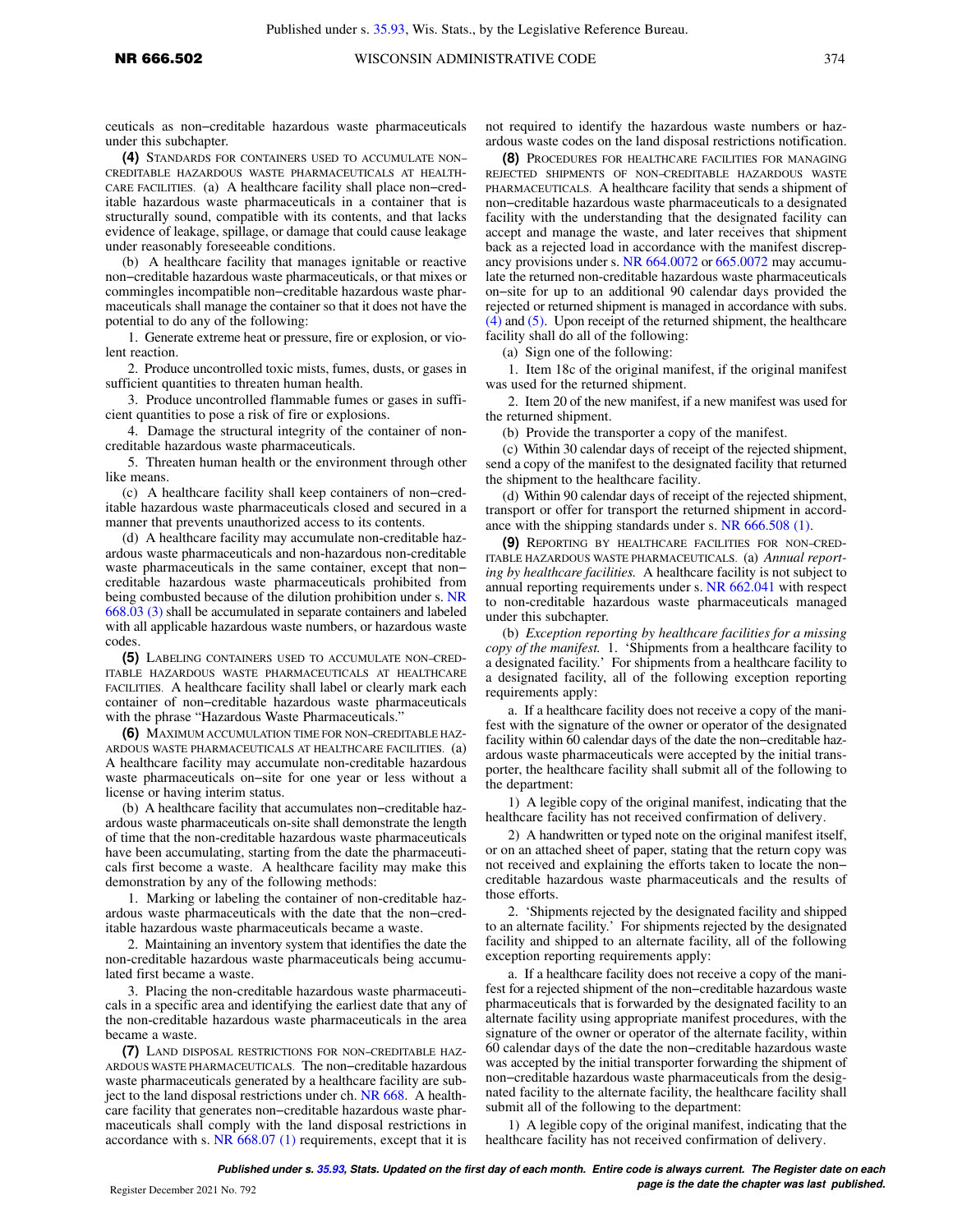ceuticals as non−creditable hazardous waste pharmaceuticals under this subchapter.

**(4)** Standards for containers used to accumulate non−creditable hazardous waste pharmaceuticals at healthcare facilities. (a) A healthcare facility shall place non−creditable hazardous waste pharmaceuticals in a container that is structurally sound, compatible with its contents, and that lacks evidence of leakage, spillage, or damage that could cause leakage under reasonably foreseeable conditions.

(b) A healthcare facility that manages ignitable or reactive non−creditable hazardous waste pharmaceuticals, or that mixes or commingles incompatible non−creditable hazardous waste pharmaceuticals shall manage the container so that it does not have the potential to do any of the following:

1. Generate extreme heat or pressure, fire or explosion, or violent reaction.

2. Produce uncontrolled toxic mists, fumes, dusts, or gases in sufficient quantities to threaten human health.

3. Produce uncontrolled flammable fumes or gases in sufficient quantities to pose a risk of fire or explosions.

4. Damage the structural integrity of the container of non-creditable hazardous waste pharmaceuticals.

5. Threaten human health or the environment through other like means.

(c) A healthcare facility shall keep containers of non−creditable hazardous waste pharmaceuticals closed and secured in a manner that prevents unauthorized access to its contents.

(d) A healthcare facility may accumulate non-creditable hazardous waste pharmaceuticals and non-hazardous non-creditable waste pharmaceuticals in the same container, except that non−creditable hazardous waste pharmaceuticals prohibited from being combusted because of the dilution prohibition under s. NR 668.03 (3) shall be accumulated in separate containers and labeled with all applicable hazardous waste numbers, or hazardous waste codes.

**(5)** Labeling containers used to accumulate non−creditable hazardous waste pharmaceuticals at healthcare facilities. A healthcare facility shall label or clearly mark each container of non−creditable hazardous waste pharmaceuticals with the phrase "Hazardous Waste Pharmaceuticals."

**(6)** Maximum accumulation time for non−creditable hazardous waste pharmaceuticals at healthcare facilities. (a) A healthcare facility may accumulate non-creditable hazardous waste pharmaceuticals on−site for one year or less without a license or having interim status.

(b) A healthcare facility that accumulates non−creditable hazardous waste pharmaceuticals on-site shall demonstrate the length of time that the non-creditable hazardous waste pharmaceuticals have been accumulating, starting from the date the pharmaceuticals first become a waste. A healthcare facility may make this demonstration by any of the following methods:

1. Marking or labeling the container of non-creditable hazardous waste pharmaceuticals with the date that the non−creditable hazardous waste pharmaceuticals became a waste.

2. Maintaining an inventory system that identifies the date the non-creditable hazardous waste pharmaceuticals being accumulated first became a waste.

3. Placing the non-creditable hazardous waste pharmaceuticals in a specific area and identifying the earliest date that any of the non-creditable hazardous waste pharmaceuticals in the area became a waste.

**(7)** Land disposal restrictions for non−creditable hazardous waste pharmaceuticals. The non−creditable hazardous waste pharmaceuticals generated by a healthcare facility are subject to the land disposal restrictions under ch. NR 668. A healthcare facility that generates non−creditable hazardous waste pharmaceuticals shall comply with the land disposal restrictions in accordance with s. NR 668.07 (1) requirements, except that it is not required to identify the hazardous waste numbers or hazardous waste codes on the land disposal restrictions notification.

**(8)** Procedures for healthcare facilities for managing rejected shipments of non−creditable hazardous waste pharmaceuticals. A healthcare facility that sends a shipment of non−creditable hazardous waste pharmaceuticals to a designated facility with the understanding that the designated facility can accept and manage the waste, and later receives that shipment back as a rejected load in accordance with the manifest discrepancy provisions under s. NR 664.0072 or 665.0072 may accumulate the returned non-creditable hazardous waste pharmaceuticals on−site for up to an additional 90 calendar days provided the rejected or returned shipment is managed in accordance with subs. (4) and (5). Upon receipt of the returned shipment, the healthcare facility shall do all of the following:

(a) Sign one of the following:

1. Item 18c of the original manifest, if the original manifest was used for the returned shipment.

2. Item 20 of the new manifest, if a new manifest was used for the returned shipment.

(b) Provide the transporter a copy of the manifest.

(c) Within 30 calendar days of receipt of the rejected shipment, send a copy of the manifest to the designated facility that returned the shipment to the healthcare facility.

(d) Within 90 calendar days of receipt of the rejected shipment, transport or offer for transport the returned shipment in accordance with the shipping standards under s. NR 666.508 (1).

**(9)** Reporting by healthcare facilities for non−creditable hazardous waste pharmaceuticals. (a) *Annual reporting by healthcare facilities.* A healthcare facility is not subject to annual reporting requirements under s. NR 662.041 with respect to non-creditable hazardous waste pharmaceuticals managed under this subchapter.

(b) *Exception reporting by healthcare facilities for a missing copy of the manifest.* 1. 'Shipments from a healthcare facility to a designated facility.' For shipments from a healthcare facility to a designated facility, all of the following exception reporting requirements apply:

a. If a healthcare facility does not receive a copy of the manifest with the signature of the owner or operator of the designated facility within 60 calendar days of the date the non−creditable hazardous waste pharmaceuticals were accepted by the initial transporter, the healthcare facility shall submit all of the following to the department:

1) A legible copy of the original manifest, indicating that the healthcare facility has not received confirmation of delivery.

2) A handwritten or typed note on the original manifest itself, or on an attached sheet of paper, stating that the return copy was not received and explaining the efforts taken to locate the non−creditable hazardous waste pharmaceuticals and the results of those efforts.

2. 'Shipments rejected by the designated facility and shipped to an alternate facility.' For shipments rejected by the designated facility and shipped to an alternate facility, all of the following exception reporting requirements apply:

a. If a healthcare facility does not receive a copy of the manifest for a rejected shipment of the non−creditable hazardous waste pharmaceuticals that is forwarded by the designated facility to an alternate facility using appropriate manifest procedures, with the signature of the owner or operator of the alternate facility, within 60 calendar days of the date the non−creditable hazardous waste was accepted by the initial transporter forwarding the shipment of non−creditable hazardous waste pharmaceuticals from the designated facility to the alternate facility, the healthcare facility shall submit all of the following to the department:

1) A legible copy of the original manifest, indicating that the healthcare facility has not received confirmation of delivery.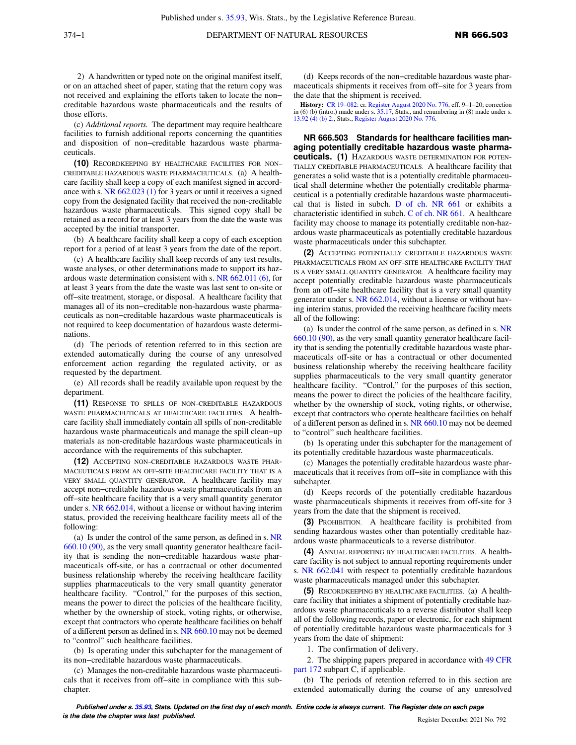2) A handwritten or typed note on the original manifest itself, or on an attached sheet of paper, stating that the return copy was not received and explaining the efforts taken to locate the non−creditable hazardous waste pharmaceuticals and the results of those efforts.

(c) *Additional reports.* The department may require healthcare facilities to furnish additional reports concerning the quantities and disposition of non−creditable hazardous waste pharmaceuticals.

**(10)** RECORDKEEPING BY HEALTHCARE FACILITIES FOR NON−CREDITABLE HAZARDOUS WASTE PHARMACEUTICALS. (a) A healthcare facility shall keep a copy of each manifest signed in accordance with s. NR 662.023 (1) for 3 years or until it receives a signed copy from the designated facility that received the non-creditable hazardous waste pharmaceuticals. This signed copy shall be retained as a record for at least 3 years from the date the waste was accepted by the initial transporter.

(b) A healthcare facility shall keep a copy of each exception report for a period of at least 3 years from the date of the report.

(c) A healthcare facility shall keep records of any test results, waste analyses, or other determinations made to support its hazardous waste determination consistent with s. NR 662.011 (6), for at least 3 years from the date the waste was last sent to on-site or off−site treatment, storage, or disposal. A healthcare facility that manages all of its non-creditable non-hazardous waste pharmaceuticals as non−creditable hazardous waste pharmaceuticals is not required to keep documentation of hazardous waste determinations.

(d) The periods of retention referred to in this section are extended automatically during the course of any unresolved enforcement action regarding the regulated activity, or as requested by the department.

(e) All records shall be readily available upon request by the department.

**(11)** RESPONSE TO SPILLS OF NON−CREDITABLE HAZARDOUS WASTE PHARMACEUTICALS AT HEALTHCARE FACILITIES. A healthcare facility shall immediately contain all spills of non-creditable hazardous waste pharmaceuticals and manage the spill clean−up materials as non-creditable hazardous waste pharmaceuticals in accordance with the requirements of this subchapter.

**(12)** ACCEPTING NON−CREDITABLE HAZARDOUS WASTE PHARMACEUTICALS FROM AN OFF−SITE HEALTHCARE FACILITY THAT IS A VERY SMALL QUANTITY GENERATOR. A healthcare facility may accept non−creditable hazardous waste pharmaceuticals from an off−site healthcare facility that is a very small quantity generator under s. NR 662.014, without a license or without having interim status, provided the receiving healthcare facility meets all of the following:

(a) Is under the control of the same person, as defined in s. NR 660.10 (90), as the very small quantity generator healthcare facility that is sending the non−creditable hazardous waste pharmaceuticals off-site, or has a contractual or other documented business relationship whereby the receiving healthcare facility supplies pharmaceuticals to the very small quantity generator healthcare facility. "Control," for the purposes of this section, means the power to direct the policies of the healthcare facility, whether by the ownership of stock, voting rights, or otherwise, except that contractors who operate healthcare facilities on behalf of a different person as defined in s. NR 660.10 may not be deemed to "control" such healthcare facilities.

(b) Is operating under this subchapter for the management of its non−creditable hazardous waste pharmaceuticals.

(c) Manages the non-creditable hazardous waste pharmaceuticals that it receives from off−site in compliance with this subchapter.

(d) Keeps records of the non−creditable hazardous waste pharmaceuticals shipments it receives from off−site for 3 years from the date that the shipment is received.

**History:** CR 19−082: cr. Register August 2020 No. 776, eff. 9−1−20; correction in (6) (b) (intro.) made under s. 35.17, Stats., and renumbering in (8) made under s. 13.92 (4) (b) 2., Stats., Register August 2020 No. 776.

## NR 666.503 Standards for healthcare facilities managing potentially creditable hazardous waste pharmaceuticals.

**(1)** HAZARDOUS WASTE DETERMINATION FOR POTENTIALLY CREDITABLE PHARMACEUTICALS. A healthcare facility that generates a solid waste that is a potentially creditable pharmaceutical shall determine whether the potentially creditable pharmaceutical is a potentially creditable hazardous waste pharmaceutical that is listed in subch. D of ch. NR 661 or exhibits a characteristic identified in subch. C of ch. NR 661. A healthcare facility may choose to manage its potentially creditable non-hazardous waste pharmaceuticals as potentially creditable hazardous waste pharmaceuticals under this subchapter.

**(2)** ACCEPTING POTENTIALLY CREDITABLE HAZARDOUS WASTE PHARMACEUTICALS FROM AN OFF−SITE HEALTHCARE FACILITY THAT IS A VERY SMALL QUANTITY GENERATOR. A healthcare facility may accept potentially creditable hazardous waste pharmaceuticals from an off−site healthcare facility that is a very small quantity generator under s. NR 662.014, without a license or without having interim status, provided the receiving healthcare facility meets all of the following:

(a) Is under the control of the same person, as defined in s. NR 660.10 (90), as the very small quantity generator healthcare facility that is sending the potentially creditable hazardous waste pharmaceuticals off-site or has a contractual or other documented business relationship whereby the receiving healthcare facility supplies pharmaceuticals to the very small quantity generator healthcare facility. "Control," for the purposes of this section, means the power to direct the policies of the healthcare facility, whether by the ownership of stock, voting rights, or otherwise, except that contractors who operate healthcare facilities on behalf of a different person as defined in s. NR 660.10 may not be deemed to "control" such healthcare facilities.

(b) Is operating under this subchapter for the management of its potentially creditable hazardous waste pharmaceuticals.

(c) Manages the potentially creditable hazardous waste pharmaceuticals that it receives from off−site in compliance with this subchapter.

(d) Keeps records of the potentially creditable hazardous waste pharmaceuticals shipments it receives from off-site for 3 years from the date that the shipment is received.

**(3)** PROHIBITION. A healthcare facility is prohibited from sending hazardous wastes other than potentially creditable hazardous waste pharmaceuticals to a reverse distributor.

**(4)** ANNUAL REPORTING BY HEALTHCARE FACILITIES. A healthcare facility is not subject to annual reporting requirements under s. NR 662.041 with respect to potentially creditable hazardous waste pharmaceuticals managed under this subchapter.

**(5)** RECORDKEEPING BY HEALTHCARE FACILITIES. (a) A healthcare facility that initiates a shipment of potentially creditable hazardous waste pharmaceuticals to a reverse distributor shall keep all of the following records, paper or electronic, for each shipment of potentially creditable hazardous waste pharmaceuticals for 3 years from the date of shipment:

1. The confirmation of delivery.

2. The shipping papers prepared in accordance with 49 CFR part 172 subpart C, if applicable.

(b) The periods of retention referred to in this section are extended automatically during the course of any unresolved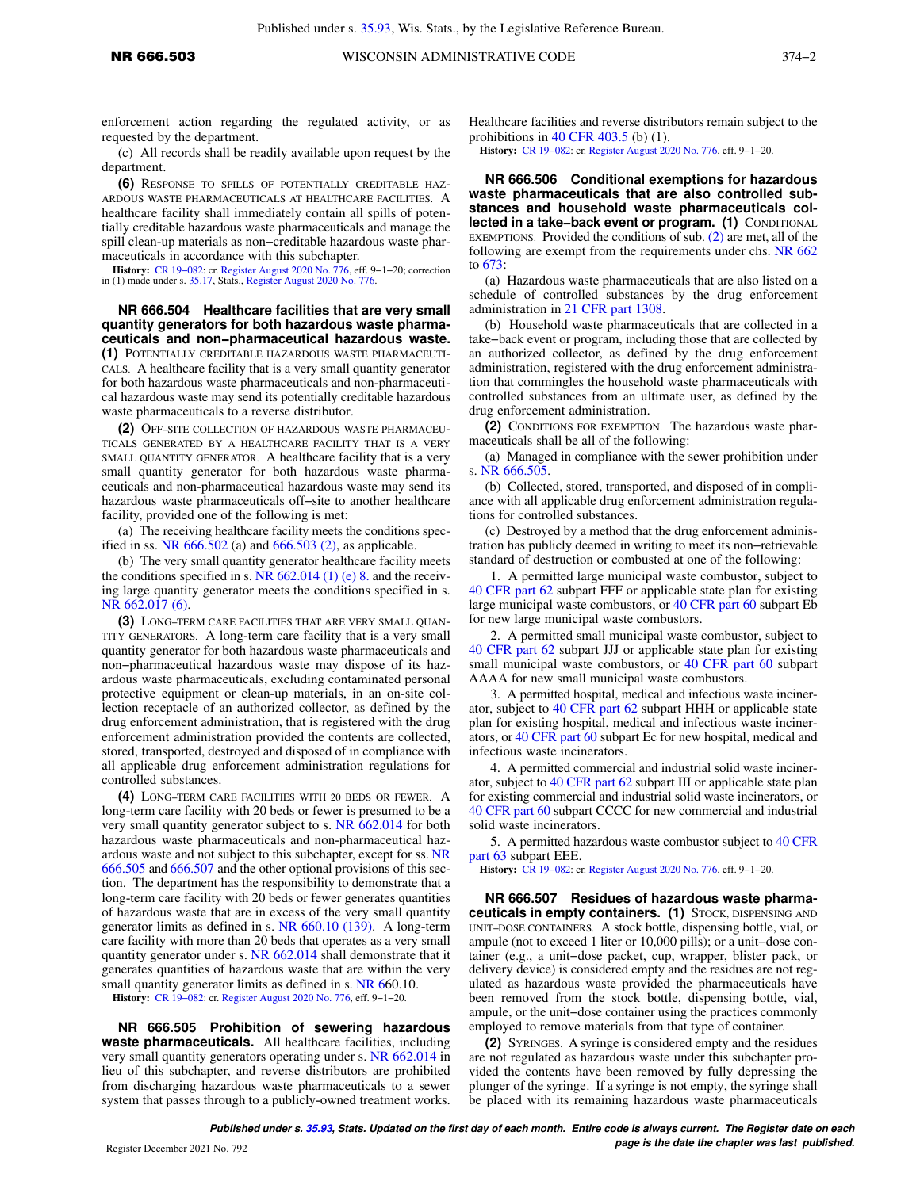enforcement action regarding the regulated activity, or as requested by the department.

(c) All records shall be readily available upon request by the department.

**(6)** RESPONSE TO SPILLS OF POTENTIALLY CREDITABLE HAZARDOUS WASTE PHARMACEUTICALS AT HEALTHCARE FACILITIES. A healthcare facility shall immediately contain all spills of potentially creditable hazardous waste pharmaceuticals and manage the spill clean-up materials as non-creditable hazardous waste pharmaceuticals in accordance with this subchapter.

**History:** CR 19-082: cr. Register August 2020 No. 776, eff. 9-1-20; correction in (1) made under s. 35.17, Stats., Register August 2020 No. 776.

**NR 666.504 Healthcare facilities that are very small quantity generators for both hazardous waste pharmaceuticals and non-pharmaceutical hazardous waste. (1)** POTENTIALLY CREDITABLE HAZARDOUS WASTE PHARMACEUTICALS. A healthcare facility that is a very small quantity generator for both hazardous waste pharmaceuticals and non-pharmaceutical hazardous waste may send its potentially creditable hazardous waste pharmaceuticals to a reverse distributor.

**(2)** OFF-SITE COLLECTION OF HAZARDOUS WASTE PHARMACEUTICALS GENERATED BY A HEALTHCARE FACILITY THAT IS A VERY SMALL QUANTITY GENERATOR. A healthcare facility that is a very small quantity generator for both hazardous waste pharmaceuticals and non-pharmaceutical hazardous waste may send its hazardous waste pharmaceuticals off-site to another healthcare facility, provided one of the following is met:

(a) The receiving healthcare facility meets the conditions specified in ss. NR 666.502 (a) and 666.503 (2), as applicable.

(b) The very small quantity generator healthcare facility meets the conditions specified in s. NR 662.014 (1) (e) 8. and the receiving large quantity generator meets the conditions specified in s. NR 662.017 (6).

**(3)** LONG-TERM CARE FACILITIES THAT ARE VERY SMALL QUANTITY GENERATORS. A long-term care facility that is a very small quantity generator for both hazardous waste pharmaceuticals and non-pharmaceutical hazardous waste may dispose of its hazardous waste pharmaceuticals, excluding contaminated personal protective equipment or clean-up materials, in an on-site collection receptacle of an authorized collector, as defined by the drug enforcement administration, that is registered with the drug enforcement administration provided the contents are collected, stored, transported, destroyed and disposed of in compliance with all applicable drug enforcement administration regulations for controlled substances.

**(4)** LONG-TERM CARE FACILITIES WITH 20 BEDS OR FEWER. A long-term care facility with 20 beds or fewer is presumed to be a very small quantity generator subject to s. NR 662.014 for both hazardous waste pharmaceuticals and non-pharmaceutical hazardous waste and not subject to this subchapter, except for ss. NR 666.505 and 666.507 and the other optional provisions of this section. The department has the responsibility to demonstrate that a long-term care facility with 20 beds or fewer generates quantities of hazardous waste that are in excess of the very small quantity generator limits as defined in s. NR 660.10 (139). A long-term care facility with more than 20 beds that operates as a very small quantity generator under s. NR 662.014 shall demonstrate that it generates quantities of hazardous waste that are within the very small quantity generator limits as defined in s. NR 660.10.

**History:** CR 19-082: cr. Register August 2020 No. 776, eff. 9-1-20.

**NR 666.505 Prohibition of sewering hazardous waste pharmaceuticals.** All healthcare facilities, including very small quantity generators operating under s. NR 662.014 in lieu of this subchapter, and reverse distributors are prohibited from discharging hazardous waste pharmaceuticals to a sewer system that passes through to a publicly-owned treatment works. Healthcare facilities and reverse distributors remain subject to the prohibitions in 40 CFR 403.5 (b) (1).

**History:** CR 19-082: cr. Register August 2020 No. 776, eff. 9-1-20.

**NR 666.506 Conditional exemptions for hazardous waste pharmaceuticals that are also controlled substances and household waste pharmaceuticals collected in a take-back event or program. (1)** CONDITIONAL EXEMPTIONS. Provided the conditions of sub. (2) are met, all of the following are exempt from the requirements under chs. NR 662 to 673:

(a) Hazardous waste pharmaceuticals that are also listed on a schedule of controlled substances by the drug enforcement administration in 21 CFR part 1308.

(b) Household waste pharmaceuticals that are collected in a take-back event or program, including those that are collected by an authorized collector, as defined by the drug enforcement administration, registered with the drug enforcement administration that commingles the household waste pharmaceuticals with controlled substances from an ultimate user, as defined by the drug enforcement administration.

**(2)** CONDITIONS FOR EXEMPTION. The hazardous waste pharmaceuticals shall be all of the following:

(a) Managed in compliance with the sewer prohibition under s. NR 666.505.

(b) Collected, stored, transported, and disposed of in compliance with all applicable drug enforcement administration regulations for controlled substances.

(c) Destroyed by a method that the drug enforcement administration has publicly deemed in writing to meet its non-retrievable standard of destruction or combusted at one of the following:

1. A permitted large municipal waste combustor, subject to 40 CFR part 62 subpart FFF or applicable state plan for existing large municipal waste combustors, or 40 CFR part 60 subpart Eb for new large municipal waste combustors.

2. A permitted small municipal waste combustor, subject to 40 CFR part 62 subpart JJJ or applicable state plan for existing small municipal waste combustors, or 40 CFR part 60 subpart AAAA for new small municipal waste combustors.

3. A permitted hospital, medical and infectious waste incinerator, subject to 40 CFR part 62 subpart HHH or applicable state plan for existing hospital, medical and infectious waste incinerators, or 40 CFR part 60 subpart Ec for new hospital, medical and infectious waste incinerators.

4. A permitted commercial and industrial solid waste incinerator, subject to 40 CFR part 62 subpart III or applicable state plan for existing commercial and industrial solid waste incinerators, or 40 CFR part 60 subpart CCCC for new commercial and industrial solid waste incinerators.

5. A permitted hazardous waste combustor subject to 40 CFR part 63 subpart EEE.

**History:** CR 19-082: cr. Register August 2020 No. 776, eff. 9-1-20.

**NR 666.507 Residues of hazardous waste pharmaceuticals in empty containers. (1)** STOCK, DISPENSING AND UNIT-DOSE CONTAINERS. A stock bottle, dispensing bottle, vial, or ampule (not to exceed 1 liter or 10,000 pills); or a unit-dose container (e.g., a unit-dose packet, cup, wrapper, blister pack, or delivery device) is considered empty and the residues are not regulated as hazardous waste provided the pharmaceuticals have been removed from the stock bottle, dispensing bottle, vial, ampule, or the unit-dose container using the practices commonly employed to remove materials from that type of container.

**(2)** SYRINGES. A syringe is considered empty and the residues are not regulated as hazardous waste under this subchapter provided the contents have been removed by fully depressing the plunger of the syringe. If a syringe is not empty, the syringe shall be placed with its remaining hazardous waste pharmaceuticals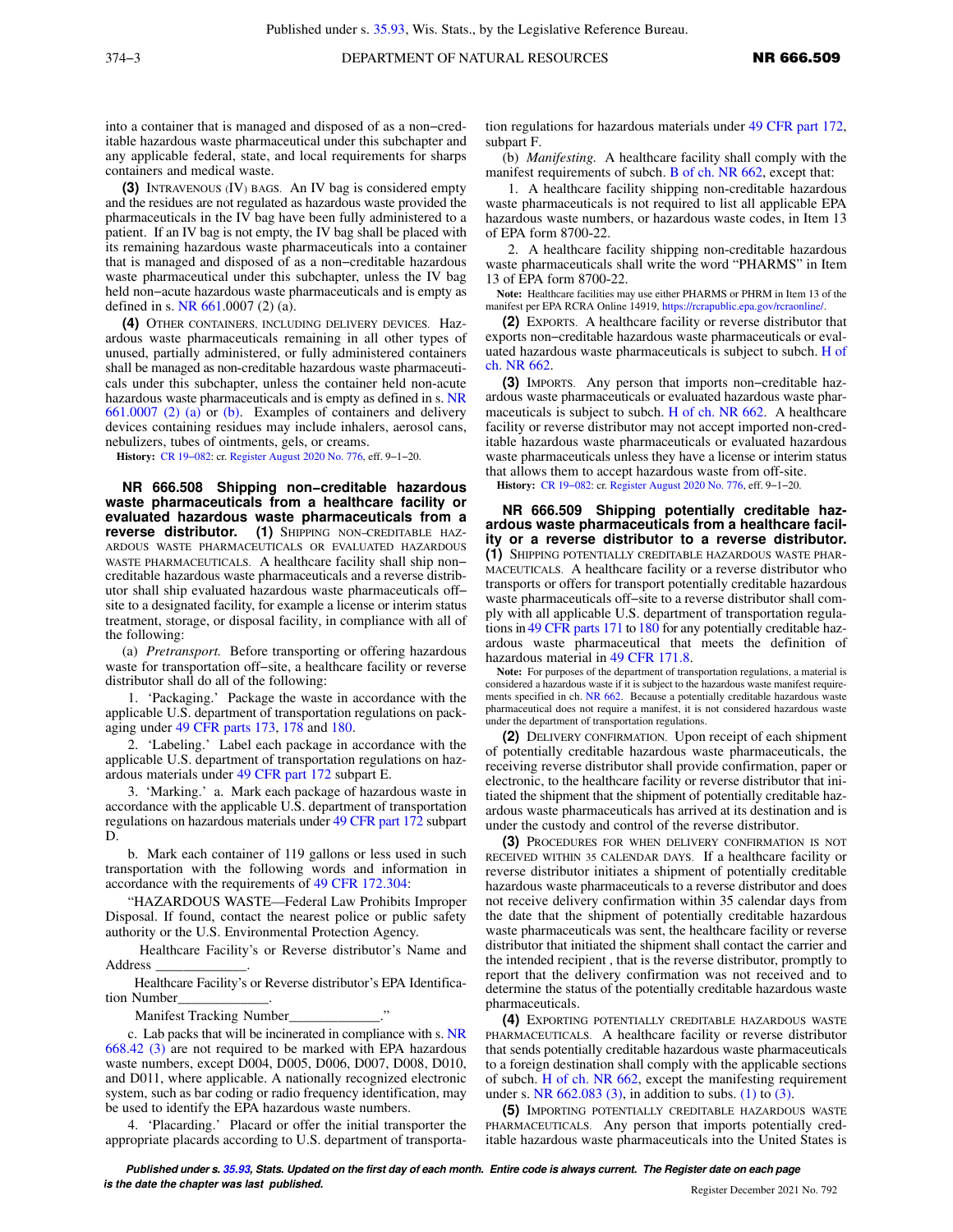into a container that is managed and disposed of as a non–creditable hazardous waste pharmaceutical under this subchapter and any applicable federal, state, and local requirements for sharps containers and medical waste.

**(3)** Intravenous (IV) bags. An IV bag is considered empty and the residues are not regulated as hazardous waste provided the pharmaceuticals in the IV bag have been fully administered to a patient. If an IV bag is not empty, the IV bag shall be placed with its remaining hazardous waste pharmaceuticals into a container that is managed and disposed of as a non–creditable hazardous waste pharmaceutical under this subchapter, unless the IV bag held non–acute hazardous waste pharmaceuticals and is empty as defined in s. NR 661.0007 (2) (a).

**(4)** Other containers, including delivery devices. Hazardous waste pharmaceuticals remaining in all other types of unused, partially administered, or fully administered containers shall be managed as non-creditable hazardous waste pharmaceuticals under this subchapter, unless the container held non-acute hazardous waste pharmaceuticals and is empty as defined in s. NR 661.0007 (2) (a) or (b). Examples of containers and delivery devices containing residues may include inhalers, aerosol cans, nebulizers, tubes of ointments, gels, or creams.

**History:** CR 19–082: cr. Register August 2020 No. 776, eff. 9–1–20.

**NR 666.508 Shipping non–creditable hazardous waste pharmaceuticals from a healthcare facility or evaluated hazardous waste pharmaceuticals from a reverse distributor.** **(1)** Shipping non–creditable hazardous waste pharmaceuticals or evaluated hazardous waste pharmaceuticals. A healthcare facility shall ship non–creditable hazardous waste pharmaceuticals and a reverse distributor shall ship evaluated hazardous waste pharmaceuticals off–site to a designated facility, for example a license or interim status treatment, storage, or disposal facility, in compliance with all of the following:

(a) *Pretransport.* Before transporting or offering hazardous waste for transportation off–site, a healthcare facility or reverse distributor shall do all of the following:

1. 'Packaging.' Package the waste in accordance with the applicable U.S. department of transportation regulations on packaging under 49 CFR parts 173, 178 and 180.

2. 'Labeling.' Label each package in accordance with the applicable U.S. department of transportation regulations on hazardous materials under 49 CFR part 172 subpart E.

3. 'Marking.' a. Mark each package of hazardous waste in accordance with the applicable U.S. department of transportation regulations on hazardous materials under 49 CFR part 172 subpart D.

b. Mark each container of 119 gallons or less used in such transportation with the following words and information in accordance with the requirements of 49 CFR 172.304:

"HAZARDOUS WASTE—Federal Law Prohibits Improper Disposal. If found, contact the nearest police or public safety authority or the U.S. Environmental Protection Agency.

Healthcare Facility's or Reverse distributor's Name and Address _____________.

Healthcare Facility's or Reverse distributor's EPA Identification Number_____________.

Manifest Tracking Number_____________."

c. Lab packs that will be incinerated in compliance with s. NR 668.42 (3) are not required to be marked with EPA hazardous waste numbers, except D004, D005, D006, D007, D008, D010, and D011, where applicable. A nationally recognized electronic system, such as bar coding or radio frequency identification, may be used to identify the EPA hazardous waste numbers.

4. 'Placarding.' Placard or offer the initial transporter the appropriate placards according to U.S. department of transportation regulations for hazardous materials under 49 CFR part 172, subpart F.

(b) *Manifesting.* A healthcare facility shall comply with the manifest requirements of subch. B of ch. NR 662, except that:

1. A healthcare facility shipping non-creditable hazardous waste pharmaceuticals is not required to list all applicable EPA hazardous waste numbers, or hazardous waste codes, in Item 13 of EPA form 8700-22.

2. A healthcare facility shipping non-creditable hazardous waste pharmaceuticals shall write the word "PHARMS" in Item 13 of EPA form 8700-22.

**Note:** Healthcare facilities may use either PHARMS or PHRM in Item 13 of the manifest per EPA RCRA Online 14919, https://rcrapublic.epa.gov/rcraonline/.

**(2)** Exports. A healthcare facility or reverse distributor that exports non–creditable hazardous waste pharmaceuticals or evaluated hazardous waste pharmaceuticals is subject to subch. H of ch. NR 662.

**(3)** Imports. Any person that imports non–creditable hazardous waste pharmaceuticals or evaluated hazardous waste pharmaceuticals is subject to subch. H of ch. NR 662. A healthcare facility or reverse distributor may not accept imported non-creditable hazardous waste pharmaceuticals or evaluated hazardous waste pharmaceuticals unless they have a license or interim status that allows them to accept hazardous waste from off-site.

**History:** CR 19–082: cr. Register August 2020 No. 776, eff. 9–1–20.

**NR 666.509 Shipping potentially creditable hazardous waste pharmaceuticals from a healthcare facility or a reverse distributor to a reverse distributor.** **(1)** Shipping potentially creditable hazardous waste pharmaceuticals. A healthcare facility or a reverse distributor who transports or offers for transport potentially creditable hazardous waste pharmaceuticals off–site to a reverse distributor shall comply with all applicable U.S. department of transportation regulations in 49 CFR parts 171 to 180 for any potentially creditable hazardous waste pharmaceutical that meets the definition of hazardous material in 49 CFR 171.8.

**Note:** For purposes of the department of transportation regulations, a material is considered a hazardous waste if it is subject to the hazardous waste manifest requirements specified in ch. NR 662. Because a potentially creditable hazardous waste pharmaceutical does not require a manifest, it is not considered hazardous waste under the department of transportation regulations.

**(2)** Delivery confirmation. Upon receipt of each shipment of potentially creditable hazardous waste pharmaceuticals, the receiving reverse distributor shall provide confirmation, paper or electronic, to the healthcare facility or reverse distributor that initiated the shipment that the shipment of potentially creditable hazardous waste pharmaceuticals has arrived at its destination and is under the custody and control of the reverse distributor.

**(3)** Procedures for when delivery confirmation is not received within 35 calendar days. If a healthcare facility or reverse distributor initiates a shipment of potentially creditable hazardous waste pharmaceuticals to a reverse distributor and does not receive delivery confirmation within 35 calendar days from the date that the shipment of potentially creditable hazardous waste pharmaceuticals was sent, the healthcare facility or reverse distributor that initiated the shipment shall contact the carrier and the intended recipient , that is the reverse distributor, promptly to report that the delivery confirmation was not received and to determine the status of the potentially creditable hazardous waste pharmaceuticals.

**(4)** Exporting potentially creditable hazardous waste pharmaceuticals. A healthcare facility or reverse distributor that sends potentially creditable hazardous waste pharmaceuticals to a foreign destination shall comply with the applicable sections of subch. H of ch. NR 662, except the manifesting requirement under s. NR 662.083 (3), in addition to subs. (1) to (3).

**(5)** Importing potentially creditable hazardous waste pharmaceuticals. Any person that imports potentially creditable hazardous waste pharmaceuticals into the United States is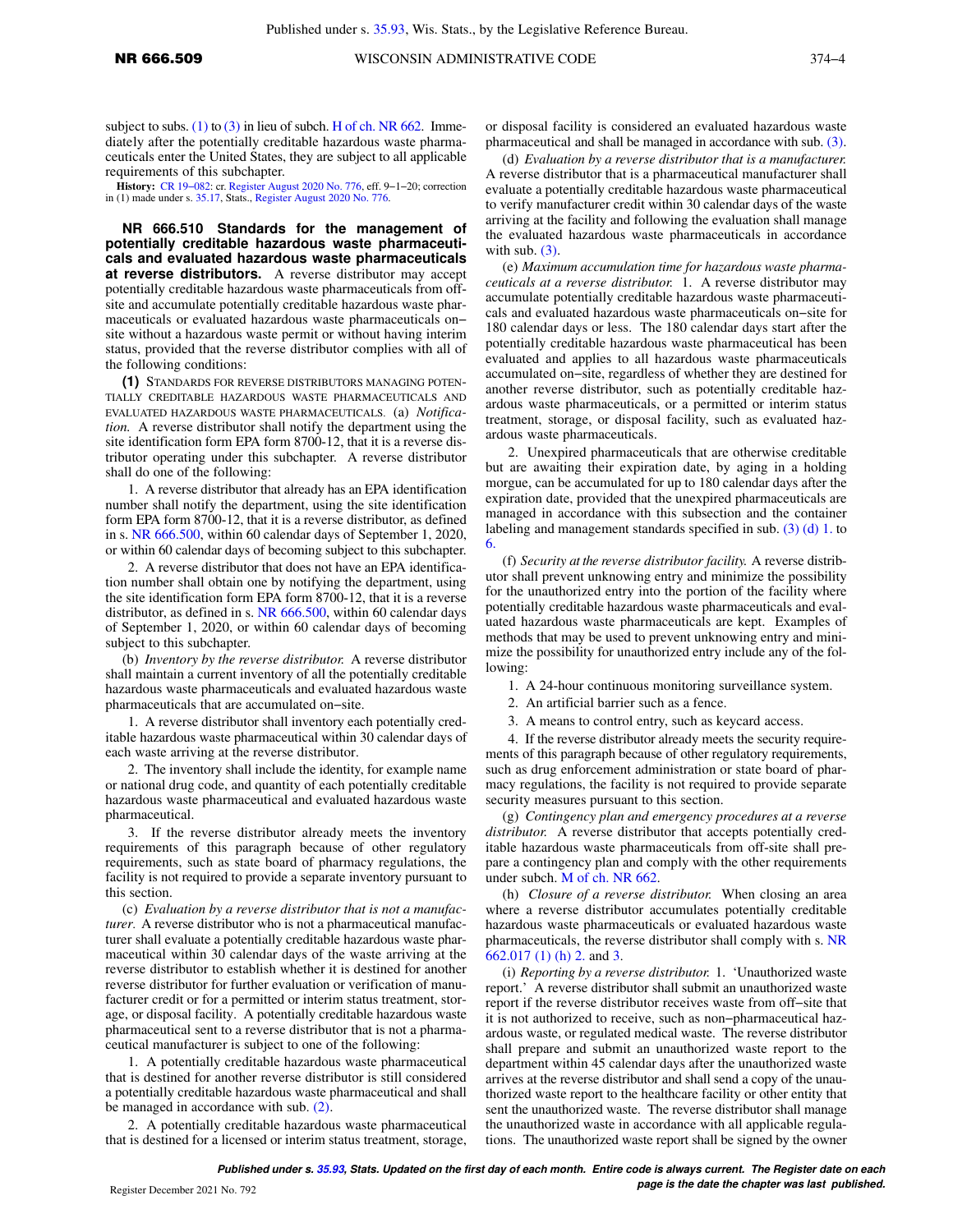subject to subs. (1) to (3) in lieu of subch. H of ch. NR 662. Immediately after the potentially creditable hazardous waste pharmaceuticals enter the United States, they are subject to all applicable requirements of this subchapter.

**History:** CR 19−082: cr. Register August 2020 No. 776, eff. 9−1−20; correction in (1) made under s. 35.17, Stats., Register August 2020 No. 776.

**NR 666.510 Standards for the management of potentially creditable hazardous waste pharmaceuticals and evaluated hazardous waste pharmaceuticals at reverse distributors.** A reverse distributor may accept potentially creditable hazardous waste pharmaceuticals from off-site and accumulate potentially creditable hazardous waste pharmaceuticals or evaluated hazardous waste pharmaceuticals on−site without a hazardous waste permit or without having interim status, provided that the reverse distributor complies with all of the following conditions:

**(1)** STANDARDS FOR REVERSE DISTRIBUTORS MANAGING POTENTIALLY CREDITABLE HAZARDOUS WASTE PHARMACEUTICALS AND EVALUATED HAZARDOUS WASTE PHARMACEUTICALS. (a) *Notification.* A reverse distributor shall notify the department using the site identification form EPA form 8700-12, that it is a reverse distributor operating under this subchapter. A reverse distributor shall do one of the following:

1. A reverse distributor that already has an EPA identification number shall notify the department, using the site identification form EPA form 8700-12, that it is a reverse distributor, as defined in s. NR 666.500, within 60 calendar days of September 1, 2020, or within 60 calendar days of becoming subject to this subchapter.

2. A reverse distributor that does not have an EPA identification number shall obtain one by notifying the department, using the site identification form EPA form 8700-12, that it is a reverse distributor, as defined in s. NR 666.500, within 60 calendar days of September 1, 2020, or within 60 calendar days of becoming subject to this subchapter.

(b) *Inventory by the reverse distributor.* A reverse distributor shall maintain a current inventory of all the potentially creditable hazardous waste pharmaceuticals and evaluated hazardous waste pharmaceuticals that are accumulated on−site.

1. A reverse distributor shall inventory each potentially creditable hazardous waste pharmaceutical within 30 calendar days of each waste arriving at the reverse distributor.

2. The inventory shall include the identity, for example name or national drug code, and quantity of each potentially creditable hazardous waste pharmaceutical and evaluated hazardous waste pharmaceutical.

3. If the reverse distributor already meets the inventory requirements of this paragraph because of other regulatory requirements, such as state board of pharmacy regulations, the facility is not required to provide a separate inventory pursuant to this section.

(c) *Evaluation by a reverse distributor that is not a manufacturer.* A reverse distributor who is not a pharmaceutical manufacturer shall evaluate a potentially creditable hazardous waste pharmaceutical within 30 calendar days of the waste arriving at the reverse distributor to establish whether it is destined for another reverse distributor for further evaluation or verification of manufacturer credit or for a permitted or interim status treatment, storage, or disposal facility. A potentially creditable hazardous waste pharmaceutical sent to a reverse distributor that is not a pharmaceutical manufacturer is subject to one of the following:

1. A potentially creditable hazardous waste pharmaceutical that is destined for another reverse distributor is still considered a potentially creditable hazardous waste pharmaceutical and shall be managed in accordance with sub. (2).

2. A potentially creditable hazardous waste pharmaceutical that is destined for a licensed or interim status treatment, storage, or disposal facility is considered an evaluated hazardous waste pharmaceutical and shall be managed in accordance with sub. (3).

(d) *Evaluation by a reverse distributor that is a manufacturer.* A reverse distributor that is a pharmaceutical manufacturer shall evaluate a potentially creditable hazardous waste pharmaceutical to verify manufacturer credit within 30 calendar days of the waste arriving at the facility and following the evaluation shall manage the evaluated hazardous waste pharmaceuticals in accordance with sub. (3).

(e) *Maximum accumulation time for hazardous waste pharmaceuticals at a reverse distributor.* 1. A reverse distributor may accumulate potentially creditable hazardous waste pharmaceuticals and evaluated hazardous waste pharmaceuticals on−site for 180 calendar days or less. The 180 calendar days start after the potentially creditable hazardous waste pharmaceutical has been evaluated and applies to all hazardous waste pharmaceuticals accumulated on−site, regardless of whether they are destined for another reverse distributor, such as potentially creditable hazardous waste pharmaceuticals, or a permitted or interim status treatment, storage, or disposal facility, such as evaluated hazardous waste pharmaceuticals.

2. Unexpired pharmaceuticals that are otherwise creditable but are awaiting their expiration date, by aging in a holding morgue, can be accumulated for up to 180 calendar days after the expiration date, provided that the unexpired pharmaceuticals are managed in accordance with this subsection and the container labeling and management standards specified in sub. (3) (d) 1. to 6.

(f) *Security at the reverse distributor facility.* A reverse distributor shall prevent unknowing entry and minimize the possibility for the unauthorized entry into the portion of the facility where potentially creditable hazardous waste pharmaceuticals and evaluated hazardous waste pharmaceuticals are kept. Examples of methods that may be used to prevent unknowing entry and minimize the possibility for unauthorized entry include any of the following:

1. A 24-hour continuous monitoring surveillance system.

2. An artificial barrier such as a fence.

3. A means to control entry, such as keycard access.

4. If the reverse distributor already meets the security requirements of this paragraph because of other regulatory requirements, such as drug enforcement administration or state board of pharmacy regulations, the facility is not required to provide separate security measures pursuant to this section.

(g) *Contingency plan and emergency procedures at a reverse distributor.* A reverse distributor that accepts potentially creditable hazardous waste pharmaceuticals from off-site shall prepare a contingency plan and comply with the other requirements under subch. M of ch. NR 662.

(h) *Closure of a reverse distributor.* When closing an area where a reverse distributor accumulates potentially creditable hazardous waste pharmaceuticals or evaluated hazardous waste pharmaceuticals, the reverse distributor shall comply with s. NR 662.017 (1) (h) 2. and 3.

(i) *Reporting by a reverse distributor.* 1. 'Unauthorized waste report.' A reverse distributor shall submit an unauthorized waste report if the reverse distributor receives waste from off−site that it is not authorized to receive, such as non−pharmaceutical hazardous waste, or regulated medical waste. The reverse distributor shall prepare and submit an unauthorized waste report to the department within 45 calendar days after the unauthorized waste arrives at the reverse distributor and shall send a copy of the unauthorized waste report to the healthcare facility or other entity that sent the unauthorized waste. The reverse distributor shall manage the unauthorized waste in accordance with all applicable regulations. The unauthorized waste report shall be signed by the owner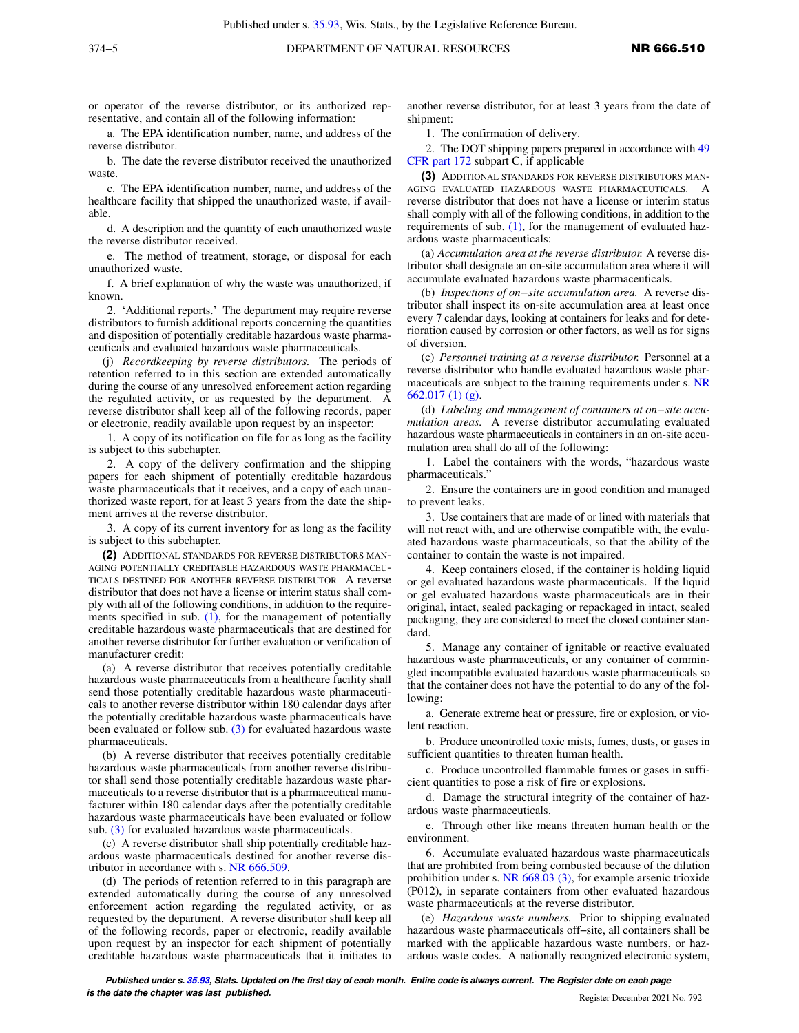or operator of the reverse distributor, or its authorized representative, and contain all of the following information:

a. The EPA identification number, name, and address of the reverse distributor.

b. The date the reverse distributor received the unauthorized waste.

c. The EPA identification number, name, and address of the healthcare facility that shipped the unauthorized waste, if available.

d. A description and the quantity of each unauthorized waste the reverse distributor received.

e. The method of treatment, storage, or disposal for each unauthorized waste.

f. A brief explanation of why the waste was unauthorized, if known.

2. 'Additional reports.' The department may require reverse distributors to furnish additional reports concerning the quantities and disposition of potentially creditable hazardous waste pharmaceuticals and evaluated hazardous waste pharmaceuticals.

(j) *Recordkeeping by reverse distributors.* The periods of retention referred to in this section are extended automatically during the course of any unresolved enforcement action regarding the regulated activity, or as requested by the department. A reverse distributor shall keep all of the following records, paper or electronic, readily available upon request by an inspector:

1. A copy of its notification on file for as long as the facility is subject to this subchapter.

2. A copy of the delivery confirmation and the shipping papers for each shipment of potentially creditable hazardous waste pharmaceuticals that it receives, and a copy of each unauthorized waste report, for at least 3 years from the date the shipment arrives at the reverse distributor.

3. A copy of its current inventory for as long as the facility is subject to this subchapter.

**(2)** ADDITIONAL STANDARDS FOR REVERSE DISTRIBUTORS MANAGING POTENTIALLY CREDITABLE HAZARDOUS WASTE PHARMACEUTICALS DESTINED FOR ANOTHER REVERSE DISTRIBUTOR. A reverse distributor that does not have a license or interim status shall comply with all of the following conditions, in addition to the requirements specified in sub. (1), for the management of potentially creditable hazardous waste pharmaceuticals that are destined for another reverse distributor for further evaluation or verification of manufacturer credit:

(a) A reverse distributor that receives potentially creditable hazardous waste pharmaceuticals from a healthcare facility shall send those potentially creditable hazardous waste pharmaceuticals to another reverse distributor within 180 calendar days after the potentially creditable hazardous waste pharmaceuticals have been evaluated or follow sub. (3) for evaluated hazardous waste pharmaceuticals.

(b) A reverse distributor that receives potentially creditable hazardous waste pharmaceuticals from another reverse distributor shall send those potentially creditable hazardous waste pharmaceuticals to a reverse distributor that is a pharmaceutical manufacturer within 180 calendar days after the potentially creditable hazardous waste pharmaceuticals have been evaluated or follow sub. (3) for evaluated hazardous waste pharmaceuticals.

(c) A reverse distributor shall ship potentially creditable hazardous waste pharmaceuticals destined for another reverse distributor in accordance with s. NR 666.509.

(d) The periods of retention referred to in this paragraph are extended automatically during the course of any unresolved enforcement action regarding the regulated activity, or as requested by the department. A reverse distributor shall keep all of the following records, paper or electronic, readily available upon request by an inspector for each shipment of potentially creditable hazardous waste pharmaceuticals that it initiates to another reverse distributor, for at least 3 years from the date of shipment:

1. The confirmation of delivery.

2. The DOT shipping papers prepared in accordance with 49 CFR part 172 subpart C, if applicable

**(3)** ADDITIONAL STANDARDS FOR REVERSE DISTRIBUTORS MANAGING EVALUATED HAZARDOUS WASTE PHARMACEUTICALS. A reverse distributor that does not have a license or interim status shall comply with all of the following conditions, in addition to the requirements of sub. (1), for the management of evaluated hazardous waste pharmaceuticals:

(a) *Accumulation area at the reverse distributor.* A reverse distributor shall designate an on-site accumulation area where it will accumulate evaluated hazardous waste pharmaceuticals.

(b) *Inspections of on–site accumulation area.* A reverse distributor shall inspect its on-site accumulation area at least once every 7 calendar days, looking at containers for leaks and for deterioration caused by corrosion or other factors, as well as for signs of diversion.

(c) *Personnel training at a reverse distributor.* Personnel at a reverse distributor who handle evaluated hazardous waste pharmaceuticals are subject to the training requirements under s. NR 662.017 (1) (g).

(d) *Labeling and management of containers at on–site accumulation areas.* A reverse distributor accumulating evaluated hazardous waste pharmaceuticals in containers in an on-site accumulation area shall do all of the following:

1. Label the containers with the words, "hazardous waste pharmaceuticals."

2. Ensure the containers are in good condition and managed to prevent leaks.

3. Use containers that are made of or lined with materials that will not react with, and are otherwise compatible with, the evaluated hazardous waste pharmaceuticals, so that the ability of the container to contain the waste is not impaired.

4. Keep containers closed, if the container is holding liquid or gel evaluated hazardous waste pharmaceuticals. If the liquid or gel evaluated hazardous waste pharmaceuticals are in their original, intact, sealed packaging or repackaged in intact, sealed packaging, they are considered to meet the closed container standard.

5. Manage any container of ignitable or reactive evaluated hazardous waste pharmaceuticals, or any container of commingled incompatible evaluated hazardous waste pharmaceuticals so that the container does not have the potential to do any of the following:

a. Generate extreme heat or pressure, fire or explosion, or violent reaction.

b. Produce uncontrolled toxic mists, fumes, dusts, or gases in sufficient quantities to threaten human health.

c. Produce uncontrolled flammable fumes or gases in sufficient quantities to pose a risk of fire or explosions.

d. Damage the structural integrity of the container of hazardous waste pharmaceuticals.

e. Through other like means threaten human health or the environment.

6. Accumulate evaluated hazardous waste pharmaceuticals that are prohibited from being combusted because of the dilution prohibition under s. NR 668.03 (3), for example arsenic trioxide (P012), in separate containers from other evaluated hazardous waste pharmaceuticals at the reverse distributor.

(e) *Hazardous waste numbers.* Prior to shipping evaluated hazardous waste pharmaceuticals off–site, all containers shall be marked with the applicable hazardous waste numbers, or hazardous waste codes. A nationally recognized electronic system,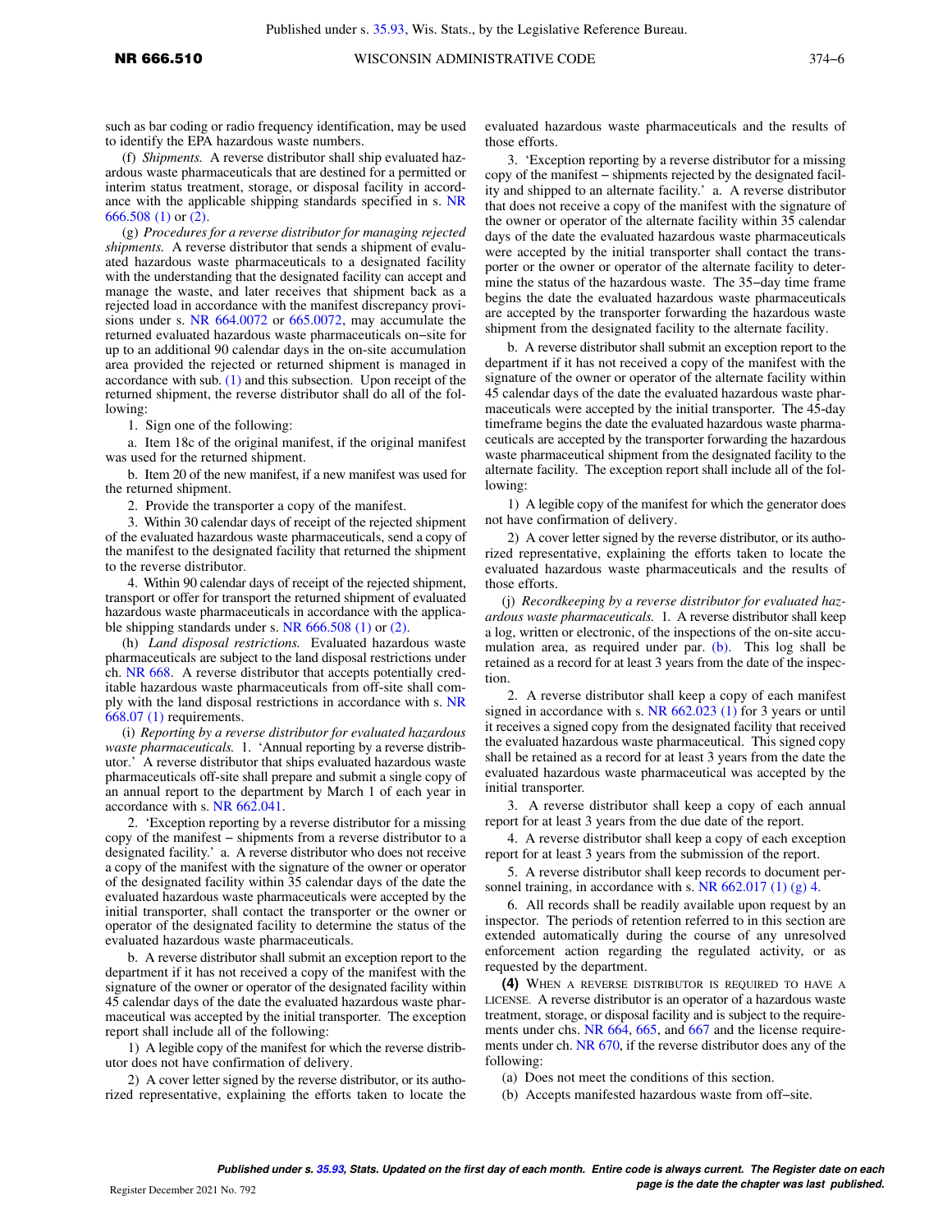such as bar coding or radio frequency identification, may be used to identify the EPA hazardous waste numbers.

(f) *Shipments.* A reverse distributor shall ship evaluated hazardous waste pharmaceuticals that are destined for a permitted or interim status treatment, storage, or disposal facility in accordance with the applicable shipping standards specified in s. NR 666.508 (1) or (2).

(g) *Procedures for a reverse distributor for managing rejected shipments.* A reverse distributor that sends a shipment of evaluated hazardous waste pharmaceuticals to a designated facility with the understanding that the designated facility can accept and manage the waste, and later receives that shipment back as a rejected load in accordance with the manifest discrepancy provisions under s. NR 664.0072 or 665.0072, may accumulate the returned evaluated hazardous waste pharmaceuticals on−site for up to an additional 90 calendar days in the on-site accumulation area provided the rejected or returned shipment is managed in accordance with sub. (1) and this subsection. Upon receipt of the returned shipment, the reverse distributor shall do all of the following:

1. Sign one of the following:

a. Item 18c of the original manifest, if the original manifest was used for the returned shipment.

b. Item 20 of the new manifest, if a new manifest was used for the returned shipment.

2. Provide the transporter a copy of the manifest.

3. Within 30 calendar days of receipt of the rejected shipment of the evaluated hazardous waste pharmaceuticals, send a copy of the manifest to the designated facility that returned the shipment to the reverse distributor.

4. Within 90 calendar days of receipt of the rejected shipment, transport or offer for transport the returned shipment of evaluated hazardous waste pharmaceuticals in accordance with the applicable shipping standards under s. NR 666.508 (1) or (2).

(h) *Land disposal restrictions.* Evaluated hazardous waste pharmaceuticals are subject to the land disposal restrictions under ch. NR 668. A reverse distributor that accepts potentially creditable hazardous waste pharmaceuticals from off-site shall comply with the land disposal restrictions in accordance with s. NR 668.07 (1) requirements.

(i) *Reporting by a reverse distributor for evaluated hazardous waste pharmaceuticals.* 1. 'Annual reporting by a reverse distributor.' A reverse distributor that ships evaluated hazardous waste pharmaceuticals off-site shall prepare and submit a single copy of an annual report to the department by March 1 of each year in accordance with s. NR 662.041.

2. 'Exception reporting by a reverse distributor for a missing copy of the manifest – shipments from a reverse distributor to a designated facility.' a. A reverse distributor who does not receive a copy of the manifest with the signature of the owner or operator of the designated facility within 35 calendar days of the date the evaluated hazardous waste pharmaceuticals were accepted by the initial transporter, shall contact the transporter or the owner or operator of the designated facility to determine the status of the evaluated hazardous waste pharmaceuticals.

b. A reverse distributor shall submit an exception report to the department if it has not received a copy of the manifest with the signature of the owner or operator of the designated facility within 45 calendar days of the date the evaluated hazardous waste pharmaceutical was accepted by the initial transporter. The exception report shall include all of the following:

1) A legible copy of the manifest for which the reverse distributor does not have confirmation of delivery.

2) A cover letter signed by the reverse distributor, or its authorized representative, explaining the efforts taken to locate the evaluated hazardous waste pharmaceuticals and the results of those efforts.

3. 'Exception reporting by a reverse distributor for a missing copy of the manifest – shipments rejected by the designated facility and shipped to an alternate facility.' a. A reverse distributor that does not receive a copy of the manifest with the signature of the owner or operator of the alternate facility within 35 calendar days of the date the evaluated hazardous waste pharmaceuticals were accepted by the initial transporter shall contact the transporter or the owner or operator of the alternate facility to determine the status of the hazardous waste. The 35−day time frame begins the date the evaluated hazardous waste pharmaceuticals are accepted by the transporter forwarding the hazardous waste shipment from the designated facility to the alternate facility.

b. A reverse distributor shall submit an exception report to the department if it has not received a copy of the manifest with the signature of the owner or operator of the alternate facility within 45 calendar days of the date the evaluated hazardous waste pharmaceuticals were accepted by the initial transporter. The 45-day timeframe begins the date the evaluated hazardous waste pharmaceuticals are accepted by the transporter forwarding the hazardous waste pharmaceutical shipment from the designated facility to the alternate facility. The exception report shall include all of the following:

1) A legible copy of the manifest for which the generator does not have confirmation of delivery.

2) A cover letter signed by the reverse distributor, or its authorized representative, explaining the efforts taken to locate the evaluated hazardous waste pharmaceuticals and the results of those efforts.

(j) *Recordkeeping by a reverse distributor for evaluated hazardous waste pharmaceuticals.* 1. A reverse distributor shall keep a log, written or electronic, of the inspections of the on-site accumulation area, as required under par. (b). This log shall be retained as a record for at least 3 years from the date of the inspection.

2. A reverse distributor shall keep a copy of each manifest signed in accordance with s. NR 662.023 (1) for 3 years or until it receives a signed copy from the designated facility that received the evaluated hazardous waste pharmaceutical. This signed copy shall be retained as a record for at least 3 years from the date the evaluated hazardous waste pharmaceutical was accepted by the initial transporter.

3. A reverse distributor shall keep a copy of each annual report for at least 3 years from the due date of the report.

4. A reverse distributor shall keep a copy of each exception report for at least 3 years from the submission of the report.

5. A reverse distributor shall keep records to document personnel training, in accordance with s. NR 662.017 (1) (g) 4.

6. All records shall be readily available upon request by an inspector. The periods of retention referred to in this section are extended automatically during the course of any unresolved enforcement action regarding the regulated activity, or as requested by the department.

**(4)** WHEN A REVERSE DISTRIBUTOR IS REQUIRED TO HAVE A LICENSE. A reverse distributor is an operator of a hazardous waste treatment, storage, or disposal facility and is subject to the requirements under chs. NR 664, 665, and 667 and the license requirements under ch. NR 670, if the reverse distributor does any of the following:

(a) Does not meet the conditions of this section.

(b) Accepts manifested hazardous waste from off−site.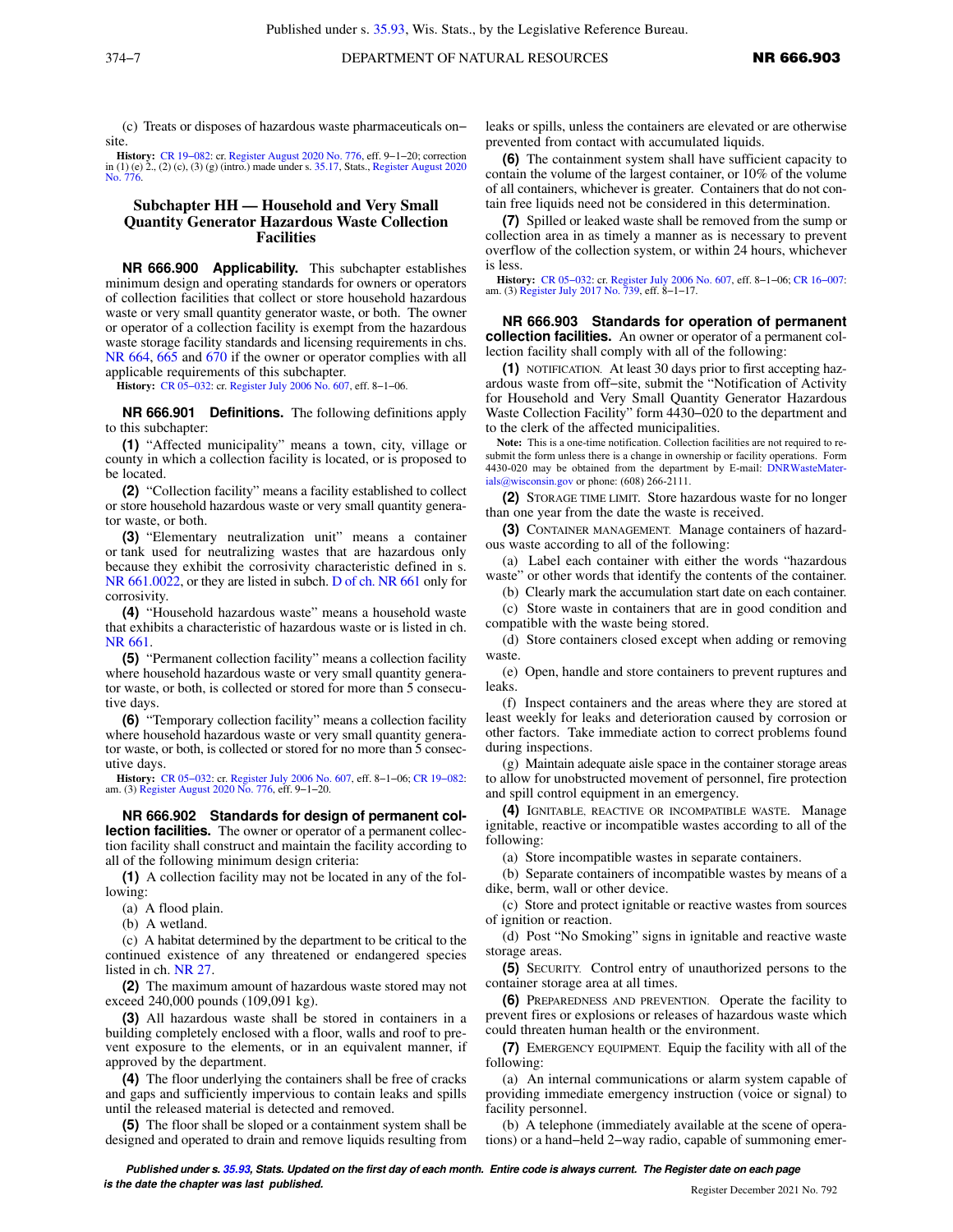(c) Treats or disposes of hazardous waste pharmaceuticals on−site.

**History:** CR 19−082: cr. Register August 2020 No. 776, eff. 9−1−20; correction in (1) (e) 2., (2) (c), (3) (g) (intro.) made under s. 35.17, Stats., Register August 2020 No. 776.

## Subchapter HH — Household and Very Small Quantity Generator Hazardous Waste Collection Facilities

**NR 666.900 Applicability.** This subchapter establishes minimum design and operating standards for owners or operators of collection facilities that collect or store household hazardous waste or very small quantity generator waste, or both. The owner or operator of a collection facility is exempt from the hazardous waste storage facility standards and licensing requirements in chs. NR 664, 665 and 670 if the owner or operator complies with all applicable requirements of this subchapter.

**History:** CR 05−032: cr. Register July 2006 No. 607, eff. 8−1−06.

**NR 666.901 Definitions.** The following definitions apply to this subchapter:

**(1)** "Affected municipality" means a town, city, village or county in which a collection facility is located, or is proposed to be located.

**(2)** "Collection facility" means a facility established to collect or store household hazardous waste or very small quantity generator waste, or both.

**(3)** "Elementary neutralization unit" means a container or tank used for neutralizing wastes that are hazardous only because they exhibit the corrosivity characteristic defined in s. NR 661.0022, or they are listed in subch. D of ch. NR 661 only for corrosivity.

**(4)** "Household hazardous waste" means a household waste that exhibits a characteristic of hazardous waste or is listed in ch. NR 661.

**(5)** "Permanent collection facility" means a collection facility where household hazardous waste or very small quantity generator waste, or both, is collected or stored for more than 5 consecutive days.

**(6)** "Temporary collection facility" means a collection facility where household hazardous waste or very small quantity generator waste, or both, is collected or stored for no more than 5 consecutive days.

**History:** CR 05−032: cr. Register July 2006 No. 607, eff. 8−1−06; CR 19−082: am. (3) Register August 2020 No. 776, eff. 9−1−20.

**NR 666.902 Standards for design of permanent collection facilities.** The owner or operator of a permanent collection facility shall construct and maintain the facility according to all of the following minimum design criteria:

**(1)** A collection facility may not be located in any of the following:

(a) A flood plain.

(b) A wetland.

(c) A habitat determined by the department to be critical to the continued existence of any threatened or endangered species listed in ch. NR 27.

**(2)** The maximum amount of hazardous waste stored may not exceed 240,000 pounds (109,091 kg).

**(3)** All hazardous waste shall be stored in containers in a building completely enclosed with a floor, walls and roof to prevent exposure to the elements, or in an equivalent manner, if approved by the department.

**(4)** The floor underlying the containers shall be free of cracks and gaps and sufficiently impervious to contain leaks and spills until the released material is detected and removed.

**(5)** The floor shall be sloped or a containment system shall be designed and operated to drain and remove liquids resulting from leaks or spills, unless the containers are elevated or are otherwise prevented from contact with accumulated liquids.

**(6)** The containment system shall have sufficient capacity to contain the volume of the largest container, or 10% of the volume of all containers, whichever is greater. Containers that do not contain free liquids need not be considered in this determination.

**(7)** Spilled or leaked waste shall be removed from the sump or collection area in as timely a manner as is necessary to prevent overflow of the collection system, or within 24 hours, whichever is less.

**History:** CR 05−032: cr. Register July 2006 No. 607, eff. 8−1−06; CR 16−007: am. (3) Register July 2017 No. 739, eff. 8−1−17.

**NR 666.903 Standards for operation of permanent collection facilities.** An owner or operator of a permanent collection facility shall comply with all of the following:

**(1)** NOTIFICATION. At least 30 days prior to first accepting hazardous waste from off−site, submit the "Notification of Activity for Household and Very Small Quantity Generator Hazardous Waste Collection Facility" form 4430−020 to the department and to the clerk of the affected municipalities.

**Note:** This is a one-time notification. Collection facilities are not required to resubmit the form unless there is a change in ownership or facility operations. Form 4430-020 may be obtained from the department by E-mail: DNRWasteMaterials@wisconsin.gov or phone: (608) 266-2111.

**(2)** STORAGE TIME LIMIT. Store hazardous waste for no longer than one year from the date the waste is received.

**(3)** CONTAINER MANAGEMENT. Manage containers of hazardous waste according to all of the following:

(a) Label each container with either the words "hazardous waste" or other words that identify the contents of the container.

(b) Clearly mark the accumulation start date on each container.

(c) Store waste in containers that are in good condition and compatible with the waste being stored.

(d) Store containers closed except when adding or removing waste.

(e) Open, handle and store containers to prevent ruptures and leaks.

(f) Inspect containers and the areas where they are stored at least weekly for leaks and deterioration caused by corrosion or other factors. Take immediate action to correct problems found during inspections.

(g) Maintain adequate aisle space in the container storage areas to allow for unobstructed movement of personnel, fire protection and spill control equipment in an emergency.

**(4)** IGNITABLE, REACTIVE OR INCOMPATIBLE WASTE. Manage ignitable, reactive or incompatible wastes according to all of the following:

(a) Store incompatible wastes in separate containers.

(b) Separate containers of incompatible wastes by means of a dike, berm, wall or other device.

(c) Store and protect ignitable or reactive wastes from sources of ignition or reaction.

(d) Post "No Smoking" signs in ignitable and reactive waste storage areas.

**(5)** SECURITY. Control entry of unauthorized persons to the container storage area at all times.

**(6)** PREPAREDNESS AND PREVENTION. Operate the facility to prevent fires or explosions or releases of hazardous waste which could threaten human health or the environment.

**(7)** EMERGENCY EQUIPMENT. Equip the facility with all of the following:

(a) An internal communications or alarm system capable of providing immediate emergency instruction (voice or signal) to facility personnel.

(b) A telephone (immediately available at the scene of operations) or a hand−held 2−way radio, capable of summoning emer-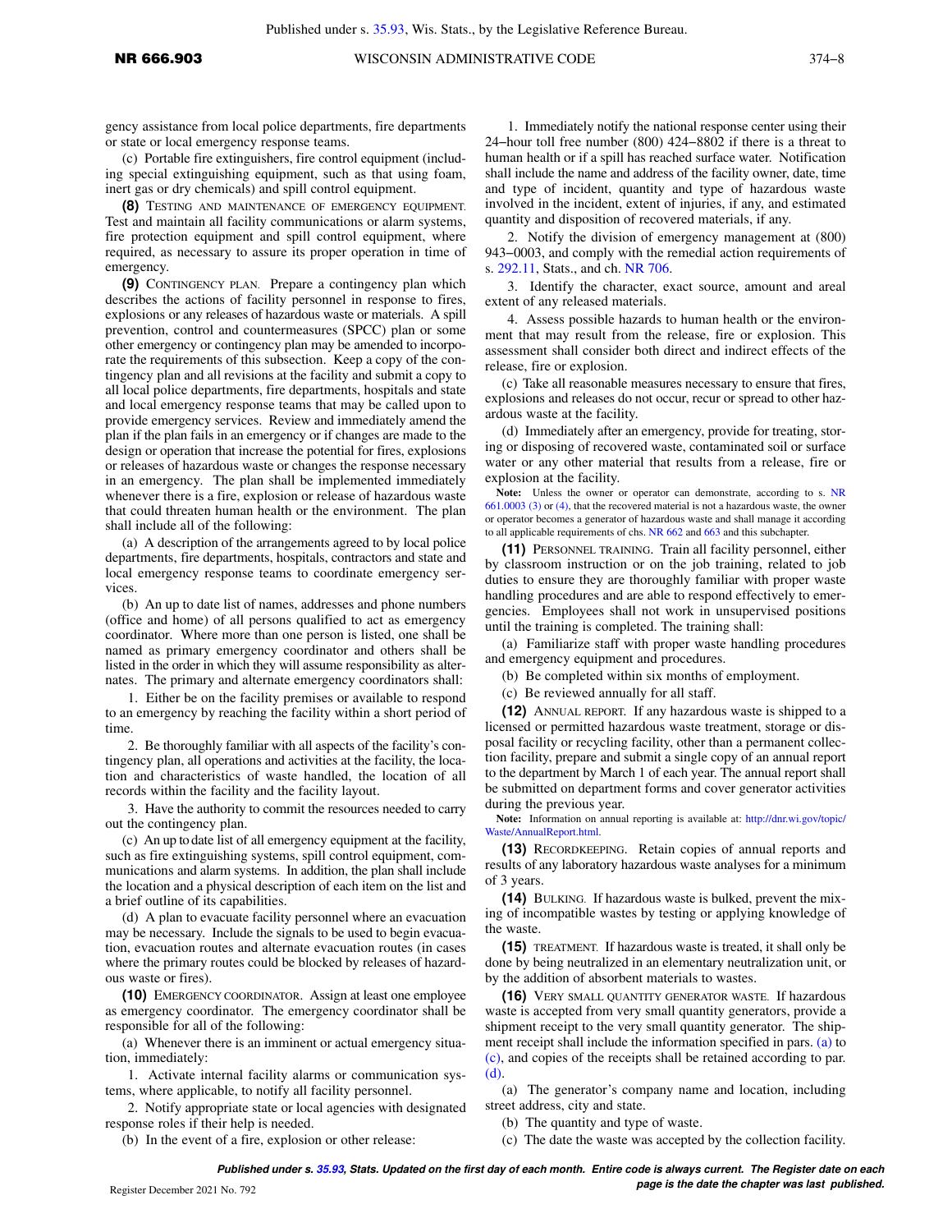gency assistance from local police departments, fire departments or state or local emergency response teams.

(c) Portable fire extinguishers, fire control equipment (including special extinguishing equipment, such as that using foam, inert gas or dry chemicals) and spill control equipment.

**(8)** TESTING AND MAINTENANCE OF EMERGENCY EQUIPMENT. Test and maintain all facility communications or alarm systems, fire protection equipment and spill control equipment, where required, as necessary to assure its proper operation in time of emergency.

**(9)** CONTINGENCY PLAN. Prepare a contingency plan which describes the actions of facility personnel in response to fires, explosions or any releases of hazardous waste or materials. A spill prevention, control and countermeasures (SPCC) plan or some other emergency or contingency plan may be amended to incorporate the requirements of this subsection. Keep a copy of the contingency plan and all revisions at the facility and submit a copy to all local police departments, fire departments, hospitals and state and local emergency response teams that may be called upon to provide emergency services. Review and immediately amend the plan if the plan fails in an emergency or if changes are made to the design or operation that increase the potential for fires, explosions or releases of hazardous waste or changes the response necessary in an emergency. The plan shall be implemented immediately whenever there is a fire, explosion or release of hazardous waste that could threaten human health or the environment. The plan shall include all of the following:

(a) A description of the arrangements agreed to by local police departments, fire departments, hospitals, contractors and state and local emergency response teams to coordinate emergency services.

(b) An up to date list of names, addresses and phone numbers (office and home) of all persons qualified to act as emergency coordinator. Where more than one person is listed, one shall be named as primary emergency coordinator and others shall be listed in the order in which they will assume responsibility as alternates. The primary and alternate emergency coordinators shall:

1. Either be on the facility premises or available to respond to an emergency by reaching the facility within a short period of time.

2. Be thoroughly familiar with all aspects of the facility's contingency plan, all operations and activities at the facility, the location and characteristics of waste handled, the location of all records within the facility and the facility layout.

3. Have the authority to commit the resources needed to carry out the contingency plan.

(c) An up to date list of all emergency equipment at the facility, such as fire extinguishing systems, spill control equipment, communications and alarm systems. In addition, the plan shall include the location and a physical description of each item on the list and a brief outline of its capabilities.

(d) A plan to evacuate facility personnel where an evacuation may be necessary. Include the signals to be used to begin evacuation, evacuation routes and alternate evacuation routes (in cases where the primary routes could be blocked by releases of hazardous waste or fires).

**(10)** EMERGENCY COORDINATOR. Assign at least one employee as emergency coordinator. The emergency coordinator shall be responsible for all of the following:

(a) Whenever there is an imminent or actual emergency situation, immediately:

1. Activate internal facility alarms or communication systems, where applicable, to notify all facility personnel.

2. Notify appropriate state or local agencies with designated response roles if their help is needed.

(b) In the event of a fire, explosion or other release:

1. Immediately notify the national response center using their 24-hour toll free number (800) 424-8802 if there is a threat to human health or if a spill has reached surface water. Notification shall include the name and address of the facility owner, date, time and type of incident, quantity and type of hazardous waste involved in the incident, extent of injuries, if any, and estimated quantity and disposition of recovered materials, if any.

2. Notify the division of emergency management at (800) 943-0003, and comply with the remedial action requirements of s. 292.11, Stats., and ch. NR 706.

3. Identify the character, exact source, amount and areal extent of any released materials.

4. Assess possible hazards to human health or the environment that may result from the release, fire or explosion. This assessment shall consider both direct and indirect effects of the release, fire or explosion.

(c) Take all reasonable measures necessary to ensure that fires, explosions and releases do not occur, recur or spread to other hazardous waste at the facility.

(d) Immediately after an emergency, provide for treating, storing or disposing of recovered waste, contaminated soil or surface water or any other material that results from a release, fire or explosion at the facility.

**Note:** Unless the owner or operator can demonstrate, according to s. NR 661.0003 (3) or (4), that the recovered material is not a hazardous waste, the owner or operator becomes a generator of hazardous waste and shall manage it according to all applicable requirements of chs. NR 662 and 663 and this subchapter.

**(11)** PERSONNEL TRAINING. Train all facility personnel, either by classroom instruction or on the job training, related to job duties to ensure they are thoroughly familiar with proper waste handling procedures and are able to respond effectively to emergencies. Employees shall not work in unsupervised positions until the training is completed. The training shall:

(a) Familiarize staff with proper waste handling procedures and emergency equipment and procedures.

(b) Be completed within six months of employment.

(c) Be reviewed annually for all staff.

**(12)** ANNUAL REPORT. If any hazardous waste is shipped to a licensed or permitted hazardous waste treatment, storage or disposal facility or recycling facility, other than a permanent collection facility, prepare and submit a single copy of an annual report to the department by March 1 of each year. The annual report shall be submitted on department forms and cover generator activities during the previous year.

**Note:** Information on annual reporting is available at: http://dnr.wi.gov/topic/Waste/AnnualReport.html.

**(13)** RECORDKEEPING. Retain copies of annual reports and results of any laboratory hazardous waste analyses for a minimum of 3 years.

**(14)** BULKING. If hazardous waste is bulked, prevent the mixing of incompatible wastes by testing or applying knowledge of the waste.

**(15)** TREATMENT. If hazardous waste is treated, it shall only be done by being neutralized in an elementary neutralization unit, or by the addition of absorbent materials to wastes.

**(16)** VERY SMALL QUANTITY GENERATOR WASTE. If hazardous waste is accepted from very small quantity generators, provide a shipment receipt to the very small quantity generator. The shipment receipt shall include the information specified in pars. (a) to (c), and copies of the receipts shall be retained according to par. (d).

(a) The generator's company name and location, including street address, city and state.

(b) The quantity and type of waste.

(c) The date the waste was accepted by the collection facility.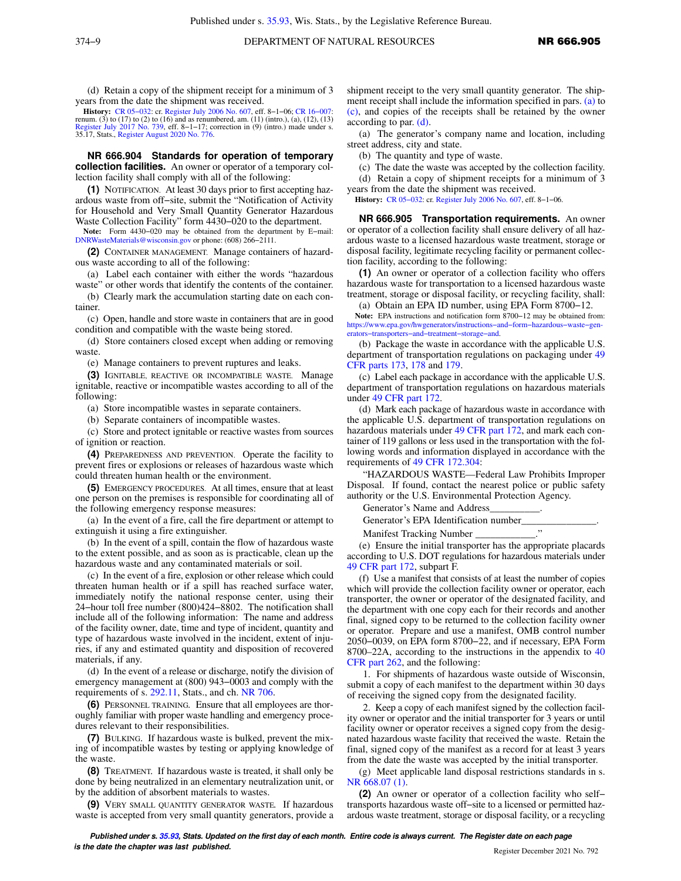(d) Retain a copy of the shipment receipt for a minimum of 3 years from the date the shipment was received.

**History:** CR 05−032: cr. Register July 2006 No. 607, eff. 8−1−06; CR 16−007: renum. (3) to (17) to (2) to (16) and as renumbered, am. (11) (intro.), (a), (12), (13) Register July 2017 No. 739, eff. 8−1−17; correction in (9) (intro.) made under s. 35.17, Stats., Register August 2020 No. 776.

**NR 666.904 Standards for operation of temporary collection facilities.** An owner or operator of a temporary collection facility shall comply with all of the following:

**(1)** NOTIFICATION. At least 30 days prior to first accepting hazardous waste from off−site, submit the "Notification of Activity for Household and Very Small Quantity Generator Hazardous Waste Collection Facility" form 4430−020 to the department.

**Note:** Form 4430−020 may be obtained from the department by E−mail: DNRWasteMaterials@wisconsin.gov or phone: (608) 266−2111.

**(2)** CONTAINER MANAGEMENT. Manage containers of hazardous waste according to all of the following:

(a) Label each container with either the words "hazardous waste" or other words that identify the contents of the container.

(b) Clearly mark the accumulation starting date on each container.

(c) Open, handle and store waste in containers that are in good condition and compatible with the waste being stored.

(d) Store containers closed except when adding or removing waste.

(e) Manage containers to prevent ruptures and leaks.

**(3)** IGNITABLE, REACTIVE OR INCOMPATIBLE WASTE. Manage ignitable, reactive or incompatible wastes according to all of the following:

(a) Store incompatible wastes in separate containers.

(b) Separate containers of incompatible wastes.

(c) Store and protect ignitable or reactive wastes from sources of ignition or reaction.

**(4)** PREPAREDNESS AND PREVENTION. Operate the facility to prevent fires or explosions or releases of hazardous waste which could threaten human health or the environment.

**(5)** EMERGENCY PROCEDURES. At all times, ensure that at least one person on the premises is responsible for coordinating all of the following emergency response measures:

(a) In the event of a fire, call the fire department or attempt to extinguish it using a fire extinguisher.

(b) In the event of a spill, contain the flow of hazardous waste to the extent possible, and as soon as is practicable, clean up the hazardous waste and any contaminated materials or soil.

(c) In the event of a fire, explosion or other release which could threaten human health or if a spill has reached surface water, immediately notify the national response center, using their 24−hour toll free number (800)424−8802. The notification shall include all of the following information: The name and address of the facility owner, date, time and type of incident, quantity and type of hazardous waste involved in the incident, extent of injuries, if any and estimated quantity and disposition of recovered materials, if any.

(d) In the event of a release or discharge, notify the division of emergency management at (800) 943−0003 and comply with the requirements of s. 292.11, Stats., and ch. NR 706.

**(6)** PERSONNEL TRAINING. Ensure that all employees are thoroughly familiar with proper waste handling and emergency procedures relevant to their responsibilities.

**(7)** BULKING. If hazardous waste is bulked, prevent the mixing of incompatible wastes by testing or applying knowledge of the waste.

**(8)** TREATMENT. If hazardous waste is treated, it shall only be done by being neutralized in an elementary neutralization unit, or by the addition of absorbent materials to wastes.

**(9)** VERY SMALL QUANTITY GENERATOR WASTE. If hazardous waste is accepted from very small quantity generators, provide a shipment receipt to the very small quantity generator. The shipment receipt shall include the information specified in pars. (a) to (c), and copies of the receipts shall be retained by the owner according to par. (d).

(a) The generator's company name and location, including street address, city and state.

(b) The quantity and type of waste.

(c) The date the waste was accepted by the collection facility.

(d) Retain a copy of shipment receipts for a minimum of 3 years from the date the shipment was received.

**History:** CR 05−032: cr. Register July 2006 No. 607, eff. 8−1−06.

**NR 666.905 Transportation requirements.** An owner or operator of a collection facility shall ensure delivery of all hazardous waste to a licensed hazardous waste treatment, storage or disposal facility, legitimate recycling facility or permanent collection facility, according to the following:

**(1)** An owner or operator of a collection facility who offers hazardous waste for transportation to a licensed hazardous waste treatment, storage or disposal facility, or recycling facility, shall:

(a) Obtain an EPA ID number, using EPA Form 8700−12.

**Note:** EPA instructions and notification form 8700−12 may be obtained from: https://www.epa.gov/hwgenerators/instructions−and−form−hazardous−waste−generators−transporters−and−treatment−storage−and.

(b) Package the waste in accordance with the applicable U.S. department of transportation regulations on packaging under 49 CFR parts 173, 178 and 179.

(c) Label each package in accordance with the applicable U.S. department of transportation regulations on hazardous materials under 49 CFR part 172.

(d) Mark each package of hazardous waste in accordance with the applicable U.S. department of transportation regulations on hazardous materials under 49 CFR part 172, and mark each container of 119 gallons or less used in the transportation with the following words and information displayed in accordance with the requirements of 49 CFR 172.304:

"HAZARDOUS WASTE—Federal Law Prohibits Improper Disposal. If found, contact the nearest police or public safety authority or the U.S. Environmental Protection Agency.

Generator's Name and Address__________.

Generator's EPA Identification number_______________.

Manifest Tracking Number ____________."

(e) Ensure the initial transporter has the appropriate placards according to U.S. DOT regulations for hazardous materials under 49 CFR part 172, subpart F.

(f) Use a manifest that consists of at least the number of copies which will provide the collection facility owner or operator, each transporter, the owner or operator of the designated facility, and the department with one copy each for their records and another final, signed copy to be returned to the collection facility owner or operator. Prepare and use a manifest, OMB control number 2050−0039, on EPA form 8700−22, and if necessary, EPA Form 8700−22A, according to the instructions in the appendix to 40 CFR part 262, and the following:

1. For shipments of hazardous waste outside of Wisconsin, submit a copy of each manifest to the department within 30 days of receiving the signed copy from the designated facility.

2. Keep a copy of each manifest signed by the collection facility owner or operator and the initial transporter for 3 years or until facility owner or operator receives a signed copy from the designated hazardous waste facility that received the waste. Retain the final, signed copy of the manifest as a record for at least 3 years from the date the waste was accepted by the initial transporter.

(g) Meet applicable land disposal restrictions standards in s. NR 668.07 (1).

**(2)** An owner or operator of a collection facility who self−transports hazardous waste off−site to a licensed or permitted hazardous waste treatment, storage or disposal facility, or a recycling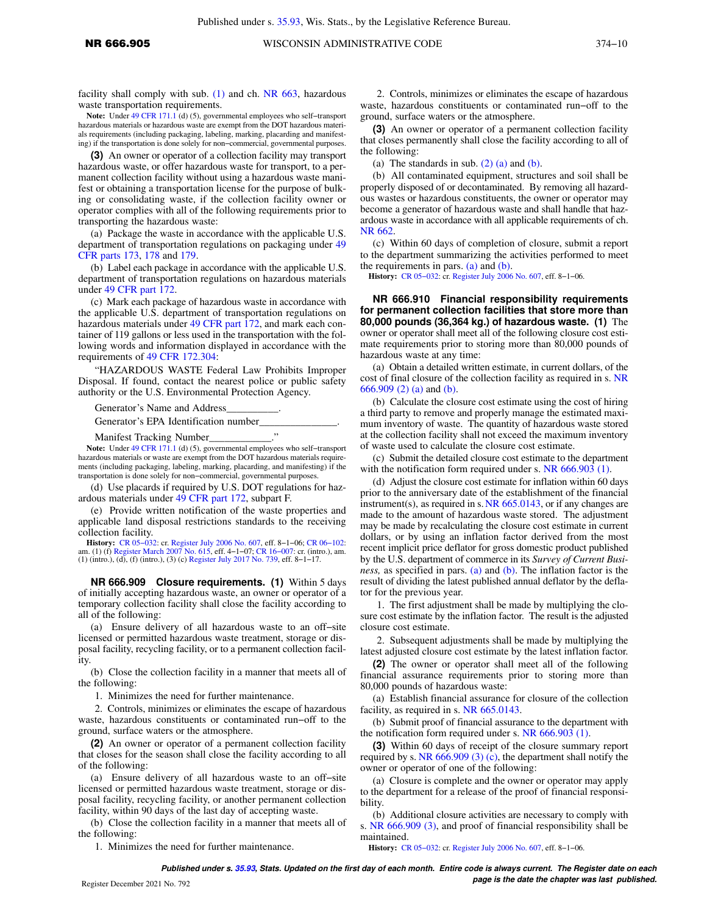facility shall comply with sub. (1) and ch. NR 663, hazardous waste transportation requirements.

**Note:** Under 49 CFR 171.1 (d) (5), governmental employees who self−transport hazardous materials or hazardous waste are exempt from the DOT hazardous materials requirements (including packaging, labeling, marking, placarding and manifesting) if the transportation is done solely for non−commercial, governmental purposes.

**(3)** An owner or operator of a collection facility may transport hazardous waste, or offer hazardous waste for transport, to a permanent collection facility without using a hazardous waste manifest or obtaining a transportation license for the purpose of bulking or consolidating waste, if the collection facility owner or operator complies with all of the following requirements prior to transporting the hazardous waste:

(a) Package the waste in accordance with the applicable U.S. department of transportation regulations on packaging under 49 CFR parts 173, 178 and 179.

(b) Label each package in accordance with the applicable U.S. department of transportation regulations on hazardous materials under 49 CFR part 172.

(c) Mark each package of hazardous waste in accordance with the applicable U.S. department of transportation regulations on hazardous materials under 49 CFR part 172, and mark each container of 119 gallons or less used in the transportation with the following words and information displayed in accordance with the requirements of 49 CFR 172.304:

"HAZARDOUS WASTE Federal Law Prohibits Improper Disposal. If found, contact the nearest police or public safety authority or the U.S. Environmental Protection Agency.

Generator's Name and Address_________.

Generator's EPA Identification number_______________.

Manifest Tracking Number____________."

**Note:** Under 49 CFR 171.1 (d) (5), governmental employees who self−transport hazardous materials or waste are exempt from the DOT hazardous materials requirements (including packaging, labeling, marking, placarding, and manifesting) if the transportation is done solely for non−commercial, governmental purposes.

(d) Use placards if required by U.S. DOT regulations for hazardous materials under 49 CFR part 172, subpart F.

(e) Provide written notification of the waste properties and applicable land disposal restrictions standards to the receiving collection facility.

**History:** CR 05−032: cr. Register July 2006 No. 607, eff. 8−1−06; CR 06−102: am. (1) (f) Register March 2007 No. 615, eff. 4−1−07; CR 16−007: cr. (intro.), am. (1) (intro.), (d), (f) (intro.), (3) (c) Register July 2017 No. 739, eff. 8−1−17.

**NR 666.909 Closure requirements. (1)** Within 5 days of initially accepting hazardous waste, an owner or operator of a temporary collection facility shall close the facility according to all of the following:

(a) Ensure delivery of all hazardous waste to an off−site licensed or permitted hazardous waste treatment, storage or disposal facility, recycling facility, or to a permanent collection facility.

(b) Close the collection facility in a manner that meets all of the following:

1. Minimizes the need for further maintenance.

2. Controls, minimizes or eliminates the escape of hazardous waste, hazardous constituents or contaminated run−off to the ground, surface waters or the atmosphere.

**(2)** An owner or operator of a permanent collection facility that closes for the season shall close the facility according to all of the following:

(a) Ensure delivery of all hazardous waste to an off−site licensed or permitted hazardous waste treatment, storage or disposal facility, recycling facility, or another permanent collection facility, within 90 days of the last day of accepting waste.

(b) Close the collection facility in a manner that meets all of the following:

1. Minimizes the need for further maintenance.

2. Controls, minimizes or eliminates the escape of hazardous waste, hazardous constituents or contaminated run−off to the ground, surface waters or the atmosphere.

**(3)** An owner or operator of a permanent collection facility that closes permanently shall close the facility according to all of the following:

(a) The standards in sub. (2) (a) and (b).

(b) All contaminated equipment, structures and soil shall be properly disposed of or decontaminated. By removing all hazardous wastes or hazardous constituents, the owner or operator may become a generator of hazardous waste and shall handle that hazardous waste in accordance with all applicable requirements of ch. NR 662.

(c) Within 60 days of completion of closure, submit a report to the department summarizing the activities performed to meet the requirements in pars. (a) and (b).

**History:** CR 05−032: cr. Register July 2006 No. 607, eff. 8−1−06.

**NR 666.910 Financial responsibility requirements for permanent collection facilities that store more than 80,000 pounds (36,364 kg.) of hazardous waste. (1)** The owner or operator shall meet all of the following closure cost estimate requirements prior to storing more than 80,000 pounds of hazardous waste at any time:

(a) Obtain a detailed written estimate, in current dollars, of the cost of final closure of the collection facility as required in s. NR 666.909 (2) (a) and (b).

(b) Calculate the closure cost estimate using the cost of hiring a third party to remove and properly manage the estimated maximum inventory of waste. The quantity of hazardous waste stored at the collection facility shall not exceed the maximum inventory of waste used to calculate the closure cost estimate.

(c) Submit the detailed closure cost estimate to the department with the notification form required under s. NR 666.903 (1).

(d) Adjust the closure cost estimate for inflation within 60 days prior to the anniversary date of the establishment of the financial instrument(s), as required in s. NR 665.0143, or if any changes are made to the amount of hazardous waste stored. The adjustment may be made by recalculating the closure cost estimate in current dollars, or by using an inflation factor derived from the most recent implicit price deflator for gross domestic product published by the U.S. department of commerce in its *Survey of Current Business,* as specified in pars. (a) and (b). The inflation factor is the result of dividing the latest published annual deflator by the deflator for the previous year.

1. The first adjustment shall be made by multiplying the closure cost estimate by the inflation factor. The result is the adjusted closure cost estimate.

2. Subsequent adjustments shall be made by multiplying the latest adjusted closure cost estimate by the latest inflation factor.

**(2)** The owner or operator shall meet all of the following financial assurance requirements prior to storing more than 80,000 pounds of hazardous waste:

(a) Establish financial assurance for closure of the collection facility, as required in s. NR 665.0143.

(b) Submit proof of financial assurance to the department with the notification form required under s. NR 666.903 (1).

**(3)** Within 60 days of receipt of the closure summary report required by s. NR 666.909 (3) (c), the department shall notify the owner or operator of one of the following:

(a) Closure is complete and the owner or operator may apply to the department for a release of the proof of financial responsibility.

(b) Additional closure activities are necessary to comply with s. NR 666.909 (3), and proof of financial responsibility shall be maintained.

**History:** CR 05−032: cr. Register July 2006 No. 607, eff. 8−1−06.